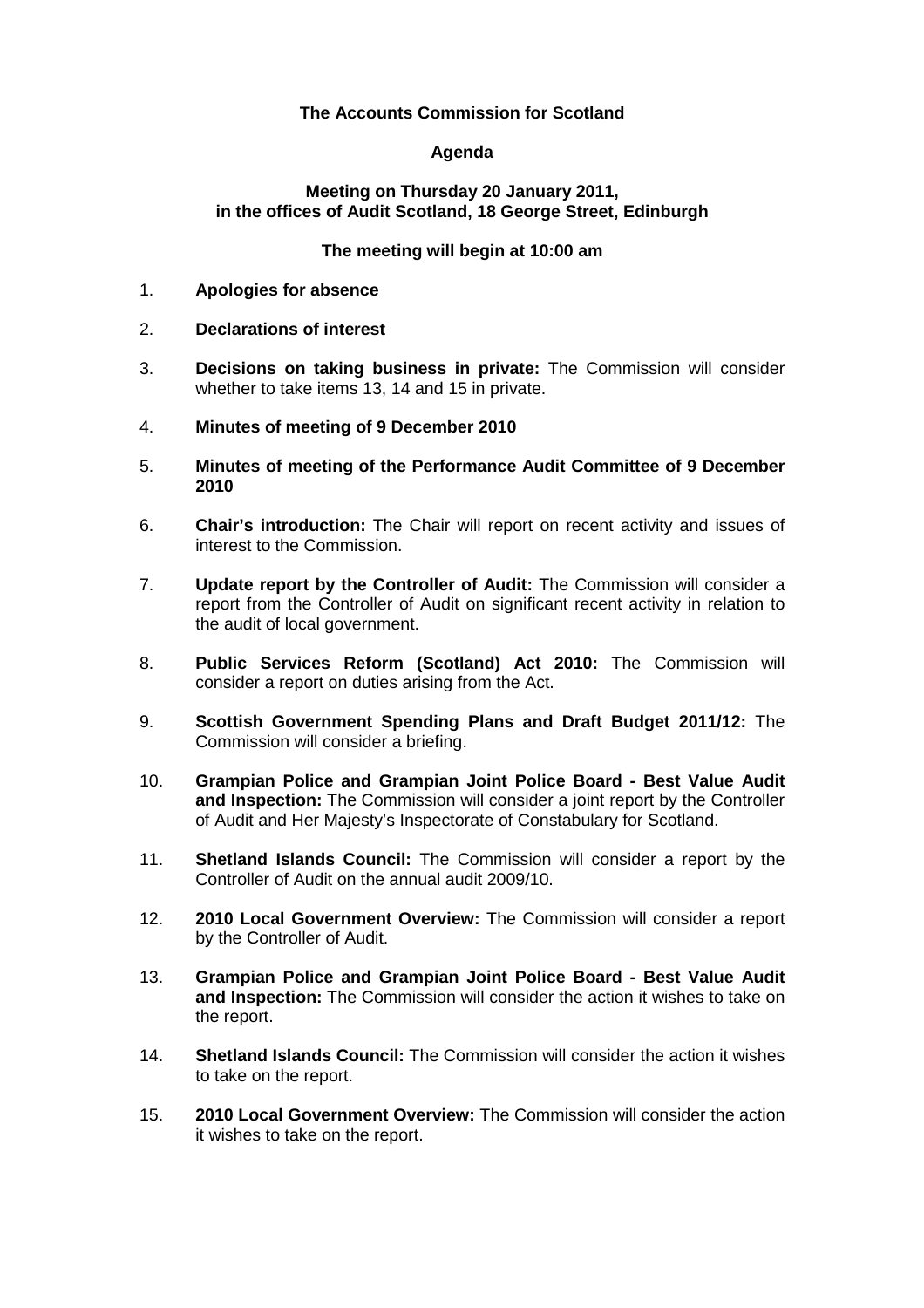**The Accounts Commission for Scotland**

**Agenda**

**Meeting on Thursday 20 January 2011, in the offices of Audit Scotland, 18 George Street, Edinburgh**

**The meeting will begin at 10:00 am**

1. **Apologies for absence**

2. **Declarations of interest**

3. **Decisions on taking business in private:** The Commission will consider whether to take items 13, 14 and 15 in private.

4. **Minutes of meeting of 9 December 2010**

5. **Minutes of meeting of the Performance Audit Committee of 9 December 2010**

6. **Chair's introduction:** The Chair will report on recent activity and issues of interest to the Commission.

7. **Update report by the Controller of Audit:** The Commission will consider a report from the Controller of Audit on significant recent activity in relation to the audit of local government.

8. **Public Services Reform (Scotland) Act 2010:** The Commission will consider a report on duties arising from the Act.

9. **Scottish Government Spending Plans and Draft Budget 2011/12:** The Commission will consider a briefing.

10. **Grampian Police and Grampian Joint Police Board - Best Value Audit and Inspection:** The Commission will consider a joint report by the Controller of Audit and Her Majesty's Inspectorate of Constabulary for Scotland.

11. **Shetland Islands Council:** The Commission will consider a report by the Controller of Audit on the annual audit 2009/10.

12. **2010 Local Government Overview:** The Commission will consider a report by the Controller of Audit.

13. **Grampian Police and Grampian Joint Police Board - Best Value Audit and Inspection:** The Commission will consider the action it wishes to take on the report.

14. **Shetland Islands Council:** The Commission will consider the action it wishes to take on the report.

15. **2010 Local Government Overview:** The Commission will consider the action it wishes to take on the report.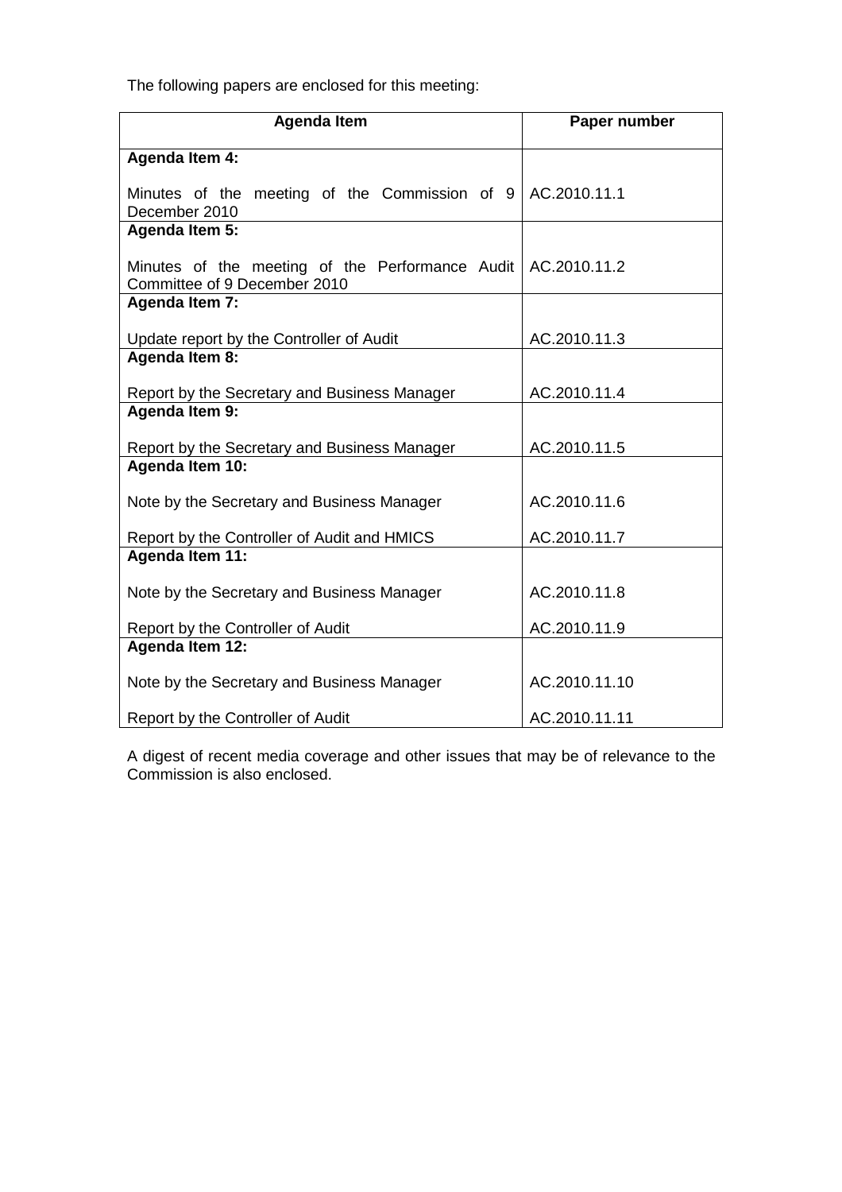The following papers are enclosed for this meeting:

| Agenda Item | Paper number |
| --- | --- |
| **Agenda Item 4:**<br><br>Minutes of the meeting of the Commission of 9 December 2010 | AC.2010.11.1 |
| **Agenda Item 5:**<br><br>Minutes of the meeting of the Performance Audit Committee of 9 December 2010 | AC.2010.11.2 |
| **Agenda Item 7:**<br><br>Update report by the Controller of Audit | AC.2010.11.3 |
| **Agenda Item 8:**<br><br>Report by the Secretary and Business Manager | AC.2010.11.4 |
| **Agenda Item 9:**<br><br>Report by the Secretary and Business Manager | AC.2010.11.5 |
| **Agenda Item 10:**<br><br>Note by the Secretary and Business Manager<br><br>Report by the Controller of Audit and HMICS | AC.2010.11.6<br><br>AC.2010.11.7 |
| **Agenda Item 11:**<br><br>Note by the Secretary and Business Manager<br><br>Report by the Controller of Audit | AC.2010.11.8<br><br>AC.2010.11.9 |
| **Agenda Item 12:**<br><br>Note by the Secretary and Business Manager<br><br>Report by the Controller of Audit | AC.2010.11.10<br><br>AC.2010.11.11 |

A digest of recent media coverage and other issues that may be of relevance to the Commission is also enclosed.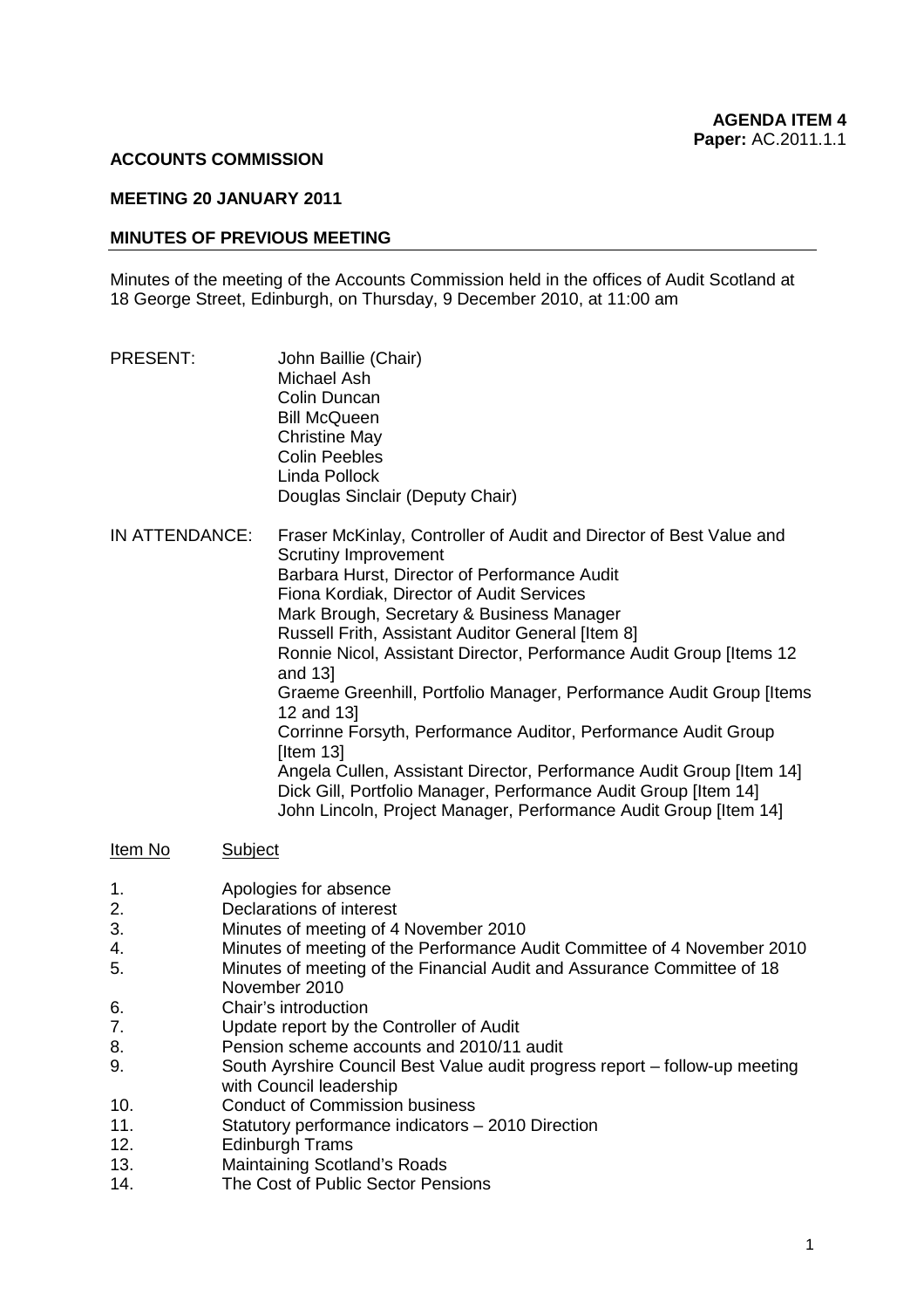**AGENDA ITEM 4**
**Paper:** AC.2011.1.1

**ACCOUNTS COMMISSION**

**MEETING 20 JANUARY 2011**

**MINUTES OF PREVIOUS MEETING**

Minutes of the meeting of the Accounts Commission held in the offices of Audit Scotland at 18 George Street, Edinburgh, on Thursday, 9 December 2010, at 11:00 am

PRESENT:
John Baillie (Chair)
Michael Ash
Colin Duncan
Bill McQueen
Christine May
Colin Peebles
Linda Pollock
Douglas Sinclair (Deputy Chair)

IN ATTENDANCE:
Fraser McKinlay, Controller of Audit and Director of Best Value and Scrutiny Improvement
Barbara Hurst, Director of Performance Audit
Fiona Kordiak, Director of Audit Services
Mark Brough, Secretary & Business Manager
Russell Frith, Assistant Auditor General [Item 8]
Ronnie Nicol, Assistant Director, Performance Audit Group [Items 12 and 13]
Graeme Greenhill, Portfolio Manager, Performance Audit Group [Items 12 and 13]
Corrinne Forsyth, Performance Auditor, Performance Audit Group [Item 13]
Angela Cullen, Assistant Director, Performance Audit Group [Item 14]
Dick Gill, Portfolio Manager, Performance Audit Group [Item 14]
John Lincoln, Project Manager, Performance Audit Group [Item 14]

| Item No | Subject |
|---|---|
| 1. | Apologies for absence |
| 2. | Declarations of interest |
| 3. | Minutes of meeting of 4 November 2010 |
| 4. | Minutes of meeting of the Performance Audit Committee of 4 November 2010 |
| 5. | Minutes of meeting of the Financial Audit and Assurance Committee of 18 November 2010 |
| 6. | Chair's introduction |
| 7. | Update report by the Controller of Audit |
| 8. | Pension scheme accounts and 2010/11 audit |
| 9. | South Ayrshire Council Best Value audit progress report – follow-up meeting with Council leadership |
| 10. | Conduct of Commission business |
| 11. | Statutory performance indicators – 2010 Direction |
| 12. | Edinburgh Trams |
| 13. | Maintaining Scotland's Roads |
| 14. | The Cost of Public Sector Pensions |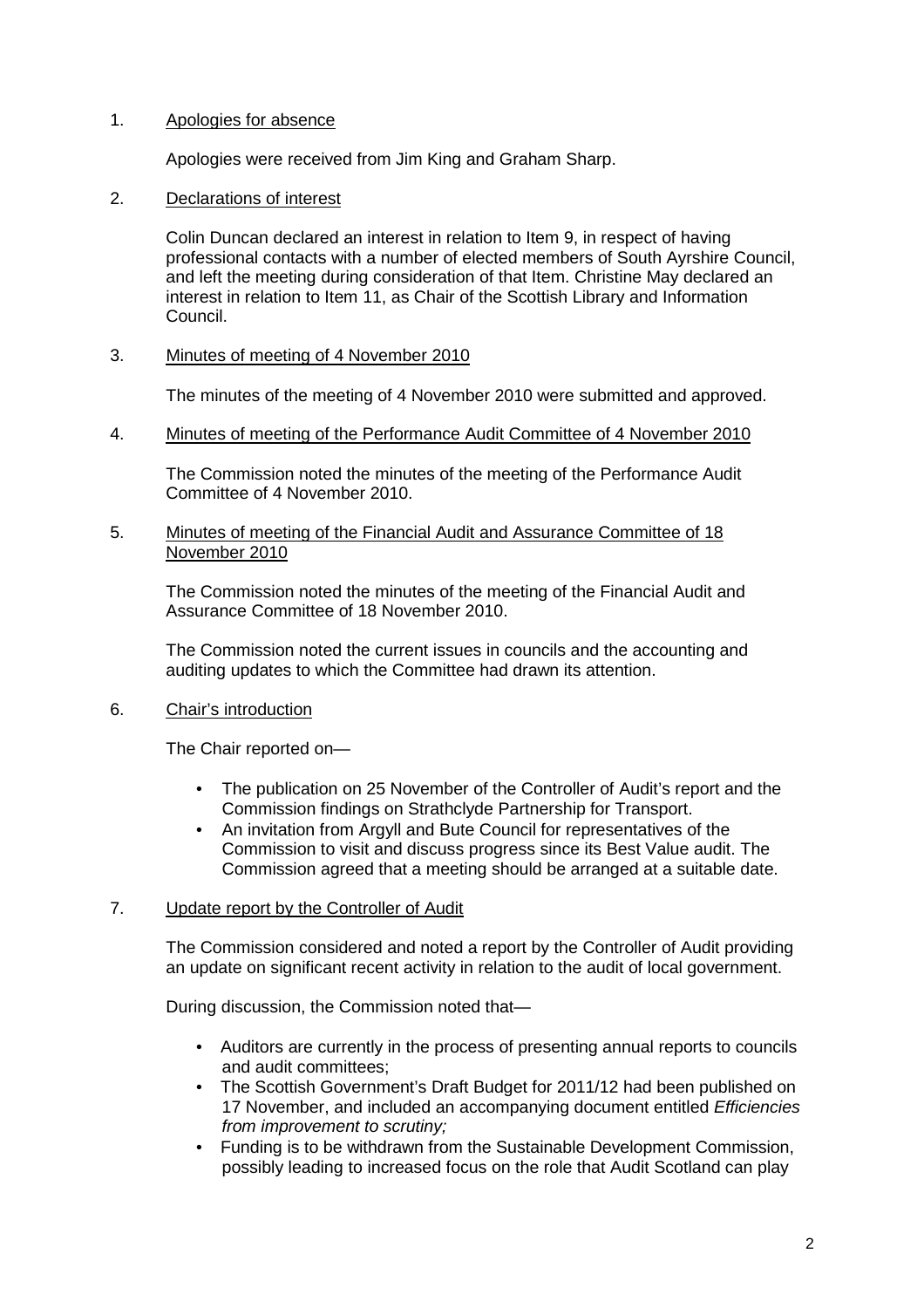1. Apologies for absence

   Apologies were received from Jim King and Graham Sharp.

2. Declarations of interest

   Colin Duncan declared an interest in relation to Item 9, in respect of having professional contacts with a number of elected members of South Ayrshire Council, and left the meeting during consideration of that Item. Christine May declared an interest in relation to Item 11, as Chair of the Scottish Library and Information Council.

3. Minutes of meeting of 4 November 2010

   The minutes of the meeting of 4 November 2010 were submitted and approved.

4. Minutes of meeting of the Performance Audit Committee of 4 November 2010

   The Commission noted the minutes of the meeting of the Performance Audit Committee of 4 November 2010.

5. Minutes of meeting of the Financial Audit and Assurance Committee of 18 November 2010

   The Commission noted the minutes of the meeting of the Financial Audit and Assurance Committee of 18 November 2010.

   The Commission noted the current issues in councils and the accounting and auditing updates to which the Committee had drawn its attention.

6. Chair's introduction

   The Chair reported on—

   - The publication on 25 November of the Controller of Audit's report and the Commission findings on Strathclyde Partnership for Transport.
   - An invitation from Argyll and Bute Council for representatives of the Commission to visit and discuss progress since its Best Value audit. The Commission agreed that a meeting should be arranged at a suitable date.

7. Update report by the Controller of Audit

   The Commission considered and noted a report by the Controller of Audit providing an update on significant recent activity in relation to the audit of local government.

   During discussion, the Commission noted that—

   - Auditors are currently in the process of presenting annual reports to councils and audit committees;
   - The Scottish Government's Draft Budget for 2011/12 had been published on 17 November, and included an accompanying document entitled *Efficiencies from improvement to scrutiny;*
   - Funding is to be withdrawn from the Sustainable Development Commission, possibly leading to increased focus on the role that Audit Scotland can play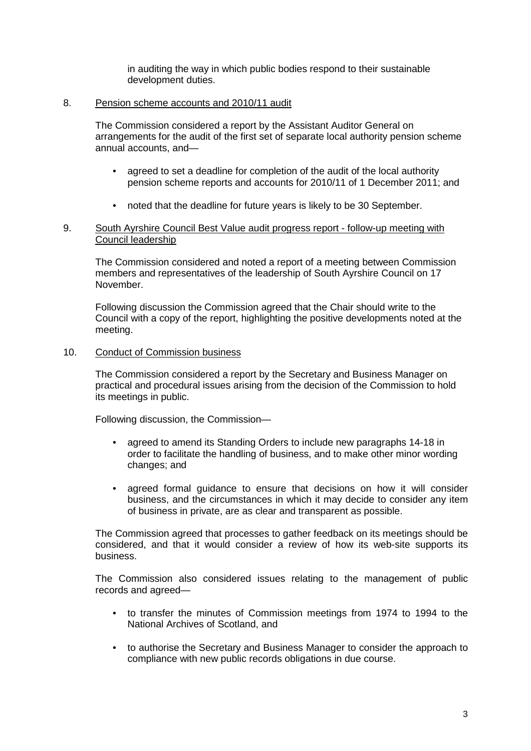in auditing the way in which public bodies respond to their sustainable development duties.

8. Pension scheme accounts and 2010/11 audit

The Commission considered a report by the Assistant Auditor General on arrangements for the audit of the first set of separate local authority pension scheme annual accounts, and—

- agreed to set a deadline for completion of the audit of the local authority pension scheme reports and accounts for 2010/11 of 1 December 2011; and
- noted that the deadline for future years is likely to be 30 September.

9. South Ayrshire Council Best Value audit progress report - follow-up meeting with Council leadership

The Commission considered and noted a report of a meeting between Commission members and representatives of the leadership of South Ayrshire Council on 17 November.

Following discussion the Commission agreed that the Chair should write to the Council with a copy of the report, highlighting the positive developments noted at the meeting.

10. Conduct of Commission business

The Commission considered a report by the Secretary and Business Manager on practical and procedural issues arising from the decision of the Commission to hold its meetings in public.

Following discussion, the Commission—

- agreed to amend its Standing Orders to include new paragraphs 14-18 in order to facilitate the handling of business, and to make other minor wording changes; and
- agreed formal guidance to ensure that decisions on how it will consider business, and the circumstances in which it may decide to consider any item of business in private, are as clear and transparent as possible.

The Commission agreed that processes to gather feedback on its meetings should be considered, and that it would consider a review of how its web-site supports its business.

The Commission also considered issues relating to the management of public records and agreed—

- to transfer the minutes of Commission meetings from 1974 to 1994 to the National Archives of Scotland, and
- to authorise the Secretary and Business Manager to consider the approach to compliance with new public records obligations in due course.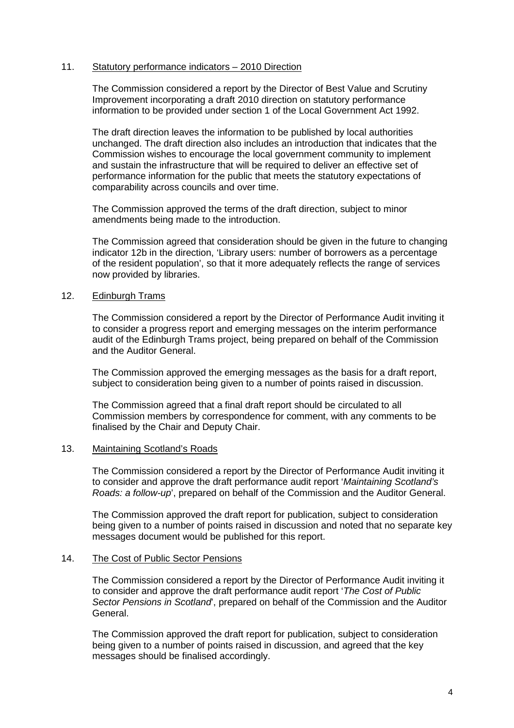11. Statistical performance indicators – 2010 Direction

The Commission considered a report by the Director of Best Value and Scrutiny Improvement incorporating a draft 2010 direction on statutory performance information to be provided under section 1 of the Local Government Act 1992.

The draft direction leaves the information to be published by local authorities unchanged. The draft direction also includes an introduction that indicates that the Commission wishes to encourage the local government community to implement and sustain the infrastructure that will be required to deliver an effective set of performance information for the public that meets the statutory expectations of comparability across councils and over time.

The Commission approved the terms of the draft direction, subject to minor amendments being made to the introduction.

The Commission agreed that consideration should be given in the future to changing indicator 12b in the direction, 'Library users: number of borrowers as a percentage of the resident population', so that it more adequately reflects the range of services now provided by libraries.

12. Edinburgh Trams

The Commission considered a report by the Director of Performance Audit inviting it to consider a progress report and emerging messages on the interim performance audit of the Edinburgh Trams project, being prepared on behalf of the Commission and the Auditor General.

The Commission approved the emerging messages as the basis for a draft report, subject to consideration being given to a number of points raised in discussion.

The Commission agreed that a final draft report should be circulated to all Commission members by correspondence for comment, with any comments to be finalised by the Chair and Deputy Chair.

13. Maintaining Scotland's Roads

The Commission considered a report by the Director of Performance Audit inviting it to consider and approve the draft performance audit report '*Maintaining Scotland's Roads: a follow-up*', prepared on behalf of the Commission and the Auditor General.

The Commission approved the draft report for publication, subject to consideration being given to a number of points raised in discussion and noted that no separate key messages document would be published for this report.

14. The Cost of Public Sector Pensions

The Commission considered a report by the Director of Performance Audit inviting it to consider and approve the draft performance audit report '*The Cost of Public Sector Pensions in Scotland*', prepared on behalf of the Commission and the Auditor General.

The Commission approved the draft report for publication, subject to consideration being given to a number of points raised in discussion, and agreed that the key messages should be finalised accordingly.

11. Statutory performance indicators – 2010 Direction

The Commission considered a report by the Director of Best Value and Scrutiny Improvement incorporating a draft 2010 direction on statutory performance information to be provided under section 1 of the Local Government Act 1992.

The draft direction leaves the information to be published by local authorities unchanged. The draft direction also includes an introduction that indicates that the Commission wishes to encourage the local government community to implement and sustain the infrastructure that will be required to deliver an effective set of performance information for the public that meets the statutory expectations of comparability across councils and over time.

The Commission approved the terms of the draft direction, subject to minor amendments being made to the introduction.

The Commission agreed that consideration should be given in the future to changing indicator 12b in the direction, 'Library users: number of borrowers as a percentage of the resident population', so that it more adequately reflects the range of services now provided by libraries.

12. Edinburgh Trams

The Commission considered a report by the Director of Performance Audit inviting it to consider a progress report and emerging messages on the interim performance audit of the Edinburgh Trams project, being prepared on behalf of the Commission and the Auditor General.

The Commission approved the emerging messages as the basis for a draft report, subject to consideration being given to a number of points raised in discussion.

The Commission agreed that a final draft report should be circulated to all Commission members by correspondence for comment, with any comments to be finalised by the Chair and Deputy Chair.

13. Maintaining Scotland's Roads

The Commission considered a report by the Director of Performance Audit inviting it to consider and approve the draft performance audit report '*Maintaining Scotland's Roads: a follow-up*', prepared on behalf of the Commission and the Auditor General.

The Commission approved the draft report for publication, subject to consideration being given to a number of points raised in discussion and noted that no separate key messages document would be published for this report.

14. The Cost of Public Sector Pensions

The Commission considered a report by the Director of Performance Audit inviting it to consider and approve the draft performance audit report '*The Cost of Public Sector Pensions in Scotland*', prepared on behalf of the Commission and the Auditor General.

The Commission approved the draft report for publication, subject to consideration being given to a number of points raised in discussion, and agreed that the key messages should be finalised accordingly.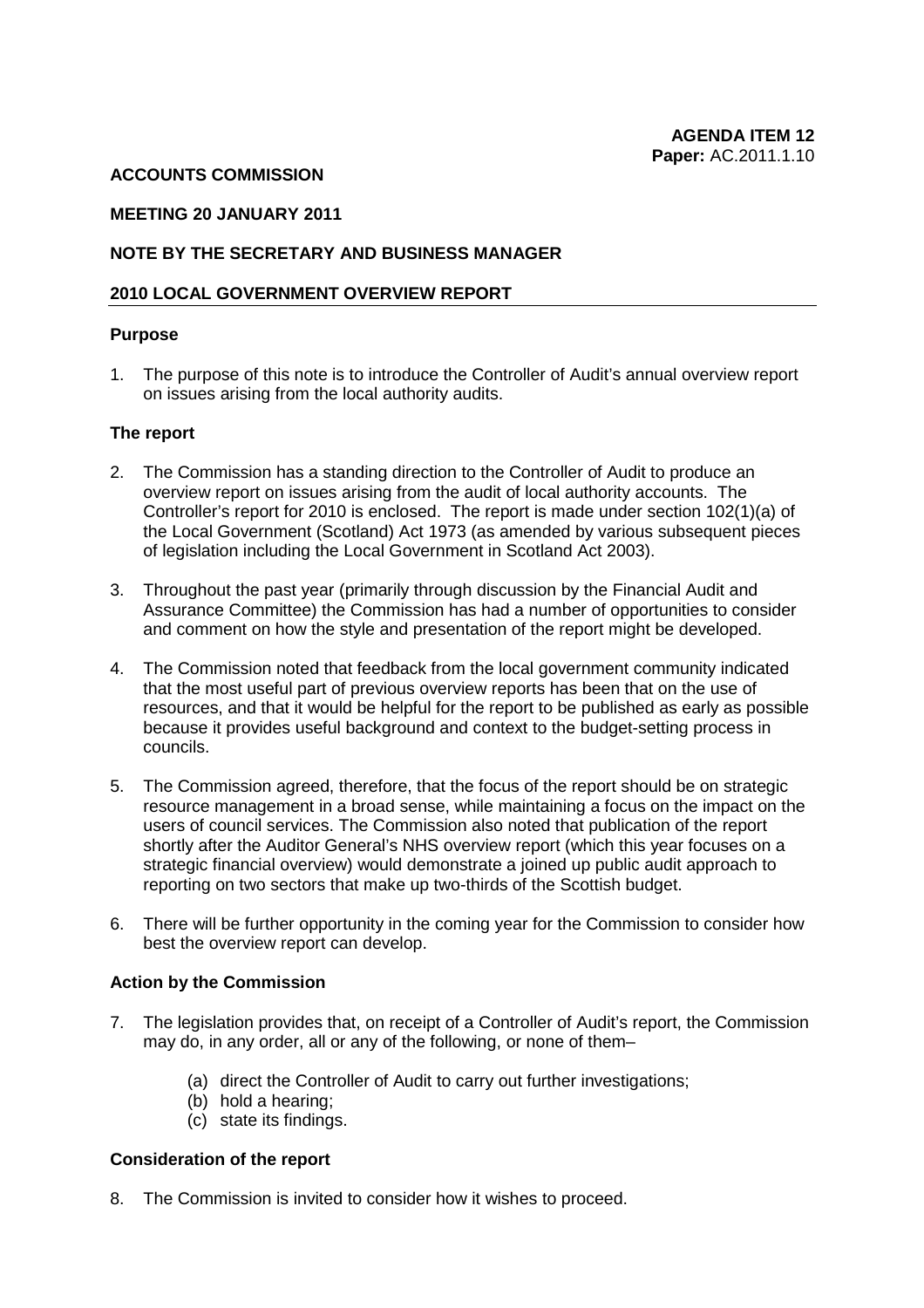**AGENDA ITEM 12**
**Paper:** AC.2011.1.10

**ACCOUNTS COMMISSION**

**MEETING 20 JANUARY 2011**

**NOTE BY THE SECRETARY AND BUSINESS MANAGER**

**2010 LOCAL GOVERNMENT OVERVIEW REPORT**

## Purpose

1. The purpose of this note is to introduce the Controller of Audit's annual overview report on issues arising from the local authority audits.

## The report

2. The Commission has a standing direction to the Controller of Audit to produce an overview report on issues arising from the audit of local authority accounts. The Controller's report for 2010 is enclosed. The report is made under section 102(1)(a) of the Local Government (Scotland) Act 1973 (as amended by various subsequent pieces of legislation including the Local Government in Scotland Act 2003).

3. Throughout the past year (primarily through discussion by the Financial Audit and Assurance Committee) the Commission has had a number of opportunities to consider and comment on how the style and presentation of the report might be developed.

4. The Commission noted that feedback from the local government community indicated that the most useful part of previous overview reports has been that on the use of resources, and that it would be helpful for the report to be published as early as possible because it provides useful background and context to the budget-setting process in councils.

5. The Commission agreed, therefore, that the focus of the report should be on strategic resource management in a broad sense, while maintaining a focus on the impact on the users of council services. The Commission also noted that publication of the report shortly after the Auditor General's NHS overview report (which this year focuses on a strategic financial overview) would demonstrate a joined up public audit approach to reporting on two sectors that make up two-thirds of the Scottish budget.

6. There will be further opportunity in the coming year for the Commission to consider how best the overview report can develop.

## Action by the Commission

7. The legislation provides that, on receipt of a Controller of Audit's report, the Commission may do, in any order, all or any of the following, or none of them–

   (a) direct the Controller of Audit to carry out further investigations;
   (b) hold a hearing;
   (c) state its findings.

## Consideration of the report

8. The Commission is invited to consider how it wishes to proceed.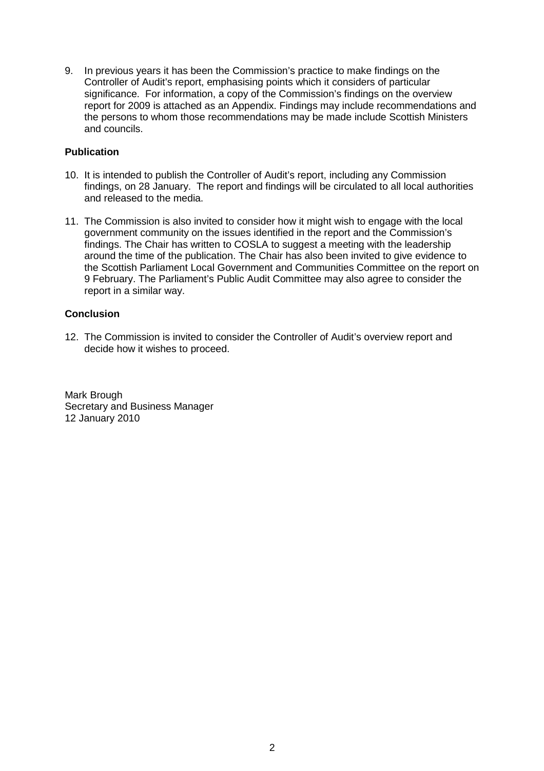9. In previous years it has been the Commission's practice to make findings on the Controller of Audit's report, emphasising points which it considers of particular significance. For information, a copy of the Commission's findings on the overview report for 2009 is attached as an Appendix. Findings may include recommendations and the persons to whom those recommendations may be made include Scottish Ministers and councils.

**Publication**

10. It is intended to publish the Controller of Audit's report, including any Commission findings, on 28 January. The report and findings will be circulated to all local authorities and released to the media.

11. The Commission is also invited to consider how it might wish to engage with the local government community on the issues identified in the report and the Commission's findings. The Chair has written to COSLA to suggest a meeting with the leadership around the time of the publication. The Chair has also been invited to give evidence to the Scottish Parliament Local Government and Communities Committee on the report on 9 February. The Parliament's Public Audit Committee may also agree to consider the report in a similar way.

**Conclusion**

12. The Commission is invited to consider the Controller of Audit's overview report and decide how it wishes to proceed.

Mark Brough
Secretary and Business Manager
12 January 2010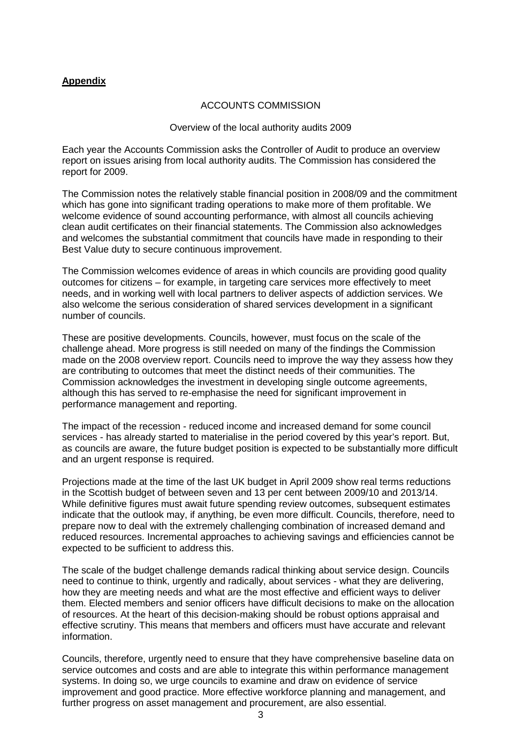**Appendix**

ACCOUNTS COMMISSION

Overview of the local authority audits 2009

Each year the Accounts Commission asks the Controller of Audit to produce an overview report on issues arising from local authority audits. The Commission has considered the report for 2009.

The Commission notes the relatively stable financial position in 2008/09 and the commitment which has gone into significant trading operations to make more of them profitable. We welcome evidence of sound accounting performance, with almost all councils achieving clean audit certificates on their financial statements. The Commission also acknowledges and welcomes the substantial commitment that councils have made in responding to their Best Value duty to secure continuous improvement.

The Commission welcomes evidence of areas in which councils are providing good quality outcomes for citizens – for example, in targeting care services more effectively to meet needs, and in working well with local partners to deliver aspects of addiction services. We also welcome the serious consideration of shared services development in a significant number of councils.

These are positive developments. Councils, however, must focus on the scale of the challenge ahead. More progress is still needed on many of the findings the Commission made on the 2008 overview report. Councils need to improve the way they assess how they are contributing to outcomes that meet the distinct needs of their communities. The Commission acknowledges the investment in developing single outcome agreements, although this has served to re-emphasise the need for significant improvement in performance management and reporting.

The impact of the recession - reduced income and increased demand for some council services - has already started to materialise in the period covered by this year's report. But, as councils are aware, the future budget position is expected to be substantially more difficult and an urgent response is required.

Projections made at the time of the last UK budget in April 2009 show real terms reductions in the Scottish budget of between seven and 13 per cent between 2009/10 and 2013/14. While definitive figures must await future spending review outcomes, subsequent estimates indicate that the outlook may, if anything, be even more difficult. Councils, therefore, need to prepare now to deal with the extremely challenging combination of increased demand and reduced resources. Incremental approaches to achieving savings and efficiencies cannot be expected to be sufficient to address this.

The scale of the budget challenge demands radical thinking about service design. Councils need to continue to think, urgently and radically, about services - what they are delivering, how they are meeting needs and what are the most effective and efficient ways to deliver them. Elected members and senior officers have difficult decisions to make on the allocation of resources. At the heart of this decision-making should be robust options appraisal and effective scrutiny. This means that members and officers must have accurate and relevant information.

Councils, therefore, urgently need to ensure that they have comprehensive baseline data on service outcomes and costs and are able to integrate this within performance management systems. In doing so, we urge councils to examine and draw on evidence of service improvement and good practice. More effective workforce planning and management, and further progress on asset management and procurement, are also essential.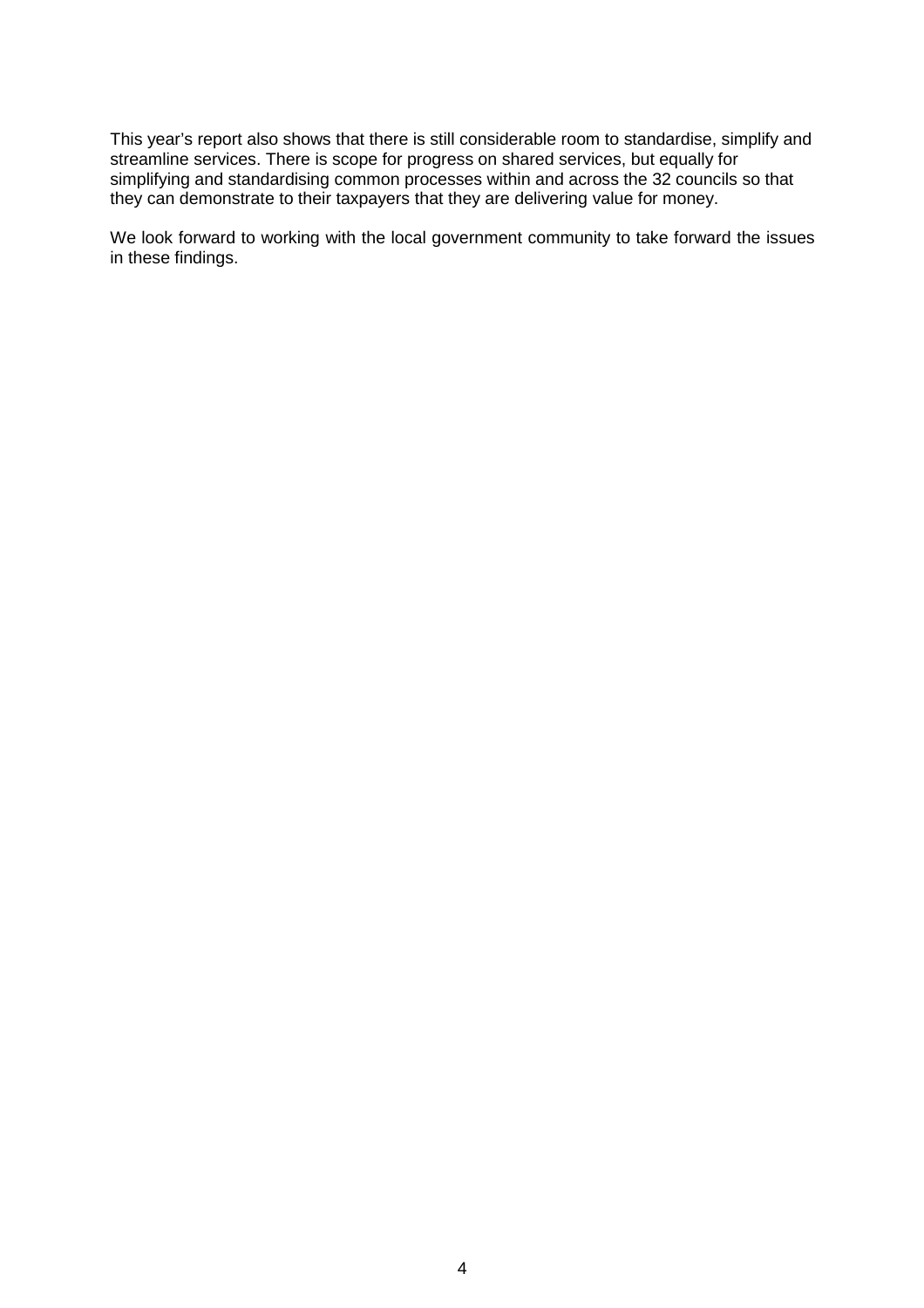This year's report also shows that there is still considerable room to standardise, simplify and streamline services. There is scope for progress on shared services, but equally for simplifying and standardising common processes within and across the 32 councils so that they can demonstrate to their taxpayers that they are delivering value for money.

We look forward to working with the local government community to take forward the issues in these findings.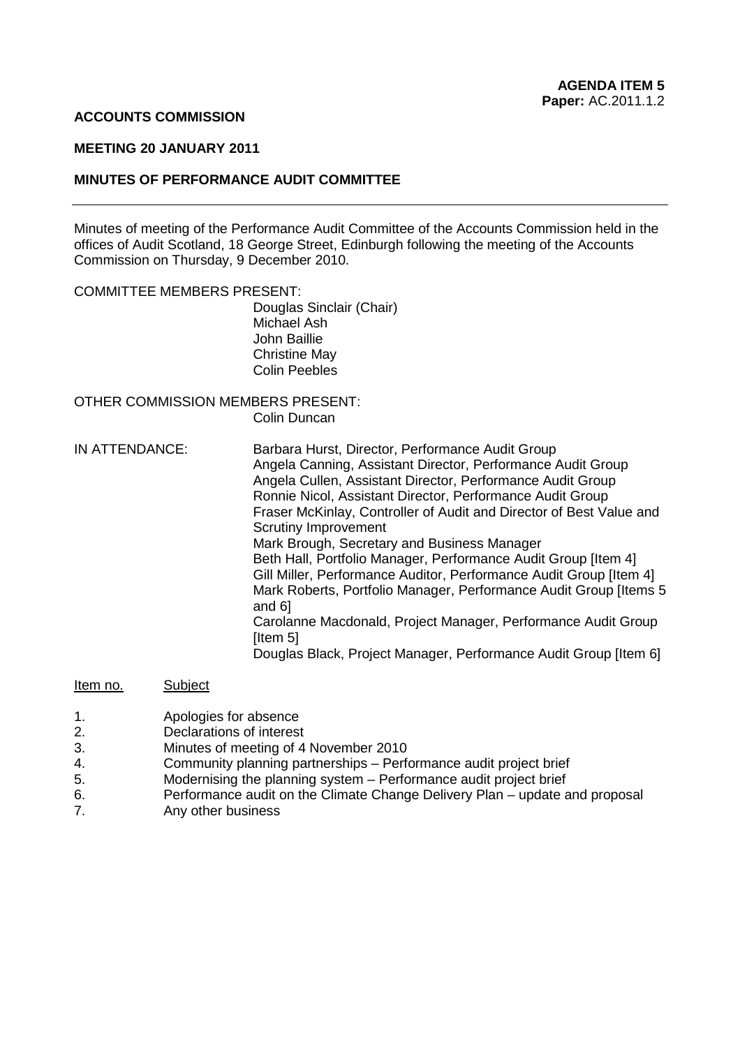**AGENDA ITEM 5**
**Paper:** AC.2011.1.2

**ACCOUNTS COMMISSION**

**MEETING 20 JANUARY 2011**

**MINUTES OF PERFORMANCE AUDIT COMMITTEE**

---

Minutes of meeting of the Performance Audit Committee of the Accounts Commission held in the offices of Audit Scotland, 18 George Street, Edinburgh following the meeting of the Accounts Commission on Thursday, 9 December 2010.

COMMITTEE MEMBERS PRESENT:

Douglas Sinclair (Chair)
Michael Ash
John Baillie
Christine May
Colin Peebles

OTHER COMMISSION MEMBERS PRESENT:

Colin Duncan

IN ATTENDANCE:

Barbara Hurst, Director, Performance Audit Group
Angela Canning, Assistant Director, Performance Audit Group
Angela Cullen, Assistant Director, Performance Audit Group
Ronnie Nicol, Assistant Director, Performance Audit Group
Fraser McKinlay, Controller of Audit and Director of Best Value and Scrutiny Improvement
Mark Brough, Secretary and Business Manager
Beth Hall, Portfolio Manager, Performance Audit Group [Item 4]
Gill Miller, Performance Auditor, Performance Audit Group [Item 4]
Mark Roberts, Portfolio Manager, Performance Audit Group [Items 5 and 6]
Carolanne Macdonald, Project Manager, Performance Audit Group [Item 5]
Douglas Black, Project Manager, Performance Audit Group [Item 6]

| Item no. | Subject |
|---|---|
| 1. | Apologies for absence |
| 2. | Declarations of interest |
| 3. | Minutes of meeting of 4 November 2010 |
| 4. | Community planning partnerships – Performance audit project brief |
| 5. | Modernising the planning system – Performance audit project brief |
| 6. | Performance audit on the Climate Change Delivery Plan – update and proposal |
| 7. | Any other business |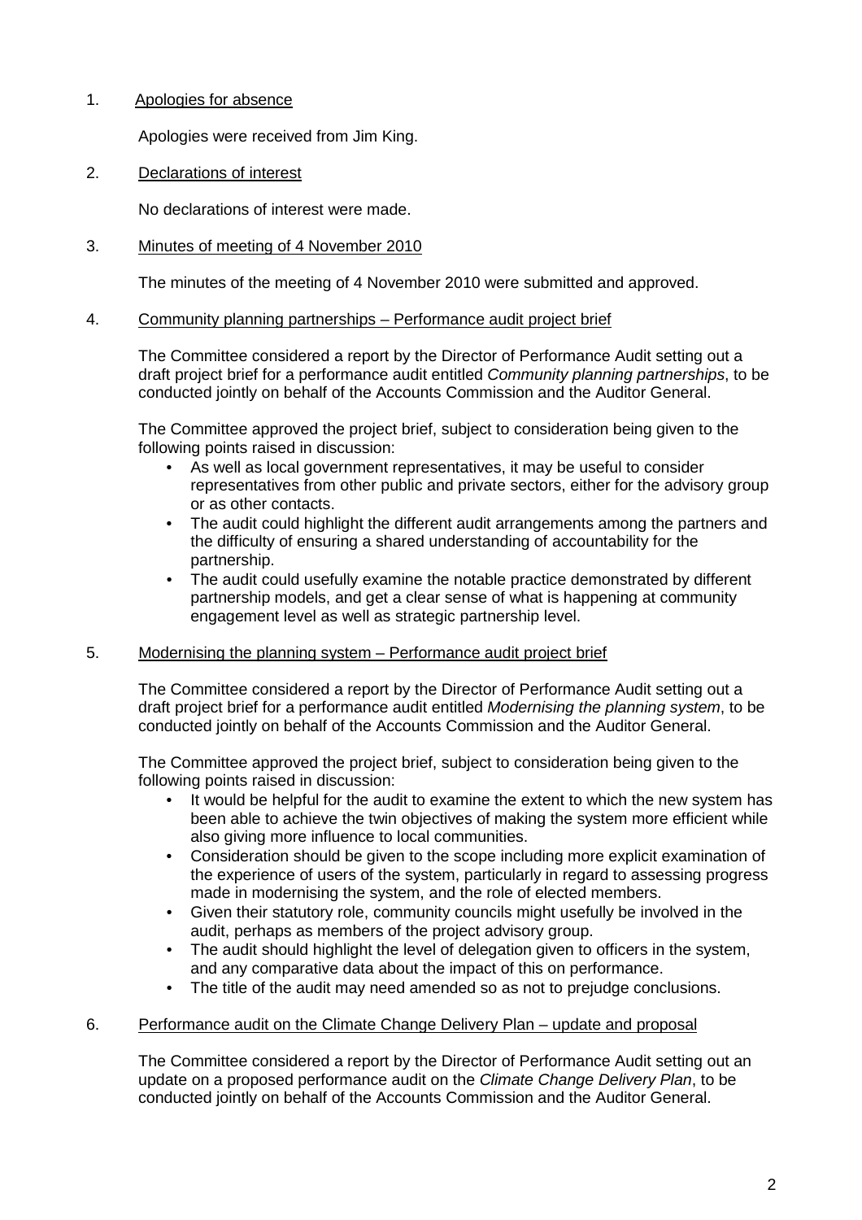1. Apologies for absence

   Apologies were received from Jim King.

2. Declarations of interest

   No declarations of interest were made.

3. Minutes of meeting of 4 November 2010

   The minutes of the meeting of 4 November 2010 were submitted and approved.

4. Community planning partnerships – Performance audit project brief

   The Committee considered a report by the Director of Performance Audit setting out a draft project brief for a performance audit entitled *Community planning partnerships*, to be conducted jointly on behalf of the Accounts Commission and the Auditor General.

   The Committee approved the project brief, subject to consideration being given to the following points raised in discussion:

   - As well as local government representatives, it may be useful to consider representatives from other public and private sectors, either for the advisory group or as other contacts.
   - The audit could highlight the different audit arrangements among the partners and the difficulty of ensuring a shared understanding of accountability for the partnership.
   - The audit could usefully examine the notable practice demonstrated by different partnership models, and get a clear sense of what is happening at community engagement level as well as strategic partnership level.

5. Modernising the planning system – Performance audit project brief

   The Committee considered a report by the Director of Performance Audit setting out a draft project brief for a performance audit entitled *Modernising the planning system*, to be conducted jointly on behalf of the Accounts Commission and the Auditor General.

   The Committee approved the project brief, subject to consideration being given to the following points raised in discussion:

   - It would be helpful for the audit to examine the extent to which the new system has been able to achieve the twin objectives of making the system more efficient while also giving more influence to local communities.
   - Consideration should be given to the scope including more explicit examination of the experience of users of the system, particularly in regard to assessing progress made in modernising the system, and the role of elected members.
   - Given their statutory role, community councils might usefully be involved in the audit, perhaps as members of the project advisory group.
   - The audit should highlight the level of delegation given to officers in the system, and any comparative data about the impact of this on performance.
   - The title of the audit may need amended so as not to prejudge conclusions.

6. Performance audit on the Climate Change Delivery Plan – update and proposal

   The Committee considered a report by the Director of Performance Audit setting out an update on a proposed performance audit on the *Climate Change Delivery Plan*, to be conducted jointly on behalf of the Accounts Commission and the Auditor General.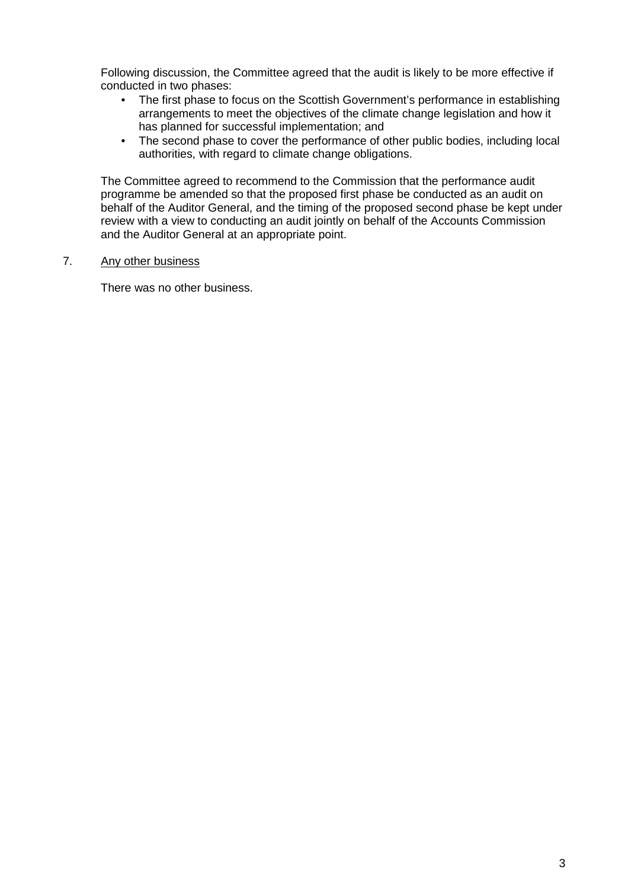Following discussion, the Committee agreed that the audit is likely to be more effective if conducted in two phases:

- The first phase to focus on the Scottish Government's performance in establishing arrangements to meet the objectives of the climate change legislation and how it has planned for successful implementation; and
- The second phase to cover the performance of other public bodies, including local authorities, with regard to climate change obligations.

The Committee agreed to recommend to the Commission that the performance audit programme be amended so that the proposed first phase be conducted as an audit on behalf of the Auditor General, and the timing of the proposed second phase be kept under review with a view to conducting an audit jointly on behalf of the Accounts Commission and the Auditor General at an appropriate point.

7. Any other business

There was no other business.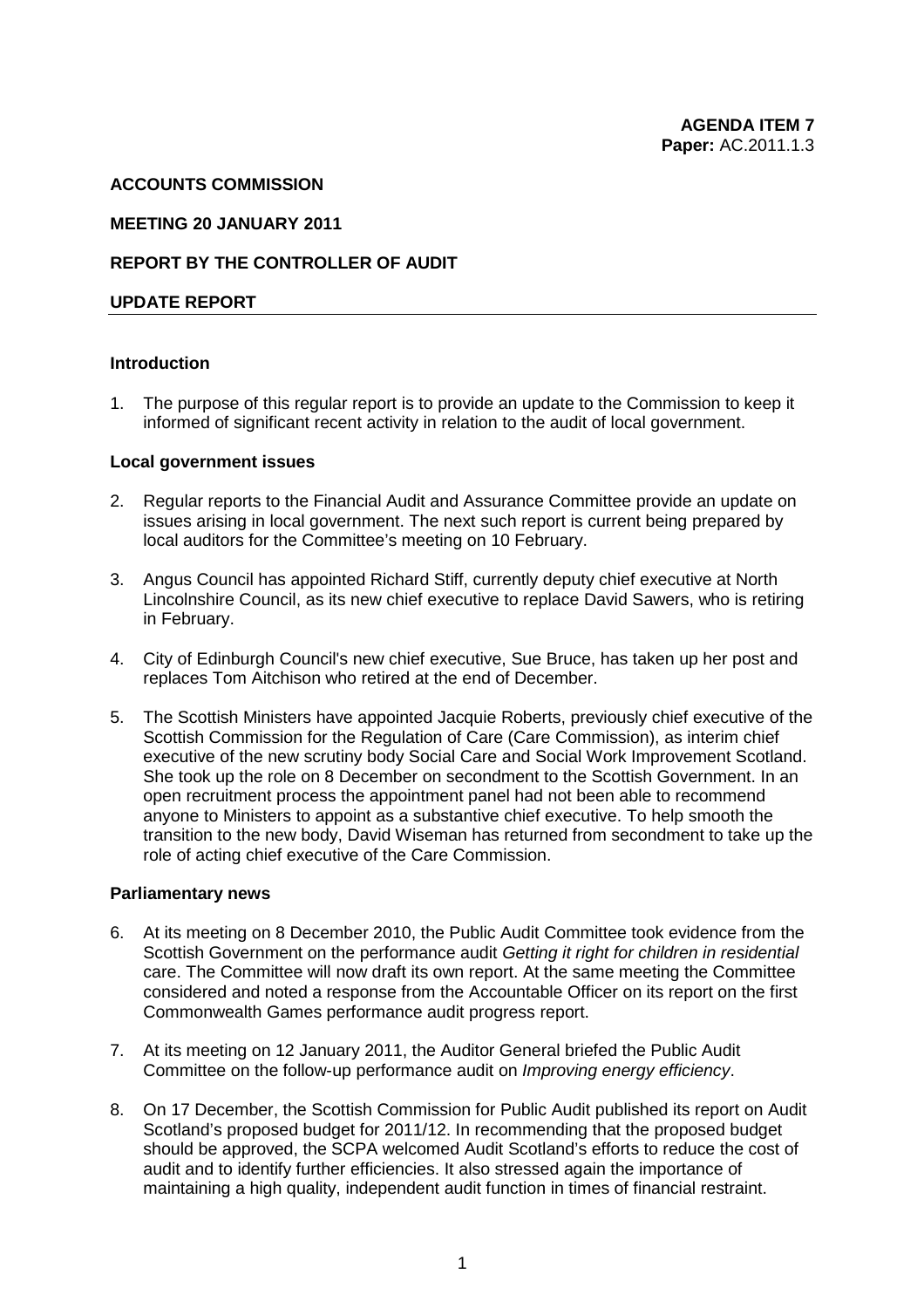**AGENDA ITEM 7**
**Paper:** AC.2011.1.3

**ACCOUNTS COMMISSION**

**MEETING 20 JANUARY 2011**

**REPORT BY THE CONTROLLER OF AUDIT**

**UPDATE REPORT**

**Introduction**

1. The purpose of this regular report is to provide an update to the Commission to keep it informed of significant recent activity in relation to the audit of local government.

**Local government issues**

2. Regular reports to the Financial Audit and Assurance Committee provide an update on issues arising in local government. The next such report is current being prepared by local auditors for the Committee's meeting on 10 February.

3. Angus Council has appointed Richard Stiff, currently deputy chief executive at North Lincolnshire Council, as its new chief executive to replace David Sawers, who is retiring in February.

4. City of Edinburgh Council's new chief executive, Sue Bruce, has taken up her post and replaces Tom Aitchison who retired at the end of December.

5. The Scottish Ministers have appointed Jacquie Roberts, previously chief executive of the Scottish Commission for the Regulation of Care (Care Commission), as interim chief executive of the new scrutiny body Social Care and Social Work Improvement Scotland. She took up the role on 8 December on secondment to the Scottish Government. In an open recruitment process the appointment panel had not been able to recommend anyone to Ministers to appoint as a substantive chief executive. To help smooth the transition to the new body, David Wiseman has returned from secondment to take up the role of acting chief executive of the Care Commission.

**Parliamentary news**

6. At its meeting on 8 December 2010, the Public Audit Committee took evidence from the Scottish Government on the performance audit *Getting it right for children in residential* care. The Committee will now draft its own report. At the same meeting the Committee considered and noted a response from the Accountable Officer on its report on the first Commonwealth Games performance audit progress report.

7. At its meeting on 12 January 2011, the Auditor General briefed the Public Audit Committee on the follow-up performance audit on *Improving energy efficiency*.

8. On 17 December, the Scottish Commission for Public Audit published its report on Audit Scotland's proposed budget for 2011/12. In recommending that the proposed budget should be approved, the SCPA welcomed Audit Scotland's efforts to reduce the cost of audit and to identify further efficiencies. It also stressed again the importance of maintaining a high quality, independent audit function in times of financial restraint.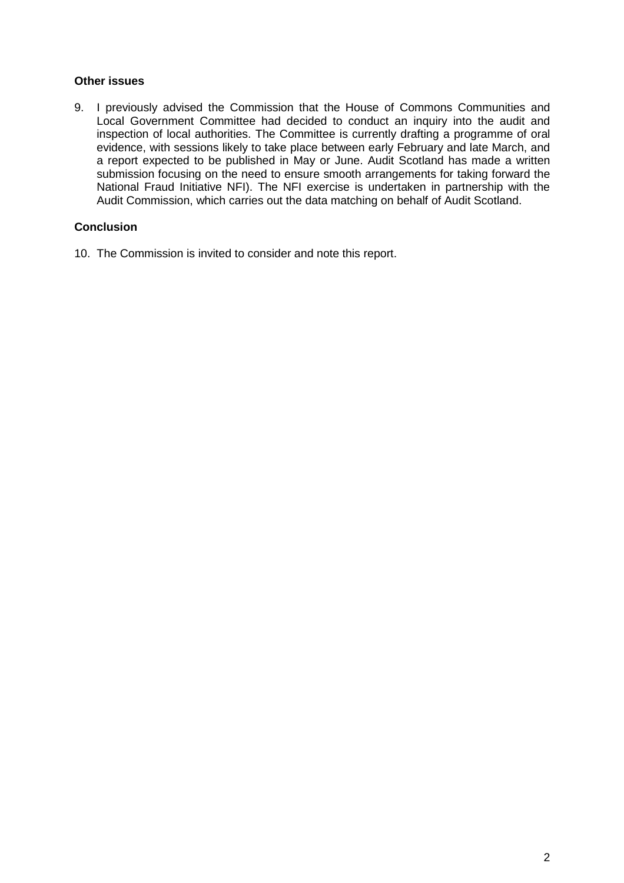**Other issues**

9. I previously advised the Commission that the House of Commons Communities and Local Government Committee had decided to conduct an inquiry into the audit and inspection of local authorities. The Committee is currently drafting a programme of oral evidence, with sessions likely to take place between early February and late March, and a report expected to be published in May or June. Audit Scotland has made a written submission focusing on the need to ensure smooth arrangements for taking forward the National Fraud Initiative NFI). The NFI exercise is undertaken in partnership with the Audit Commission, which carries out the data matching on behalf of Audit Scotland.

**Conclusion**

10. The Commission is invited to consider and note this report.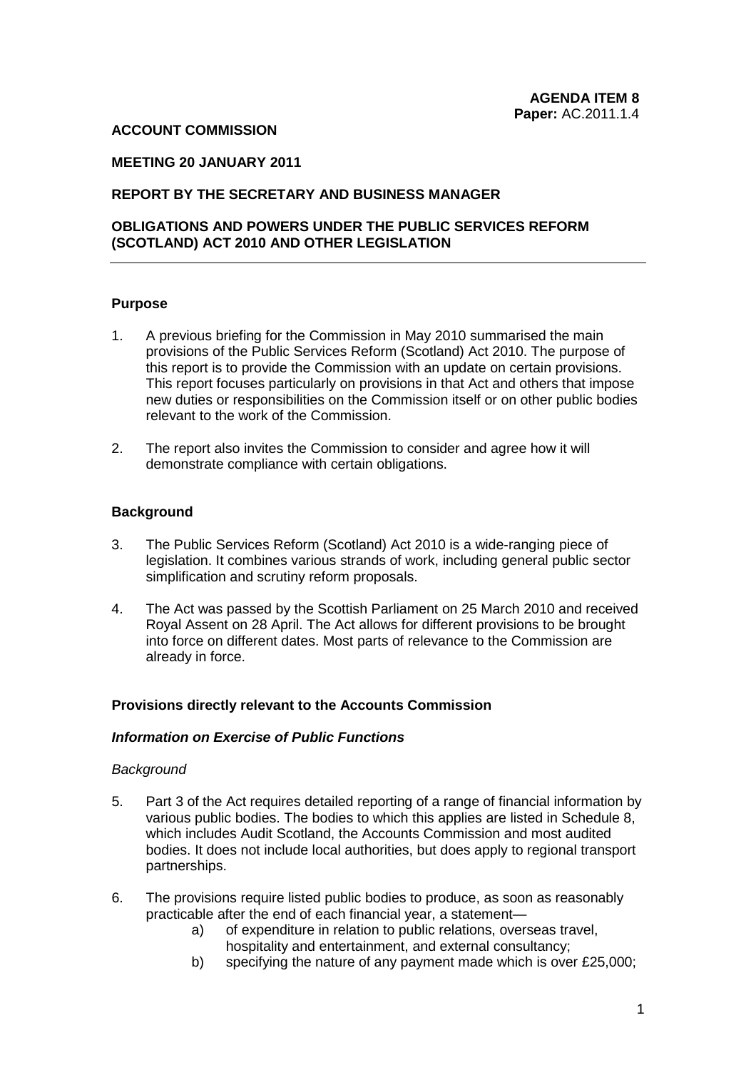**AGENDA ITEM 8**
**Paper:** AC.2011.1.4

**ACCOUNT COMMISSION**

**MEETING 20 JANUARY 2011**

**REPORT BY THE SECRETARY AND BUSINESS MANAGER**

**OBLIGATIONS AND POWERS UNDER THE PUBLIC SERVICES REFORM (SCOTLAND) ACT 2010 AND OTHER LEGISLATION**

---

**Purpose**

1. A previous briefing for the Commission in May 2010 summarised the main provisions of the Public Services Reform (Scotland) Act 2010. The purpose of this report is to provide the Commission with an update on certain provisions. This report focuses particularly on provisions in that Act and others that impose new duties or responsibilities on the Commission itself or on other public bodies relevant to the work of the Commission.

2. The report also invites the Commission to consider and agree how it will demonstrate compliance with certain obligations.

**Background**

3. The Public Services Reform (Scotland) Act 2010 is a wide-ranging piece of legislation. It combines various strands of work, including general public sector simplification and scrutiny reform proposals.

4. The Act was passed by the Scottish Parliament on 25 March 2010 and received Royal Assent on 28 April. The Act allows for different provisions to be brought into force on different dates. Most parts of relevance to the Commission are already in force.

**Provisions directly relevant to the Accounts Commission**

***Information on Exercise of Public Functions***

*Background*

5. Part 3 of the Act requires detailed reporting of a range of financial information by various public bodies. The bodies to which this applies are listed in Schedule 8, which includes Audit Scotland, the Accounts Commission and most audited bodies. It does not include local authorities, but does apply to regional transport partnerships.

6. The provisions require listed public bodies to produce, as soon as reasonably practicable after the end of each financial year, a statement—
    a) of expenditure in relation to public relations, overseas travel, hospitality and entertainment, and external consultancy;
    b) specifying the nature of any payment made which is over £25,000;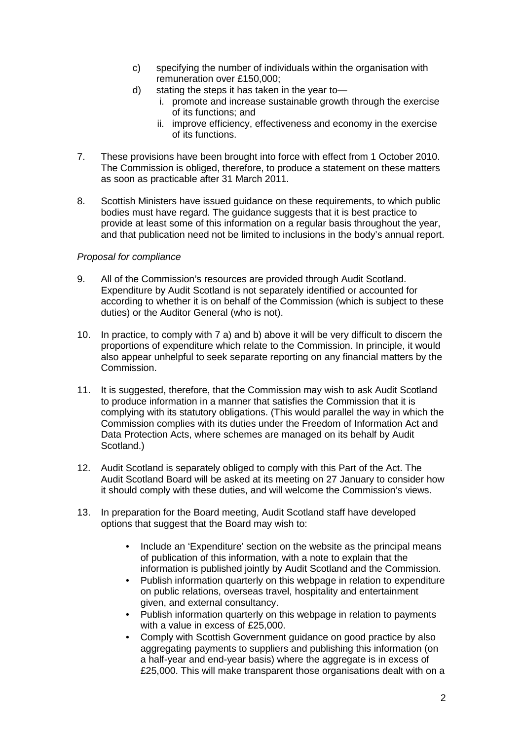c) specifying the number of individuals within the organisation with remuneration over £150,000;
d) stating the steps it has taken in the year to—
   i. promote and increase sustainable growth through the exercise of its functions; and
   ii. improve efficiency, effectiveness and economy in the exercise of its functions.

7. These provisions have been brought into force with effect from 1 October 2010. The Commission is obliged, therefore, to produce a statement on these matters as soon as practicable after 31 March 2011.

8. Scottish Ministers have issued guidance on these requirements, to which public bodies must have regard. The guidance suggests that it is best practice to provide at least some of this information on a regular basis throughout the year, and that publication need not be limited to inclusions in the body's annual report.

*Proposal for compliance*

9. All of the Commission's resources are provided through Audit Scotland. Expenditure by Audit Scotland is not separately identified or accounted for according to whether it is on behalf of the Commission (which is subject to these duties) or the Auditor General (who is not).

10. In practice, to comply with 7 a) and b) above it will be very difficult to discern the proportions of expenditure which relate to the Commission. In principle, it would also appear unhelpful to seek separate reporting on any financial matters by the Commission.

11. It is suggested, therefore, that the Commission may wish to ask Audit Scotland to produce information in a manner that satisfies the Commission that it is complying with its statutory obligations. (This would parallel the way in which the Commission complies with its duties under the Freedom of Information Act and Data Protection Acts, where schemes are managed on its behalf by Audit Scotland.)

12. Audit Scotland is separately obliged to comply with this Part of the Act. The Audit Scotland Board will be asked at its meeting on 27 January to consider how it should comply with these duties, and will welcome the Commission's views.

13. In preparation for the Board meeting, Audit Scotland staff have developed options that suggest that the Board may wish to:

    - Include an 'Expenditure' section on the website as the principal means of publication of this information, with a note to explain that the information is published jointly by Audit Scotland and the Commission.
    - Publish information quarterly on this webpage in relation to expenditure on public relations, overseas travel, hospitality and entertainment given, and external consultancy.
    - Publish information quarterly on this webpage in relation to payments with a value in excess of £25,000.
    - Comply with Scottish Government guidance on good practice by also aggregating payments to suppliers and publishing this information (on a half-year and end-year basis) where the aggregate is in excess of £25,000. This will make transparent those organisations dealt with on a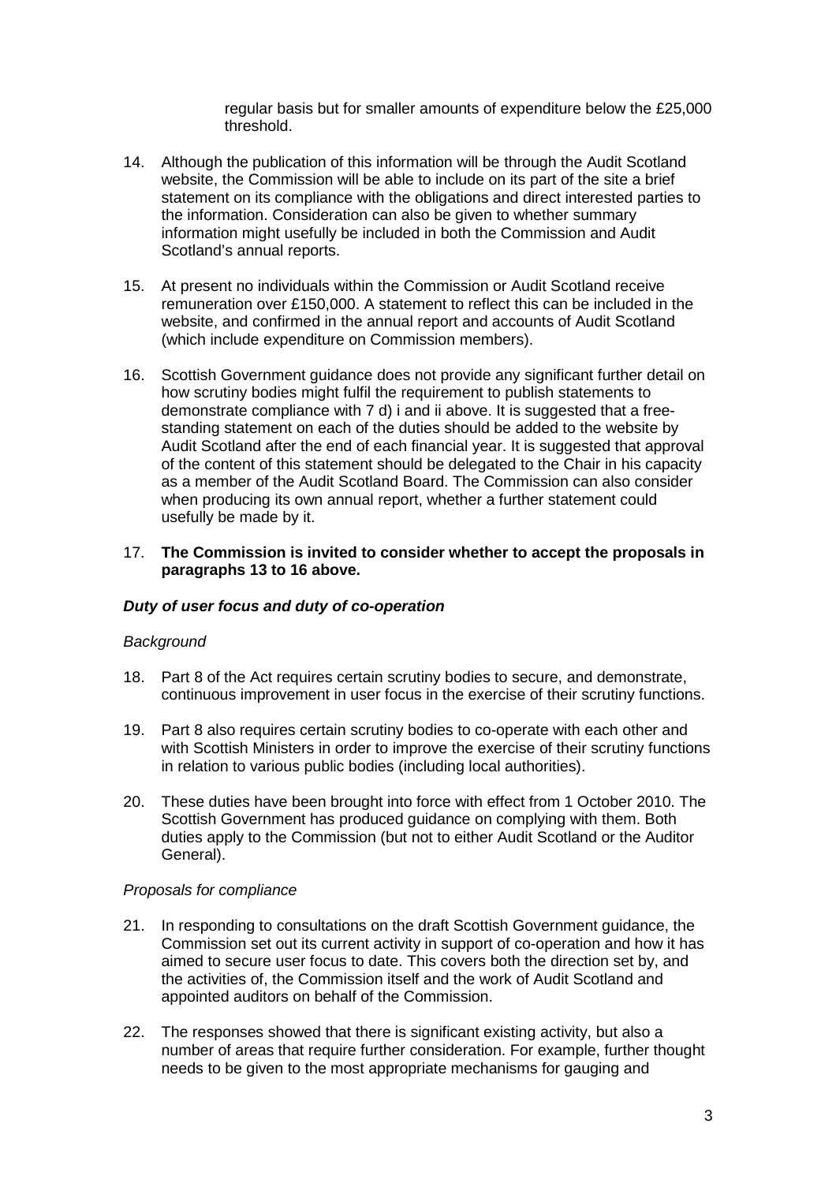regular basis but for smaller amounts of expenditure below the £25,000 threshold.

14. Although the publication of this information will be through the Audit Scotland website, the Commission will be able to include on its part of the site a brief statement on its compliance with the obligations and direct interested parties to the information. Consideration can also be given to whether summary information might usefully be included in both the Commission and Audit Scotland's annual reports.

15. At present no individuals within the Commission or Audit Scotland receive remuneration over £150,000. A statement to reflect this can be included in the website, and confirmed in the annual report and accounts of Audit Scotland (which include expenditure on Commission members).

16. Scottish Government guidance does not provide any significant further detail on how scrutiny bodies might fulfil the requirement to publish statements to demonstrate compliance with 7 d) i and ii above. It is suggested that a free-standing statement on each of the duties should be added to the website by Audit Scotland after the end of each financial year. It is suggested that approval of the content of this statement should be delegated to the Chair in his capacity as a member of the Audit Scotland Board. The Commission can also consider when producing its own annual report, whether a further statement could usefully be made by it.

17. **The Commission is invited to consider whether to accept the proposals in paragraphs 13 to 16 above.**

### *Duty of user focus and duty of co-operation*

*Background*

18. Part 8 of the Act requires certain scrutiny bodies to secure, and demonstrate, continuous improvement in user focus in the exercise of their scrutiny functions.

19. Part 8 also requires certain scrutiny bodies to co-operate with each other and with Scottish Ministers in order to improve the exercise of their scrutiny functions in relation to various public bodies (including local authorities).

20. These duties have been brought into force with effect from 1 October 2010. The Scottish Government has produced guidance on complying with them. Both duties apply to the Commission (but not to either Audit Scotland or the Auditor General).

*Proposals for compliance*

21. In responding to consultations on the draft Scottish Government guidance, the Commission set out its current activity in support of co-operation and how it has aimed to secure user focus to date. This covers both the direction set by, and the activities of, the Commission itself and the work of Audit Scotland and appointed auditors on behalf of the Commission.

22. The responses showed that there is significant existing activity, but also a number of areas that require further consideration. For example, further thought needs to be given to the most appropriate mechanisms for gauging and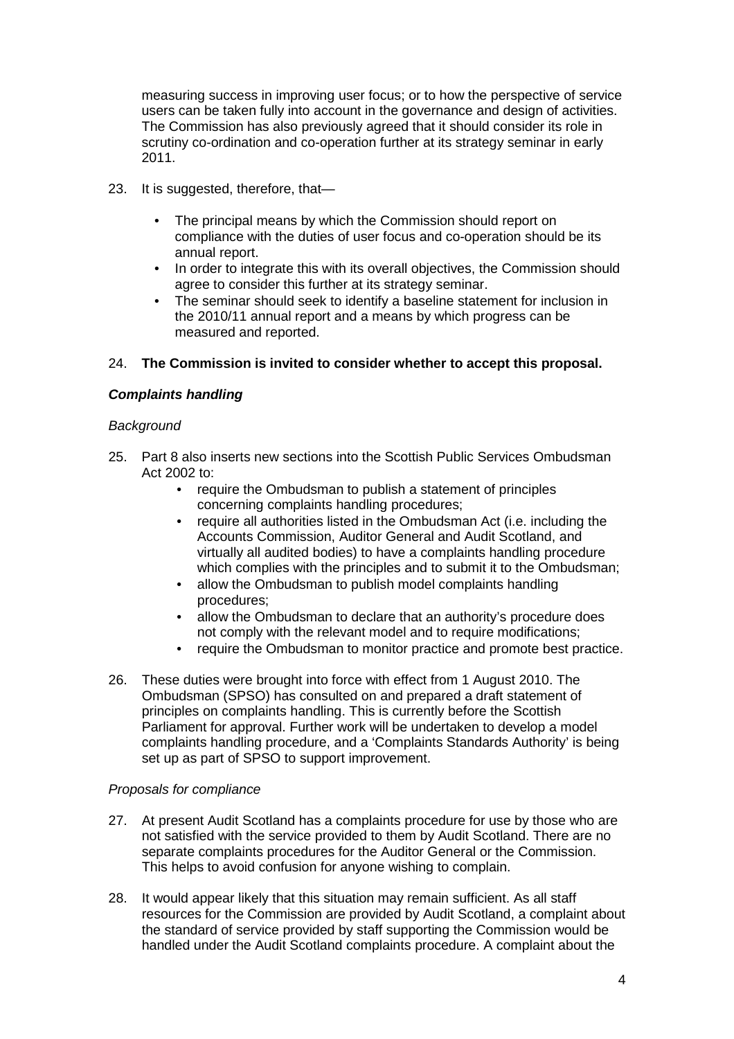measuring success in improving user focus; or to how the perspective of service users can be taken fully into account in the governance and design of activities. The Commission has also previously agreed that it should consider its role in scrutiny co-ordination and co-operation further at its strategy seminar in early 2011.

23. It is suggested, therefore, that—

    - The principal means by which the Commission should report on compliance with the duties of user focus and co-operation should be its annual report.
    - In order to integrate this with its overall objectives, the Commission should agree to consider this further at its strategy seminar.
    - The seminar should seek to identify a baseline statement for inclusion in the 2010/11 annual report and a means by which progress can be measured and reported.

24. **The Commission is invited to consider whether to accept this proposal.**

***Complaints handling***

*Background*

25. Part 8 also inserts new sections into the Scottish Public Services Ombudsman Act 2002 to:
    - require the Ombudsman to publish a statement of principles concerning complaints handling procedures;
    - require all authorities listed in the Ombudsman Act (i.e. including the Accounts Commission, Auditor General and Audit Scotland, and virtually all audited bodies) to have a complaints handling procedure which complies with the principles and to submit it to the Ombudsman;
    - allow the Ombudsman to publish model complaints handling procedures;
    - allow the Ombudsman to declare that an authority's procedure does not comply with the relevant model and to require modifications;
    - require the Ombudsman to monitor practice and promote best practice.

26. These duties were brought into force with effect from 1 August 2010. The Ombudsman (SPSO) has consulted on and prepared a draft statement of principles on complaints handling. This is currently before the Scottish Parliament for approval. Further work will be undertaken to develop a model complaints handling procedure, and a 'Complaints Standards Authority' is being set up as part of SPSO to support improvement.

*Proposals for compliance*

27. At present Audit Scotland has a complaints procedure for use by those who are not satisfied with the service provided to them by Audit Scotland. There are no separate complaints procedures for the Auditor General or the Commission. This helps to avoid confusion for anyone wishing to complain.

28. It would appear likely that this situation may remain sufficient. As all staff resources for the Commission are provided by Audit Scotland, a complaint about the standard of service provided by staff supporting the Commission would be handled under the Audit Scotland complaints procedure. A complaint about the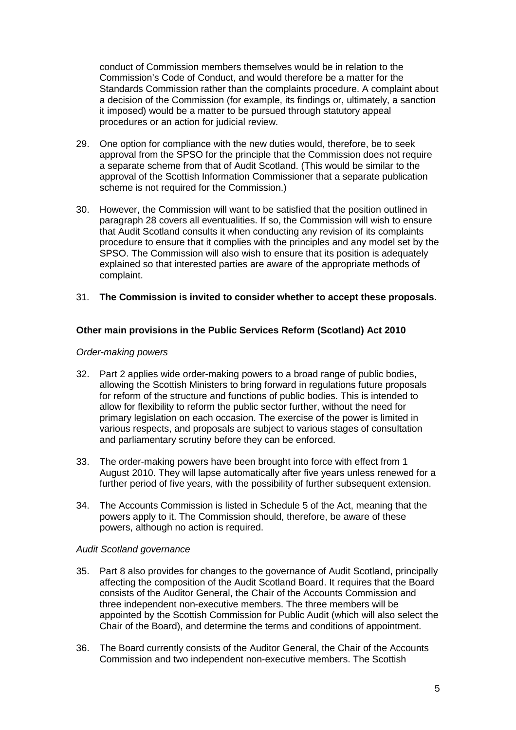conduct of Commission members themselves would be in relation to the Commission's Code of Conduct, and would therefore be a matter for the Standards Commission rather than the complaints procedure. A complaint about a decision of the Commission (for example, its findings or, ultimately, a sanction it imposed) would be a matter to be pursued through statutory appeal procedures or an action for judicial review.

29. One option for compliance with the new duties would, therefore, be to seek approval from the SPSO for the principle that the Commission does not require a separate scheme from that of Audit Scotland. (This would be similar to the approval of the Scottish Information Commissioner that a separate publication scheme is not required for the Commission.)

30. However, the Commission will want to be satisfied that the position outlined in paragraph 28 covers all eventualities. If so, the Commission will wish to ensure that Audit Scotland consults it when conducting any revision of its complaints procedure to ensure that it complies with the principles and any model set by the SPSO. The Commission will also wish to ensure that its position is adequately explained so that interested parties are aware of the appropriate methods of complaint.

31. **The Commission is invited to consider whether to accept these proposals.**

### Other main provisions in the Public Services Reform (Scotland) Act 2010

*Order-making powers*

32. Part 2 applies wide order-making powers to a broad range of public bodies, allowing the Scottish Ministers to bring forward in regulations future proposals for reform of the structure and functions of public bodies. This is intended to allow for flexibility to reform the public sector further, without the need for primary legislation on each occasion. The exercise of the power is limited in various respects, and proposals are subject to various stages of consultation and parliamentary scrutiny before they can be enforced.

33. The order-making powers have been brought into force with effect from 1 August 2010. They will lapse automatically after five years unless renewed for a further period of five years, with the possibility of further subsequent extension.

34. The Accounts Commission is listed in Schedule 5 of the Act, meaning that the powers apply to it. The Commission should, therefore, be aware of these powers, although no action is required.

*Audit Scotland governance*

35. Part 8 also provides for changes to the governance of Audit Scotland, principally affecting the composition of the Audit Scotland Board. It requires that the Board consists of the Auditor General, the Chair of the Accounts Commission and three independent non-executive members. The three members will be appointed by the Scottish Commission for Public Audit (which will also select the Chair of the Board), and determine the terms and conditions of appointment.

36. The Board currently consists of the Auditor General, the Chair of the Accounts Commission and two independent non-executive members. The Scottish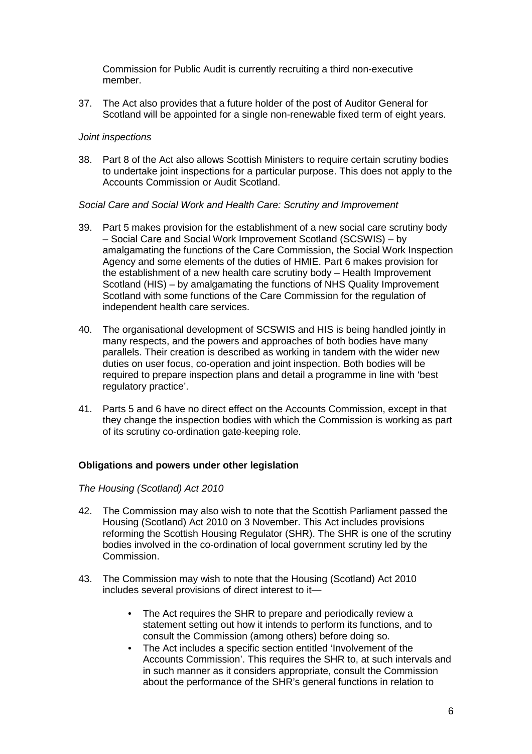Commission for Public Audit is currently recruiting a third non-executive member.

37. The Act also provides that a future holder of the post of Auditor General for Scotland will be appointed for a single non-renewable fixed term of eight years.

*Joint inspections*

38. Part 8 of the Act also allows Scottish Ministers to require certain scrutiny bodies to undertake joint inspections for a particular purpose. This does not apply to the Accounts Commission or Audit Scotland.

*Social Care and Social Work and Health Care: Scrutiny and Improvement*

39. Part 5 makes provision for the establishment of a new social care scrutiny body – Social Care and Social Work Improvement Scotland (SCSWIS) – by amalgamating the functions of the Care Commission, the Social Work Inspection Agency and some elements of the duties of HMIE. Part 6 makes provision for the establishment of a new health care scrutiny body – Health Improvement Scotland (HIS) – by amalgamating the functions of NHS Quality Improvement Scotland with some functions of the Care Commission for the regulation of independent health care services.

40. The organisational development of SCSWIS and HIS is being handled jointly in many respects, and the powers and approaches of both bodies have many parallels. Their creation is described as working in tandem with the wider new duties on user focus, co-operation and joint inspection. Both bodies will be required to prepare inspection plans and detail a programme in line with 'best regulatory practice'.

41. Parts 5 and 6 have no direct effect on the Accounts Commission, except in that they change the inspection bodies with which the Commission is working as part of its scrutiny co-ordination gate-keeping role.

**Obligations and powers under other legislation**

*The Housing (Scotland) Act 2010*

42. The Commission may also wish to note that the Scottish Parliament passed the Housing (Scotland) Act 2010 on 3 November. This Act includes provisions reforming the Scottish Housing Regulator (SHR). The SHR is one of the scrutiny bodies involved in the co-ordination of local government scrutiny led by the Commission.

43. The Commission may wish to note that the Housing (Scotland) Act 2010 includes several provisions of direct interest to it—

    - The Act requires the SHR to prepare and periodically review a statement setting out how it intends to perform its functions, and to consult the Commission (among others) before doing so.
    - The Act includes a specific section entitled 'Involvement of the Accounts Commission'. This requires the SHR to, at such intervals and in such manner as it considers appropriate, consult the Commission about the performance of the SHR's general functions in relation to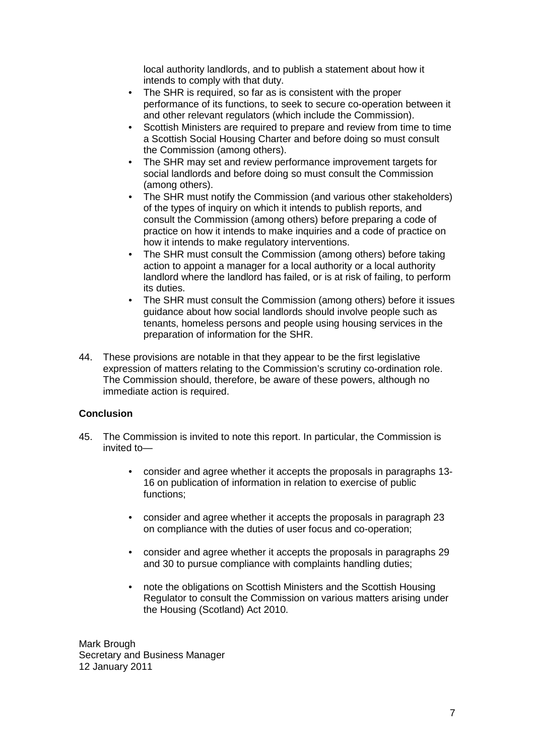local authority landlords, and to publish a statement about how it intends to comply with that duty.

- The SHR is required, so far as is consistent with the proper performance of its functions, to seek to secure co-operation between it and other relevant regulators (which include the Commission).
- Scottish Ministers are required to prepare and review from time to time a Scottish Social Housing Charter and before doing so must consult the Commission (among others).
- The SHR may set and review performance improvement targets for social landlords and before doing so must consult the Commission (among others).
- The SHR must notify the Commission (and various other stakeholders) of the types of inquiry on which it intends to publish reports, and consult the Commission (among others) before preparing a code of practice on how it intends to make inquiries and a code of practice on how it intends to make regulatory interventions.
- The SHR must consult the Commission (among others) before taking action to appoint a manager for a local authority or a local authority landlord where the landlord has failed, or is at risk of failing, to perform its duties.
- The SHR must consult the Commission (among others) before it issues guidance about how social landlords should involve people such as tenants, homeless persons and people using housing services in the preparation of information for the SHR.

44. These provisions are notable in that they appear to be the first legislative expression of matters relating to the Commission's scrutiny co-ordination role. The Commission should, therefore, be aware of these powers, although no immediate action is required.

**Conclusion**

45. The Commission is invited to note this report. In particular, the Commission is invited to—

- consider and agree whether it accepts the proposals in paragraphs 13-16 on publication of information in relation to exercise of public functions;

- consider and agree whether it accepts the proposals in paragraph 23 on compliance with the duties of user focus and co-operation;

- consider and agree whether it accepts the proposals in paragraphs 29 and 30 to pursue compliance with complaints handling duties;

- note the obligations on Scottish Ministers and the Scottish Housing Regulator to consult the Commission on various matters arising under the Housing (Scotland) Act 2010.

Mark Brough
Secretary and Business Manager
12 January 2011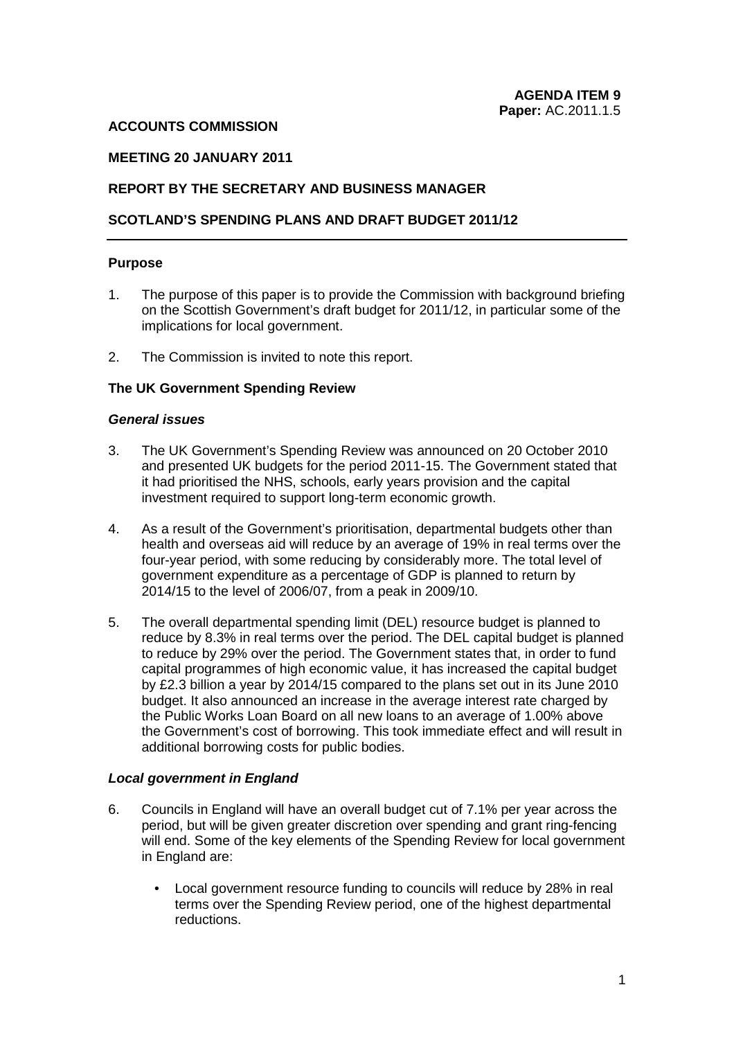**AGENDA ITEM 9**
**Paper:** AC.2011.1.5

**ACCOUNTS COMMISSION**

**MEETING 20 JANUARY 2011**

**REPORT BY THE SECRETARY AND BUSINESS MANAGER**

**SCOTLAND'S SPENDING PLANS AND DRAFT BUDGET 2011/12**

## Purpose

1. The purpose of this paper is to provide the Commission with background briefing on the Scottish Government's draft budget for 2011/12, in particular some of the implications for local government.

2. The Commission is invited to note this report.

## The UK Government Spending Review

### *General issues*

3. The UK Government's Spending Review was announced on 20 October 2010 and presented UK budgets for the period 2011-15. The Government stated that it had prioritised the NHS, schools, early years provision and the capital investment required to support long-term economic growth.

4. As a result of the Government's prioritisation, departmental budgets other than health and overseas aid will reduce by an average of 19% in real terms over the four-year period, with some reducing by considerably more. The total level of government expenditure as a percentage of GDP is planned to return by 2014/15 to the level of 2006/07, from a peak in 2009/10.

5. The overall departmental spending limit (DEL) resource budget is planned to reduce by 8.3% in real terms over the period. The DEL capital budget is planned to reduce by 29% over the period. The Government states that, in order to fund capital programmes of high economic value, it has increased the capital budget by £2.3 billion a year by 2014/15 compared to the plans set out in its June 2010 budget. It also announced an increase in the average interest rate charged by the Public Works Loan Board on all new loans to an average of 1.00% above the Government's cost of borrowing. This took immediate effect and will result in additional borrowing costs for public bodies.

### *Local government in England*

6. Councils in England will have an overall budget cut of 7.1% per year across the period, but will be given greater discretion over spending and grant ring-fencing will end. Some of the key elements of the Spending Review for local government in England are:

   - Local government resource funding to councils will reduce by 28% in real terms over the Spending Review period, one of the highest departmental reductions.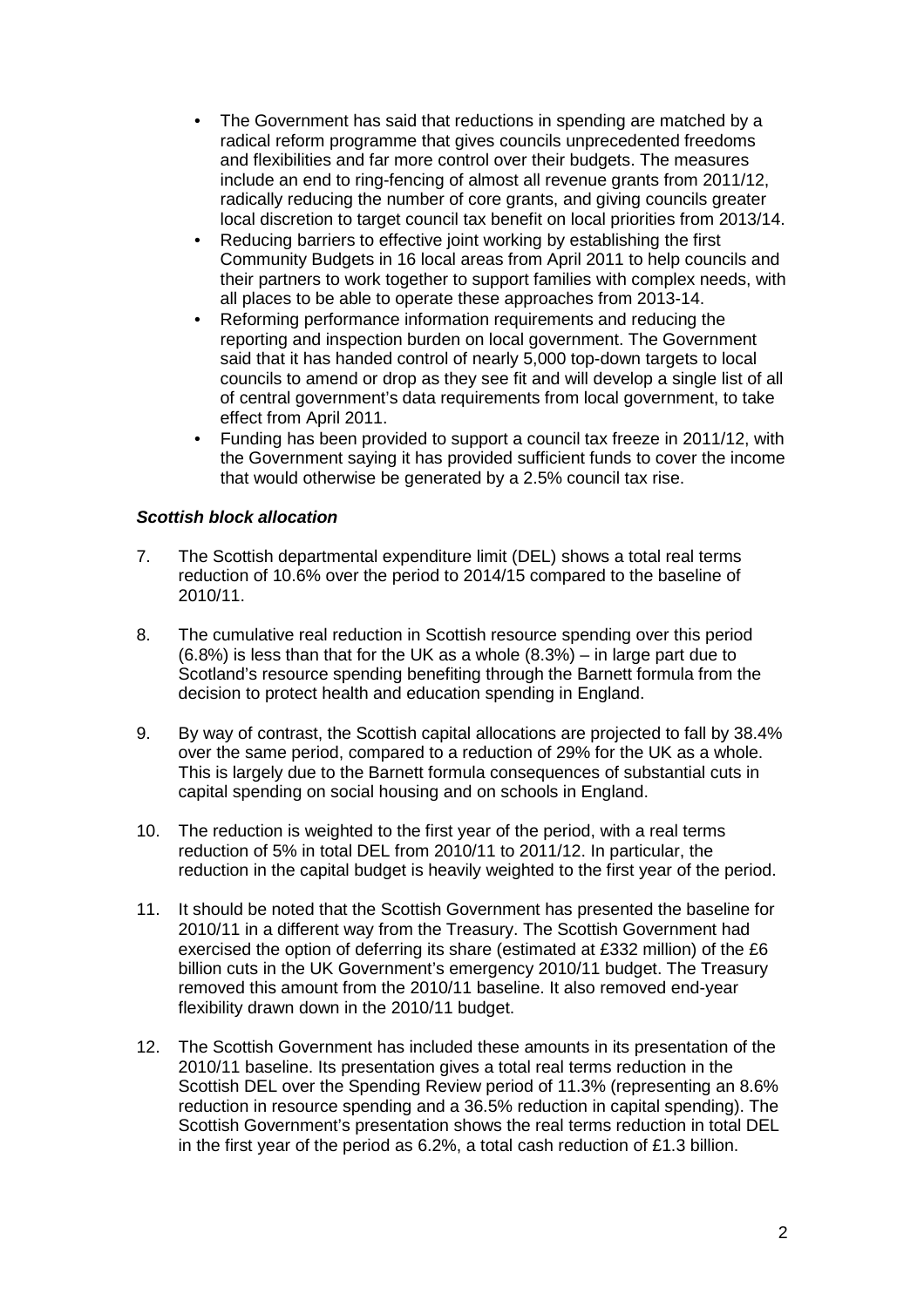- The Government has said that reductions in spending are matched by a radical reform programme that gives councils unprecedented freedoms and flexibilities and far more control over their budgets. The measures include an end to ring-fencing of almost all revenue grants from 2011/12, radically reducing the number of core grants, and giving councils greater local discretion to target council tax benefit on local priorities from 2013/14.
- Reducing barriers to effective joint working by establishing the first Community Budgets in 16 local areas from April 2011 to help councils and their partners to work together to support families with complex needs, with all places to be able to operate these approaches from 2013-14.
- Reforming performance information requirements and reducing the reporting and inspection burden on local government. The Government said that it has handed control of nearly 5,000 top-down targets to local councils to amend or drop as they see fit and will develop a single list of all of central government's data requirements from local government, to take effect from April 2011.
- Funding has been provided to support a council tax freeze in 2011/12, with the Government saying it has provided sufficient funds to cover the income that would otherwise be generated by a 2.5% council tax rise.

### *Scottish block allocation*

7. The Scottish departmental expenditure limit (DEL) shows a total real terms reduction of 10.6% over the period to 2014/15 compared to the baseline of 2010/11.

8. The cumulative real reduction in Scottish resource spending over this period (6.8%) is less than that for the UK as a whole (8.3%) – in large part due to Scotland's resource spending benefiting through the Barnett formula from the decision to protect health and education spending in England.

9. By way of contrast, the Scottish capital allocations are projected to fall by 38.4% over the same period, compared to a reduction of 29% for the UK as a whole. This is largely due to the Barnett formula consequences of substantial cuts in capital spending on social housing and on schools in England.

10. The reduction is weighted to the first year of the period, with a real terms reduction of 5% in total DEL from 2010/11 to 2011/12. In particular, the reduction in the capital budget is heavily weighted to the first year of the period.

11. It should be noted that the Scottish Government has presented the baseline for 2010/11 in a different way from the Treasury. The Scottish Government had exercised the option of deferring its share (estimated at £332 million) of the £6 billion cuts in the UK Government's emergency 2010/11 budget. The Treasury removed this amount from the 2010/11 baseline. It also removed end-year flexibility drawn down in the 2010/11 budget.

12. The Scottish Government has included these amounts in its presentation of the 2010/11 baseline. Its presentation gives a total real terms reduction in the Scottish DEL over the Spending Review period of 11.3% (representing an 8.6% reduction in resource spending and a 36.5% reduction in capital spending). The Scottish Government's presentation shows the real terms reduction in total DEL in the first year of the period as 6.2%, a total cash reduction of £1.3 billion.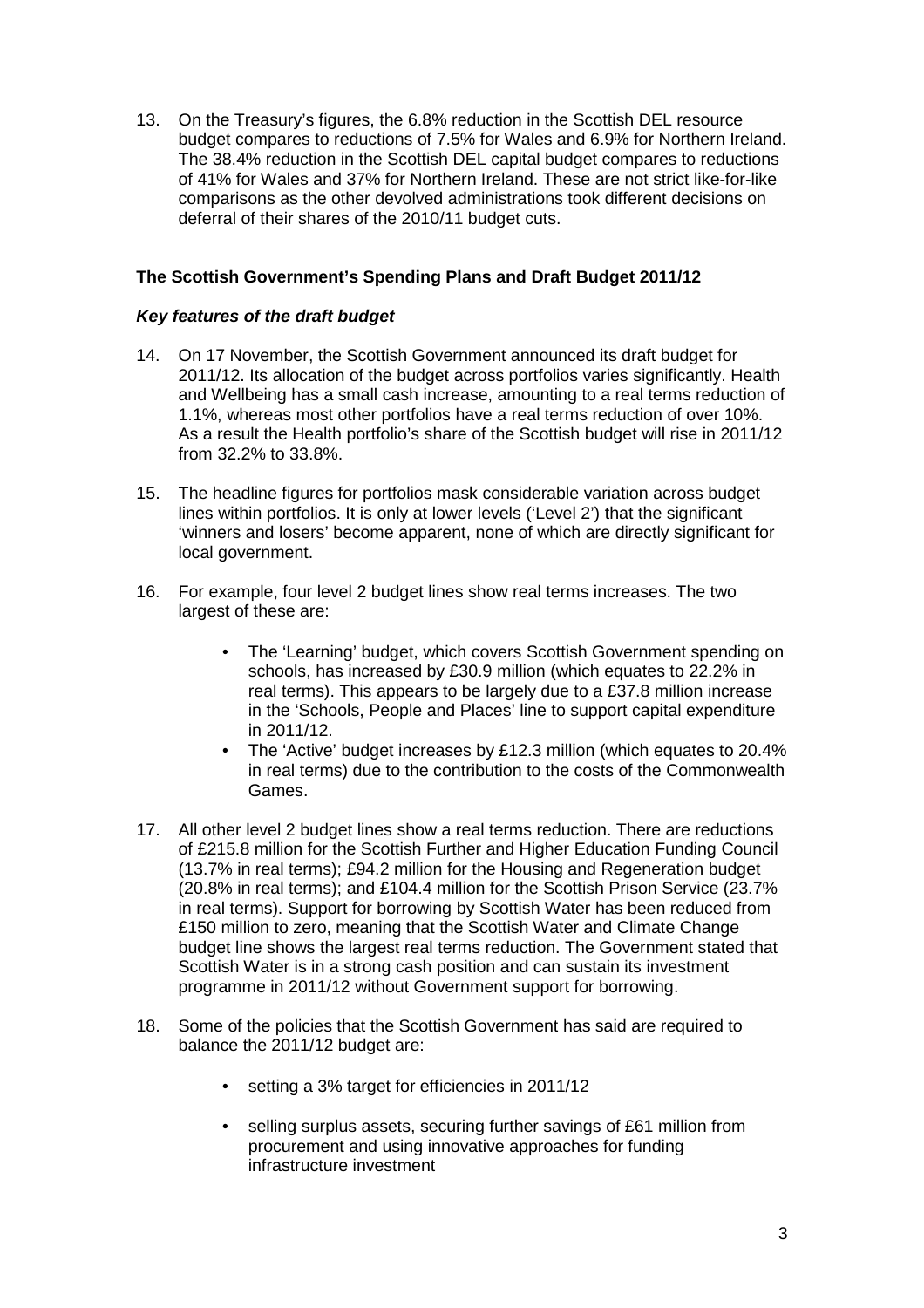13. On the Treasury's figures, the 6.8% reduction in the Scottish DEL resource budget compares to reductions of 7.5% for Wales and 6.9% for Northern Ireland. The 38.4% reduction in the Scottish DEL capital budget compares to reductions of 41% for Wales and 37% for Northern Ireland. These are not strict like-for-like comparisons as the other devolved administrations took different decisions on deferral of their shares of the 2010/11 budget cuts.

**The Scottish Government's Spending Plans and Draft Budget 2011/12**

***Key features of the draft budget***

14. On 17 November, the Scottish Government announced its draft budget for 2011/12. Its allocation of the budget across portfolios varies significantly. Health and Wellbeing has a small cash increase, amounting to a real terms reduction of 1.1%, whereas most other portfolios have a real terms reduction of over 10%. As a result the Health portfolio's share of the Scottish budget will rise in 2011/12 from 32.2% to 33.8%.

15. The headline figures for portfolios mask considerable variation across budget lines within portfolios. It is only at lower levels ('Level 2') that the significant 'winners and losers' become apparent, none of which are directly significant for local government.

16. For example, four level 2 budget lines show real terms increases. The two largest of these are:

    - The 'Learning' budget, which covers Scottish Government spending on schools, has increased by £30.9 million (which equates to 22.2% in real terms). This appears to be largely due to a £37.8 million increase in the 'Schools, People and Places' line to support capital expenditure in 2011/12.
    - The 'Active' budget increases by £12.3 million (which equates to 20.4% in real terms) due to the contribution to the costs of the Commonwealth Games.

17. All other level 2 budget lines show a real terms reduction. There are reductions of £215.8 million for the Scottish Further and Higher Education Funding Council (13.7% in real terms); £94.2 million for the Housing and Regeneration budget (20.8% in real terms); and £104.4 million for the Scottish Prison Service (23.7% in real terms). Support for borrowing by Scottish Water has been reduced from £150 million to zero, meaning that the Scottish Water and Climate Change budget line shows the largest real terms reduction. The Government stated that Scottish Water is in a strong cash position and can sustain its investment programme in 2011/12 without Government support for borrowing.

18. Some of the policies that the Scottish Government has said are required to balance the 2011/12 budget are:

    - setting a 3% target for efficiencies in 2011/12

    - selling surplus assets, securing further savings of £61 million from procurement and using innovative approaches for funding infrastructure investment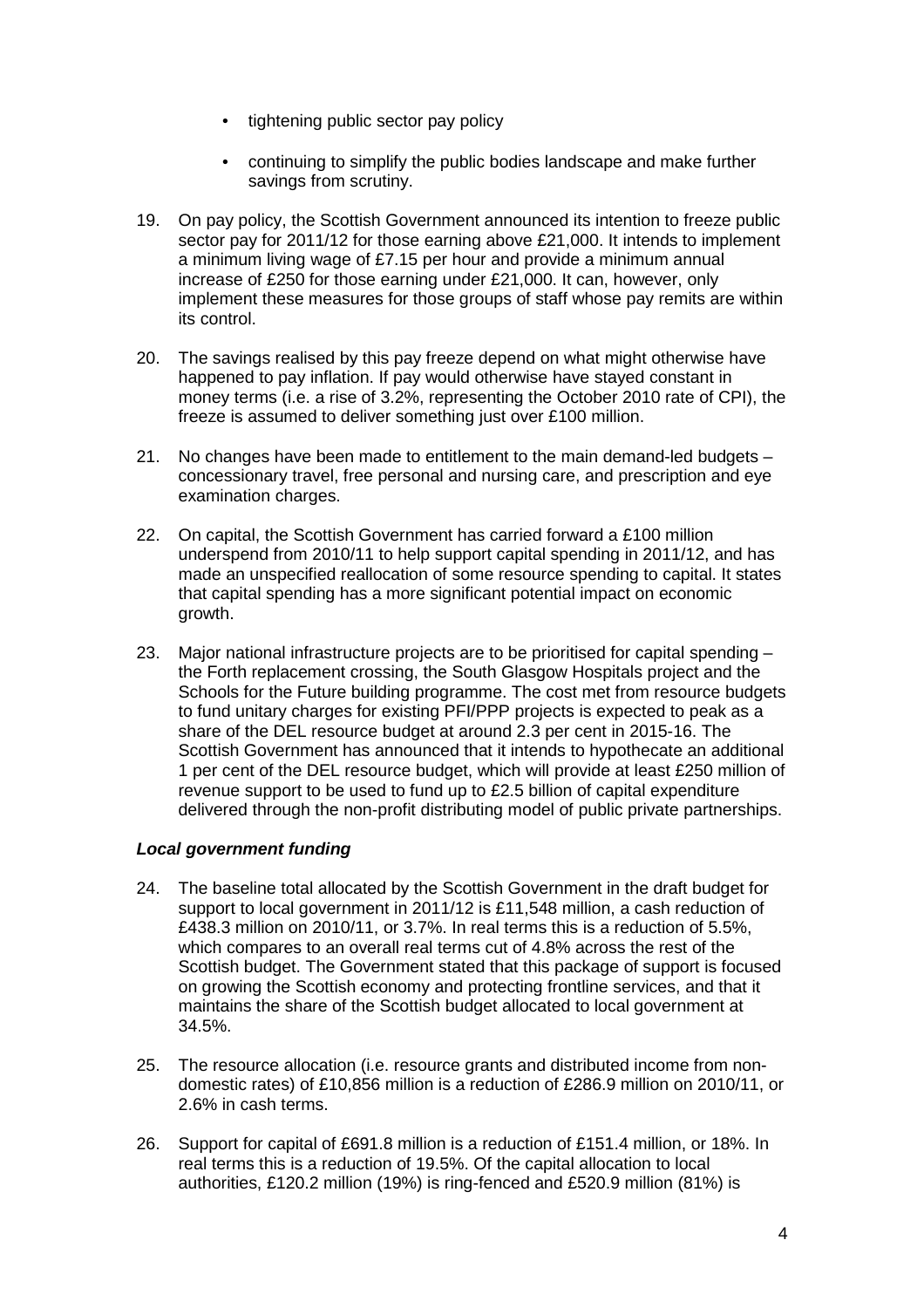- tightening public sector pay policy
- continuing to simplify the public bodies landscape and make further savings from scrutiny.

19. On pay policy, the Scottish Government announced its intention to freeze public sector pay for 2011/12 for those earning above £21,000. It intends to implement a minimum living wage of £7.15 per hour and provide a minimum annual increase of £250 for those earning under £21,000. It can, however, only implement these measures for those groups of staff whose pay remits are within its control.

20. The savings realised by this pay freeze depend on what might otherwise have happened to pay inflation. If pay would otherwise have stayed constant in money terms (i.e. a rise of 3.2%, representing the October 2010 rate of CPI), the freeze is assumed to deliver something just over £100 million.

21. No changes have been made to entitlement to the main demand-led budgets – concessionary travel, free personal and nursing care, and prescription and eye examination charges.

22. On capital, the Scottish Government has carried forward a £100 million underspend from 2010/11 to help support capital spending in 2011/12, and has made an unspecified reallocation of some resource spending to capital. It states that capital spending has a more significant potential impact on economic growth.

23. Major national infrastructure projects are to be prioritised for capital spending – the Forth replacement crossing, the South Glasgow Hospitals project and the Schools for the Future building programme. The cost met from resource budgets to fund unitary charges for existing PFI/PPP projects is expected to peak as a share of the DEL resource budget at around 2.3 per cent in 2015-16. The Scottish Government has announced that it intends to hypothecate an additional 1 per cent of the DEL resource budget, which will provide at least £250 million of revenue support to be used to fund up to £2.5 billion of capital expenditure delivered through the non-profit distributing model of public private partnerships.

### *Local government funding*

24. The baseline total allocated by the Scottish Government in the draft budget for support to local government in 2011/12 is £11,548 million, a cash reduction of £438.3 million on 2010/11, or 3.7%. In real terms this is a reduction of 5.5%, which compares to an overall real terms cut of 4.8% across the rest of the Scottish budget. The Government stated that this package of support is focused on growing the Scottish economy and protecting frontline services, and that it maintains the share of the Scottish budget allocated to local government at 34.5%.

25. The resource allocation (i.e. resource grants and distributed income from non-domestic rates) of £10,856 million is a reduction of £286.9 million on 2010/11, or 2.6% in cash terms.

26. Support for capital of £691.8 million is a reduction of £151.4 million, or 18%. In real terms this is a reduction of 19.5%. Of the capital allocation to local authorities, £120.2 million (19%) is ring-fenced and £520.9 million (81%) is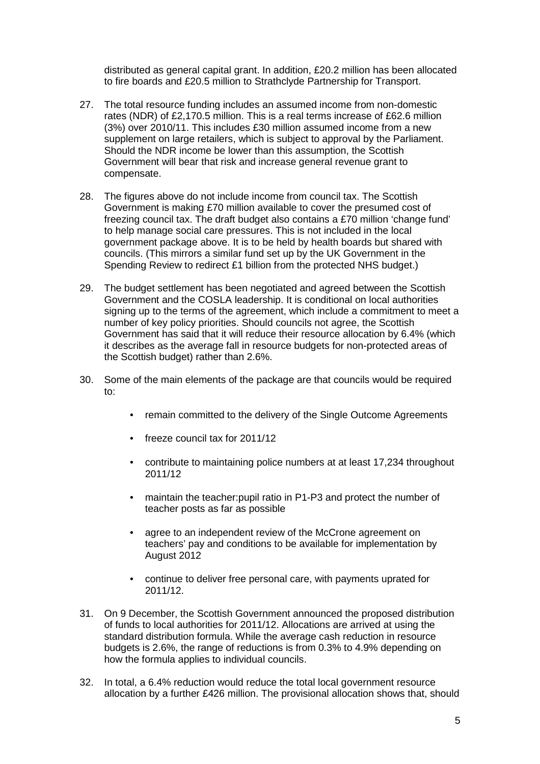distributed as general capital grant. In addition, £20.2 million has been allocated to fire boards and £20.5 million to Strathclyde Partnership for Transport.

27. The total resource funding includes an assumed income from non-domestic rates (NDR) of £2,170.5 million. This is a real terms increase of £62.6 million (3%) over 2010/11. This includes £30 million assumed income from a new supplement on large retailers, which is subject to approval by the Parliament. Should the NDR income be lower than this assumption, the Scottish Government will bear that risk and increase general revenue grant to compensate.

28. The figures above do not include income from council tax. The Scottish Government is making £70 million available to cover the presumed cost of freezing council tax. The draft budget also contains a £70 million 'change fund' to help manage social care pressures. This is not included in the local government package above. It is to be held by health boards but shared with councils. (This mirrors a similar fund set up by the UK Government in the Spending Review to redirect £1 billion from the protected NHS budget.)

29. The budget settlement has been negotiated and agreed between the Scottish Government and the COSLA leadership. It is conditional on local authorities signing up to the terms of the agreement, which include a commitment to meet a number of key policy priorities. Should councils not agree, the Scottish Government has said that it will reduce their resource allocation by 6.4% (which it describes as the average fall in resource budgets for non-protected areas of the Scottish budget) rather than 2.6%.

30. Some of the main elements of the package are that councils would be required to:

    - remain committed to the delivery of the Single Outcome Agreements
    - freeze council tax for 2011/12
    - contribute to maintaining police numbers at at least 17,234 throughout 2011/12
    - maintain the teacher:pupil ratio in P1-P3 and protect the number of teacher posts as far as possible
    - agree to an independent review of the McCrone agreement on teachers' pay and conditions to be available for implementation by August 2012
    - continue to deliver free personal care, with payments uprated for 2011/12.

31. On 9 December, the Scottish Government announced the proposed distribution of funds to local authorities for 2011/12. Allocations are arrived at using the standard distribution formula. While the average cash reduction in resource budgets is 2.6%, the range of reductions is from 0.3% to 4.9% depending on how the formula applies to individual councils.

32. In total, a 6.4% reduction would reduce the total local government resource allocation by a further £426 million. The provisional allocation shows that, should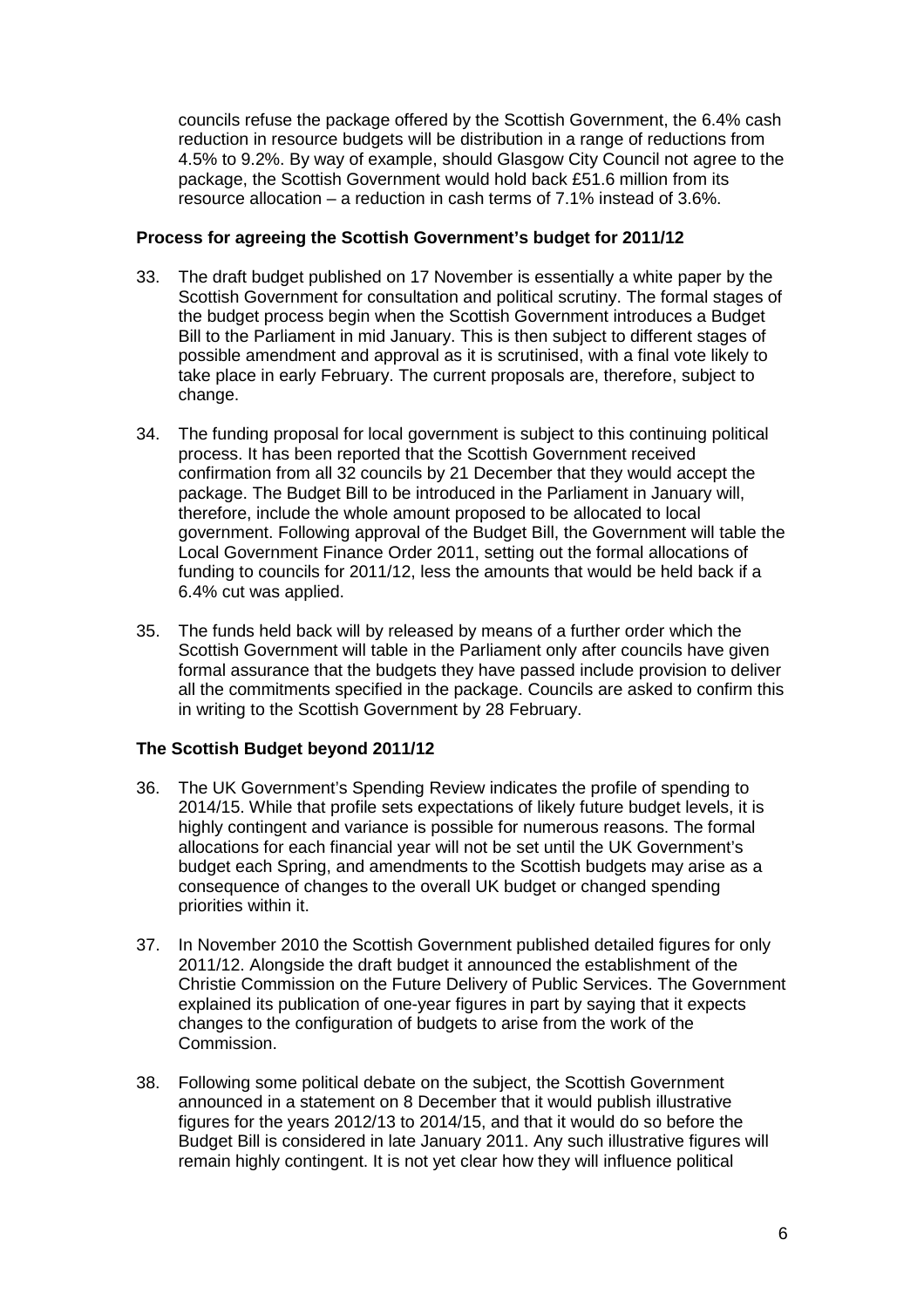councils refuse the package offered by the Scottish Government, the 6.4% cash reduction in resource budgets will be distribution in a range of reductions from 4.5% to 9.2%. By way of example, should Glasgow City Council not agree to the package, the Scottish Government would hold back £51.6 million from its resource allocation – a reduction in cash terms of 7.1% instead of 3.6%.

### Process for agreeing the Scottish Government's budget for 2011/12

33. The draft budget published on 17 November is essentially a white paper by the Scottish Government for consultation and political scrutiny. The formal stages of the budget process begin when the Scottish Government introduces a Budget Bill to the Parliament in mid January. This is then subject to different stages of possible amendment and approval as it is scrutinised, with a final vote likely to take place in early February. The current proposals are, therefore, subject to change.

34. The funding proposal for local government is subject to this continuing political process. It has been reported that the Scottish Government received confirmation from all 32 councils by 21 December that they would accept the package. The Budget Bill to be introduced in the Parliament in January will, therefore, include the whole amount proposed to be allocated to local government. Following approval of the Budget Bill, the Government will table the Local Government Finance Order 2011, setting out the formal allocations of funding to councils for 2011/12, less the amounts that would be held back if a 6.4% cut was applied.

35. The funds held back will by released by means of a further order which the Scottish Government will table in the Parliament only after councils have given formal assurance that the budgets they have passed include provision to deliver all the commitments specified in the package. Councils are asked to confirm this in writing to the Scottish Government by 28 February.

### The Scottish Budget beyond 2011/12

36. The UK Government's Spending Review indicates the profile of spending to 2014/15. While that profile sets expectations of likely future budget levels, it is highly contingent and variance is possible for numerous reasons. The formal allocations for each financial year will not be set until the UK Government's budget each Spring, and amendments to the Scottish budgets may arise as a consequence of changes to the overall UK budget or changed spending priorities within it.

37. In November 2010 the Scottish Government published detailed figures for only 2011/12. Alongside the draft budget it announced the establishment of the Christie Commission on the Future Delivery of Public Services. The Government explained its publication of one-year figures in part by saying that it expects changes to the configuration of budgets to arise from the work of the Commission.

38. Following some political debate on the subject, the Scottish Government announced in a statement on 8 December that it would publish illustrative figures for the years 2012/13 to 2014/15, and that it would do so before the Budget Bill is considered in late January 2011. Any such illustrative figures will remain highly contingent. It is not yet clear how they will influence political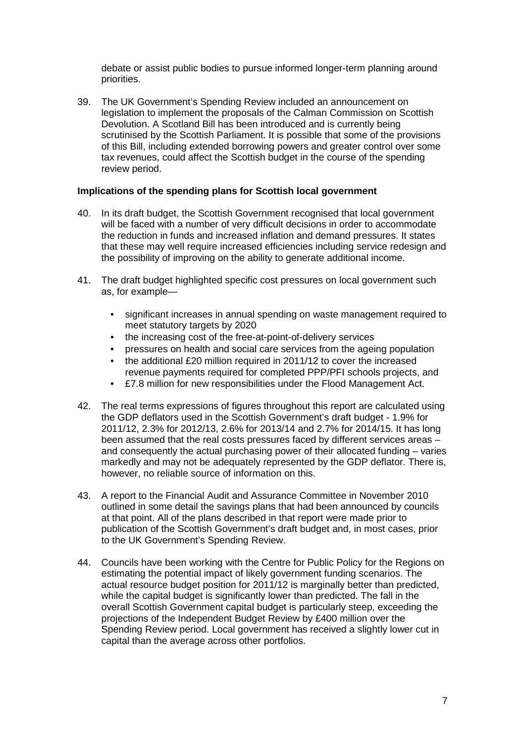debate or assist public bodies to pursue informed longer-term planning around priorities.

39. The UK Government's Spending Review included an announcement on legislation to implement the proposals of the Calman Commission on Scottish Devolution. A Scotland Bill has been introduced and is currently being scrutinised by the Scottish Parliament. It is possible that some of the provisions of this Bill, including extended borrowing powers and greater control over some tax revenues, could affect the Scottish budget in the course of the spending review period.

**Implications of the spending plans for Scottish local government**

40. In its draft budget, the Scottish Government recognised that local government will be faced with a number of very difficult decisions in order to accommodate the reduction in funds and increased inflation and demand pressures. It states that these may well require increased efficiencies including service redesign and the possibility of improving on the ability to generate additional income.

41. The draft budget highlighted specific cost pressures on local government such as, for example—

    - significant increases in annual spending on waste management required to meet statutory targets by 2020
    - the increasing cost of the free-at-point-of-delivery services
    - pressures on health and social care services from the ageing population
    - the additional £20 million required in 2011/12 to cover the increased revenue payments required for completed PPP/PFI schools projects, and
    - £7.8 million for new responsibilities under the Flood Management Act.

42. The real terms expressions of figures throughout this report are calculated using the GDP deflators used in the Scottish Government's draft budget - 1.9% for 2011/12, 2.3% for 2012/13, 2.6% for 2013/14 and 2.7% for 2014/15. It has long been assumed that the real costs pressures faced by different services areas – and consequently the actual purchasing power of their allocated funding – varies markedly and may not be adequately represented by the GDP deflator. There is, however, no reliable source of information on this.

43. A report to the Financial Audit and Assurance Committee in November 2010 outlined in some detail the savings plans that had been announced by councils at that point. All of the plans described in that report were made prior to publication of the Scottish Government's draft budget and, in most cases, prior to the UK Government's Spending Review.

44. Councils have been working with the Centre for Public Policy for the Regions on estimating the potential impact of likely government funding scenarios. The actual resource budget position for 2011/12 is marginally better than predicted, while the capital budget is significantly lower than predicted. The fall in the overall Scottish Government capital budget is particularly steep, exceeding the projections of the Independent Budget Review by £400 million over the Spending Review period. Local government has received a slightly lower cut in capital than the average across other portfolios.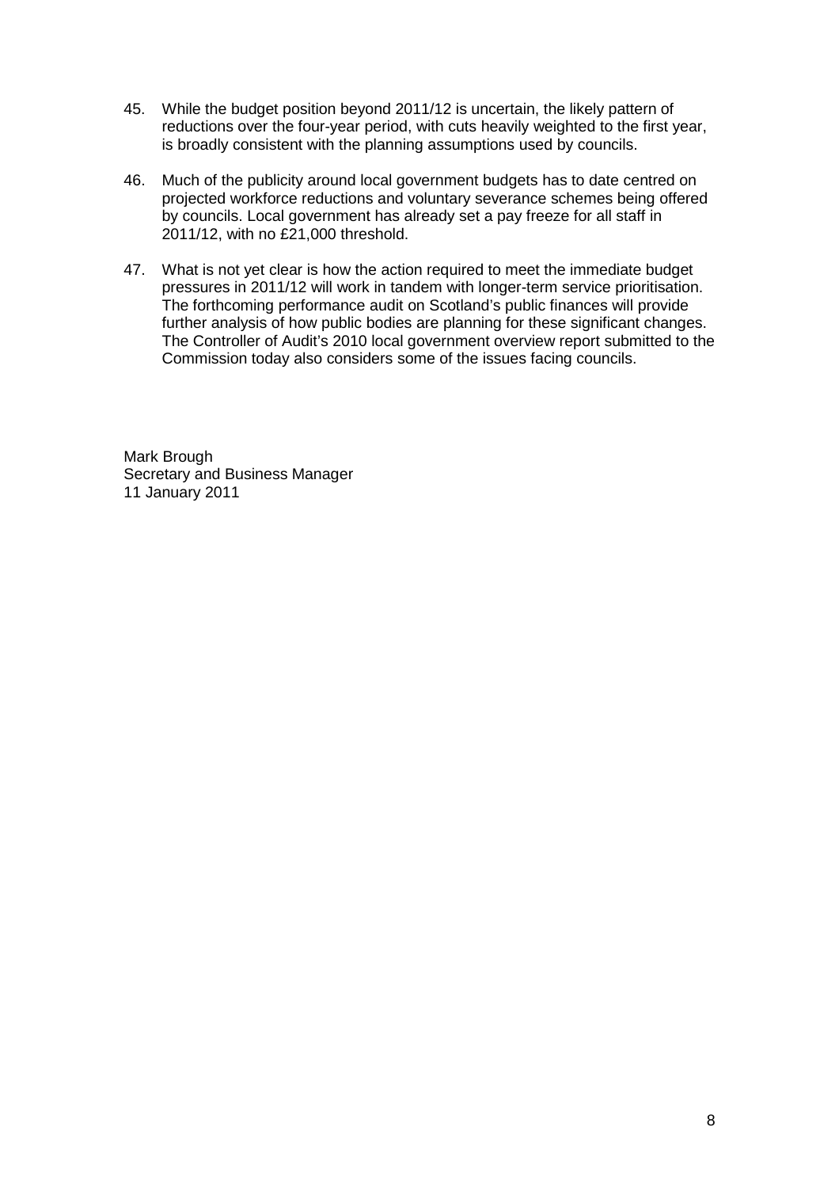45. While the budget position beyond 2011/12 is uncertain, the likely pattern of reductions over the four-year period, with cuts heavily weighted to the first year, is broadly consistent with the planning assumptions used by councils.

46. Much of the publicity around local government budgets has to date centred on projected workforce reductions and voluntary severance schemes being offered by councils. Local government has already set a pay freeze for all staff in 2011/12, with no £21,000 threshold.

47. What is not yet clear is how the action required to meet the immediate budget pressures in 2011/12 will work in tandem with longer-term service prioritisation. The forthcoming performance audit on Scotland's public finances will provide further analysis of how public bodies are planning for these significant changes. The Controller of Audit's 2010 local government overview report submitted to the Commission today also considers some of the issues facing councils.

Mark Brough
Secretary and Business Manager
11 January 2011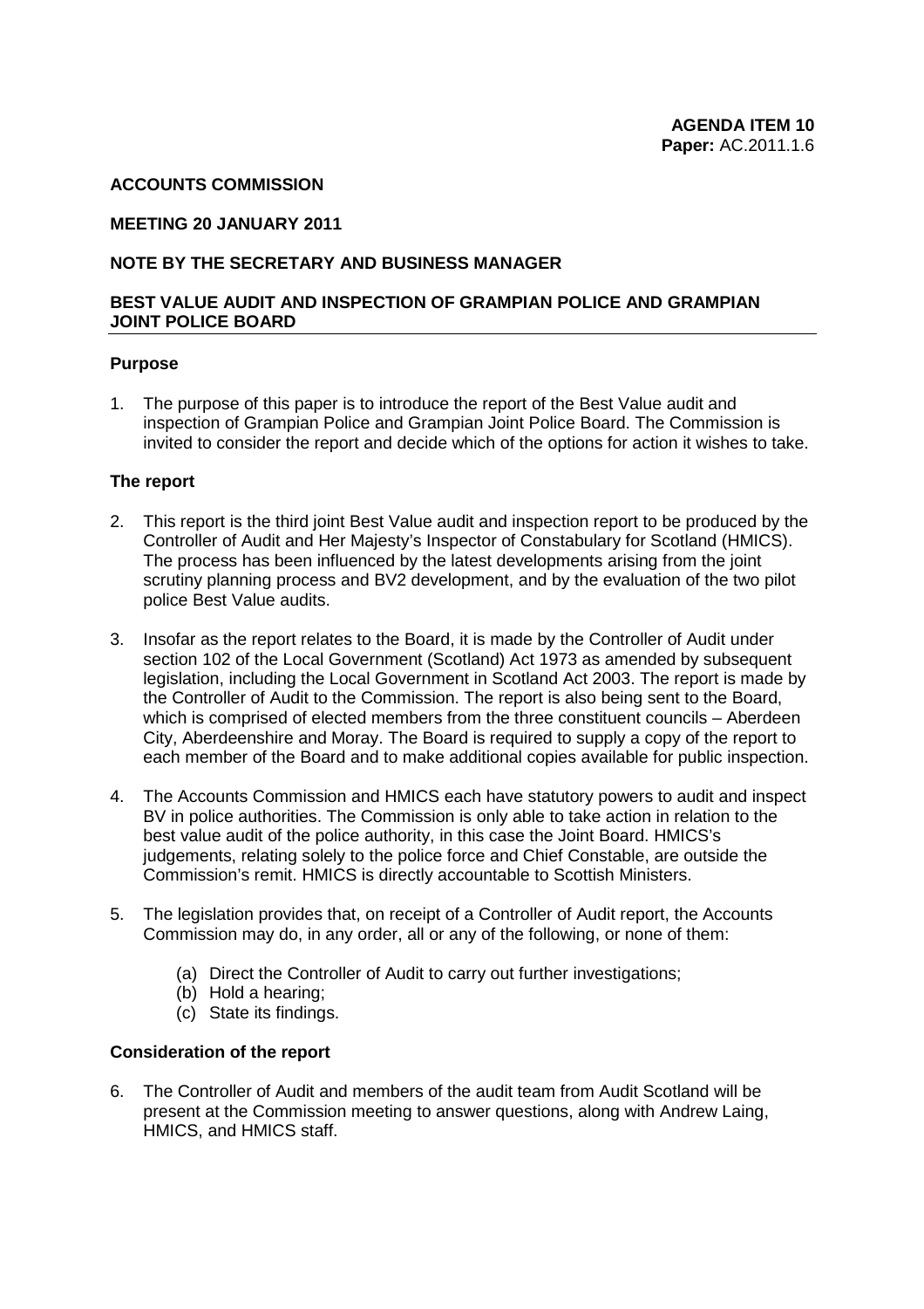**AGENDA ITEM 10**
**Paper:** AC.2011.1.6

**ACCOUNTS COMMISSION**

**MEETING 20 JANUARY 2011**

**NOTE BY THE SECRETARY AND BUSINESS MANAGER**

**BEST VALUE AUDIT AND INSPECTION OF GRAMPIAN POLICE AND GRAMPIAN JOINT POLICE BOARD**

**Purpose**

1. The purpose of this paper is to introduce the report of the Best Value audit and inspection of Grampian Police and Grampian Joint Police Board. The Commission is invited to consider the report and decide which of the options for action it wishes to take.

**The report**

2. This report is the third joint Best Value audit and inspection report to be produced by the Controller of Audit and Her Majesty's Inspector of Constabulary for Scotland (HMICS). The process has been influenced by the latest developments arising from the joint scrutiny planning process and BV2 development, and by the evaluation of the two pilot police Best Value audits.

3. Insofar as the report relates to the Board, it is made by the Controller of Audit under section 102 of the Local Government (Scotland) Act 1973 as amended by subsequent legislation, including the Local Government in Scotland Act 2003. The report is made by the Controller of Audit to the Commission. The report is also being sent to the Board, which is comprised of elected members from the three constituent councils – Aberdeen City, Aberdeenshire and Moray. The Board is required to supply a copy of the report to each member of the Board and to make additional copies available for public inspection.

4. The Accounts Commission and HMICS each have statutory powers to audit and inspect BV in police authorities. The Commission is only able to take action in relation to the best value audit of the police authority, in this case the Joint Board. HMICS's judgements, relating solely to the police force and Chief Constable, are outside the Commission's remit. HMICS is directly accountable to Scottish Ministers.

5. The legislation provides that, on receipt of a Controller of Audit report, the Accounts Commission may do, in any order, all or any of the following, or none of them:

   (a) Direct the Controller of Audit to carry out further investigations;
   (b) Hold a hearing;
   (c) State its findings.

**Consideration of the report**

6. The Controller of Audit and members of the audit team from Audit Scotland will be present at the Commission meeting to answer questions, along with Andrew Laing, HMICS, and HMICS staff.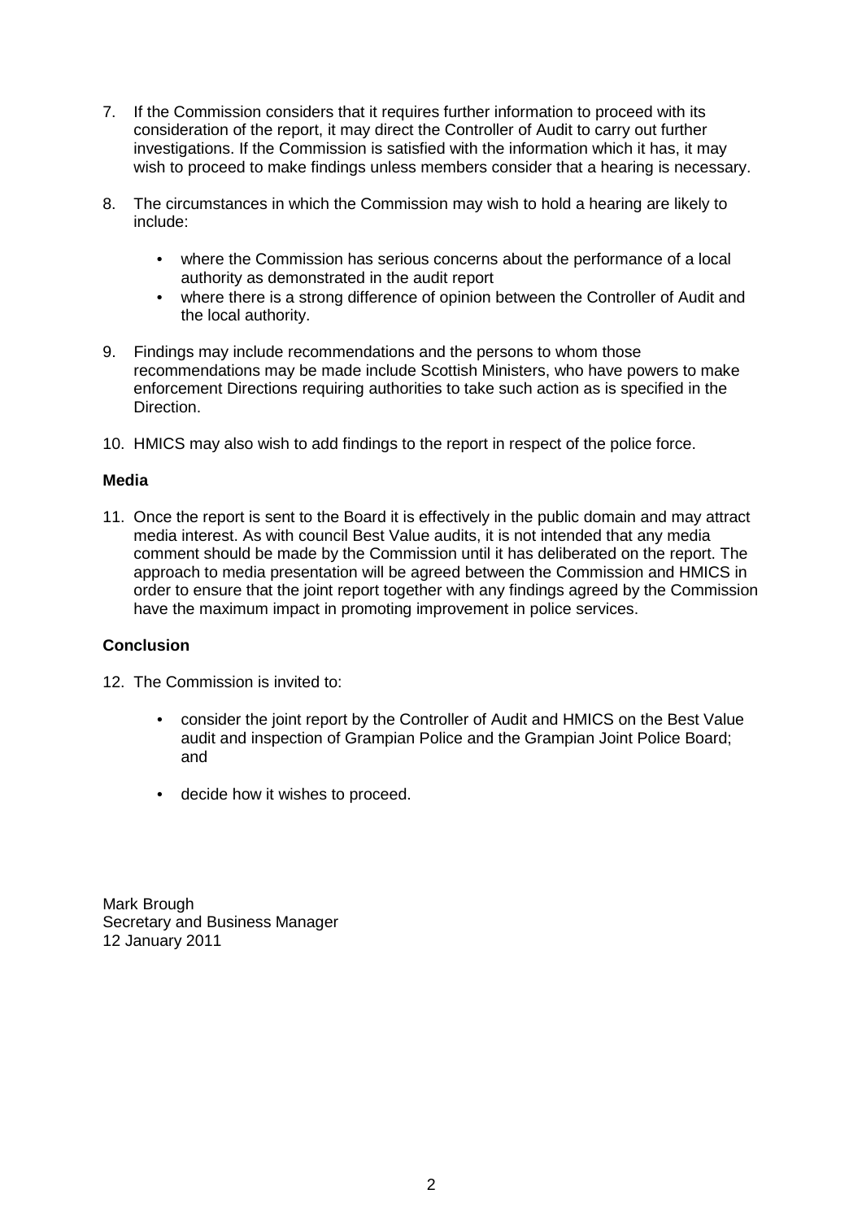7. If the Commission considers that it requires further information to proceed with its consideration of the report, it may direct the Controller of Audit to carry out further investigations. If the Commission is satisfied with the information which it has, it may wish to proceed to make findings unless members consider that a hearing is necessary.

8. The circumstances in which the Commission may wish to hold a hearing are likely to include:

   - where the Commission has serious concerns about the performance of a local authority as demonstrated in the audit report
   - where there is a strong difference of opinion between the Controller of Audit and the local authority.

9. Findings may include recommendations and the persons to whom those recommendations may be made include Scottish Ministers, who have powers to make enforcement Directions requiring authorities to take such action as is specified in the Direction.

10. HMICS may also wish to add findings to the report in respect of the police force.

**Media**

11. Once the report is sent to the Board it is effectively in the public domain and may attract media interest. As with council Best Value audits, it is not intended that any media comment should be made by the Commission until it has deliberated on the report. The approach to media presentation will be agreed between the Commission and HMICS in order to ensure that the joint report together with any findings agreed by the Commission have the maximum impact in promoting improvement in police services.

**Conclusion**

12. The Commission is invited to:

   - consider the joint report by the Controller of Audit and HMICS on the Best Value audit and inspection of Grampian Police and the Grampian Joint Police Board; and
   - decide how it wishes to proceed.

Mark Brough
Secretary and Business Manager
12 January 2011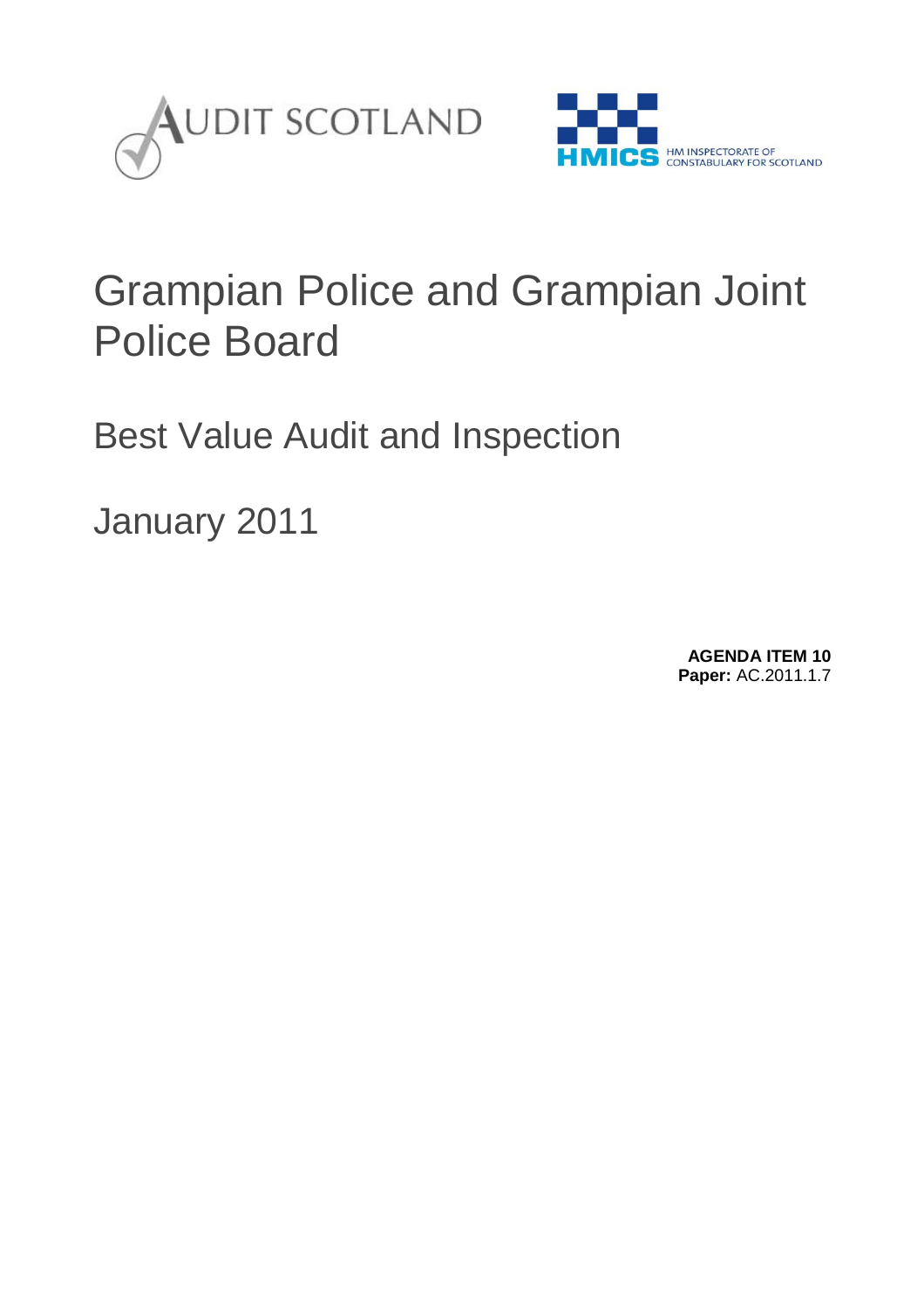AUDIT SCOTLAND

HMICS HM INSPECTORATE OF CONSTABULARY FOR SCOTLAND

# Grampian Police and Grampian Joint Police Board

## Best Value Audit and Inspection

## January 2011

**AGENDA ITEM 10**
**Paper:** AC.2011.1.7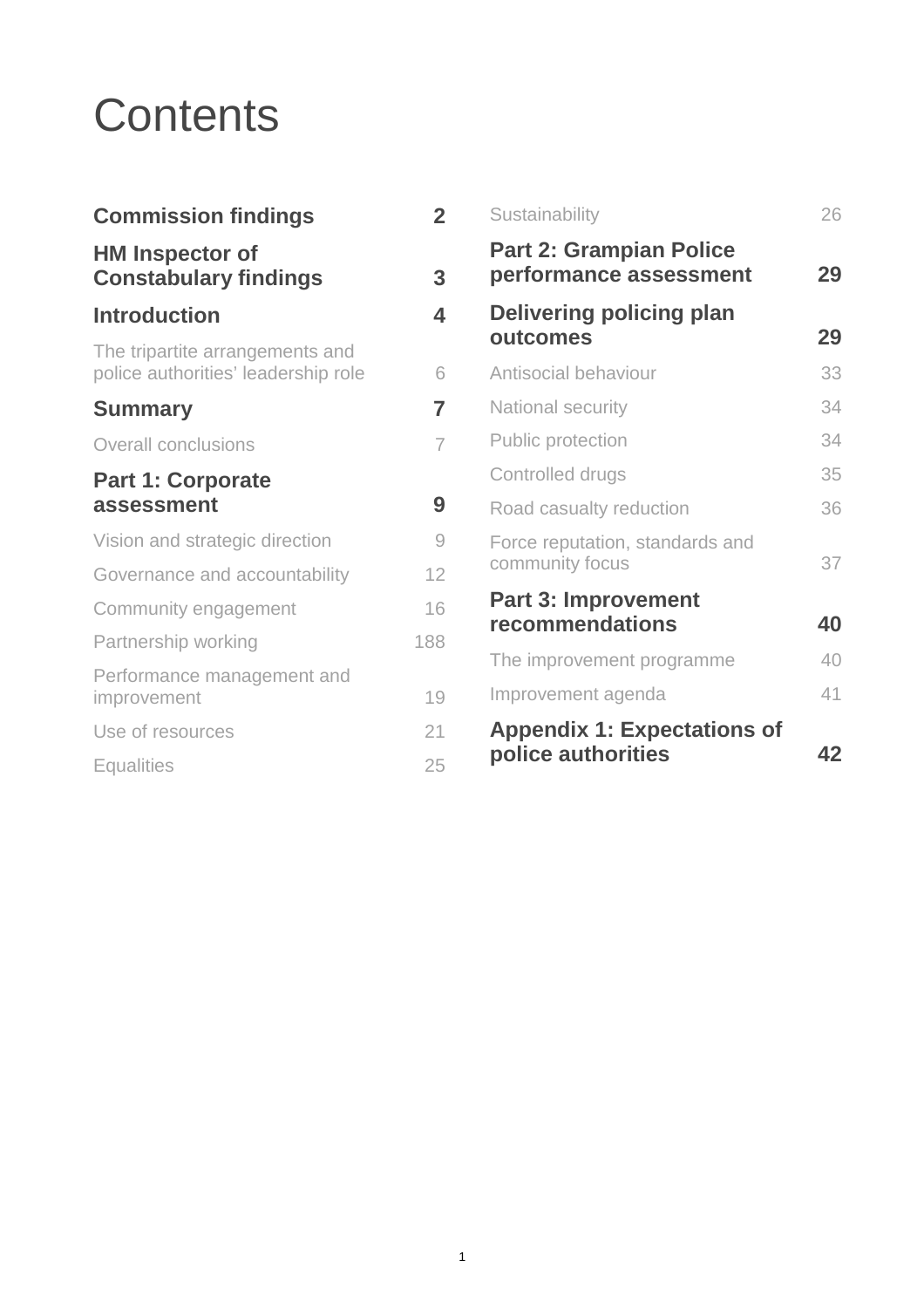# Contents

| | |
|---|---|
| **Commission findings** | **2** |
| **HM Inspector of Constabulary findings** | **3** |
| **Introduction** | **4** |
| The tripartite arrangements and police authorities' leadership role | 6 |
| **Summary** | **7** |
| Overall conclusions | 7 |
| **Part 1: Corporate assessment** | **9** |
| Vision and strategic direction | 9 |
| Governance and accountability | 12 |
| Community engagement | 16 |
| Partnership working | 188 |
| Performance management and improvement | 19 |
| Use of resources | 21 |
| Equalities | 25 |
| Sustainability | 26 |
| **Part 2: Grampian Police performance assessment** | **29** |
| **Delivering policing plan outcomes** | **29** |
| Antisocial behaviour | 33 |
| National security | 34 |
| Public protection | 34 |
| Controlled drugs | 35 |
| Road casualty reduction | 36 |
| Force reputation, standards and community focus | 37 |
| **Part 3: Improvement recommendations** | **40** |
| The improvement programme | 40 |
| Improvement agenda | 41 |
| **Appendix 1: Expectations of police authorities** | **42** |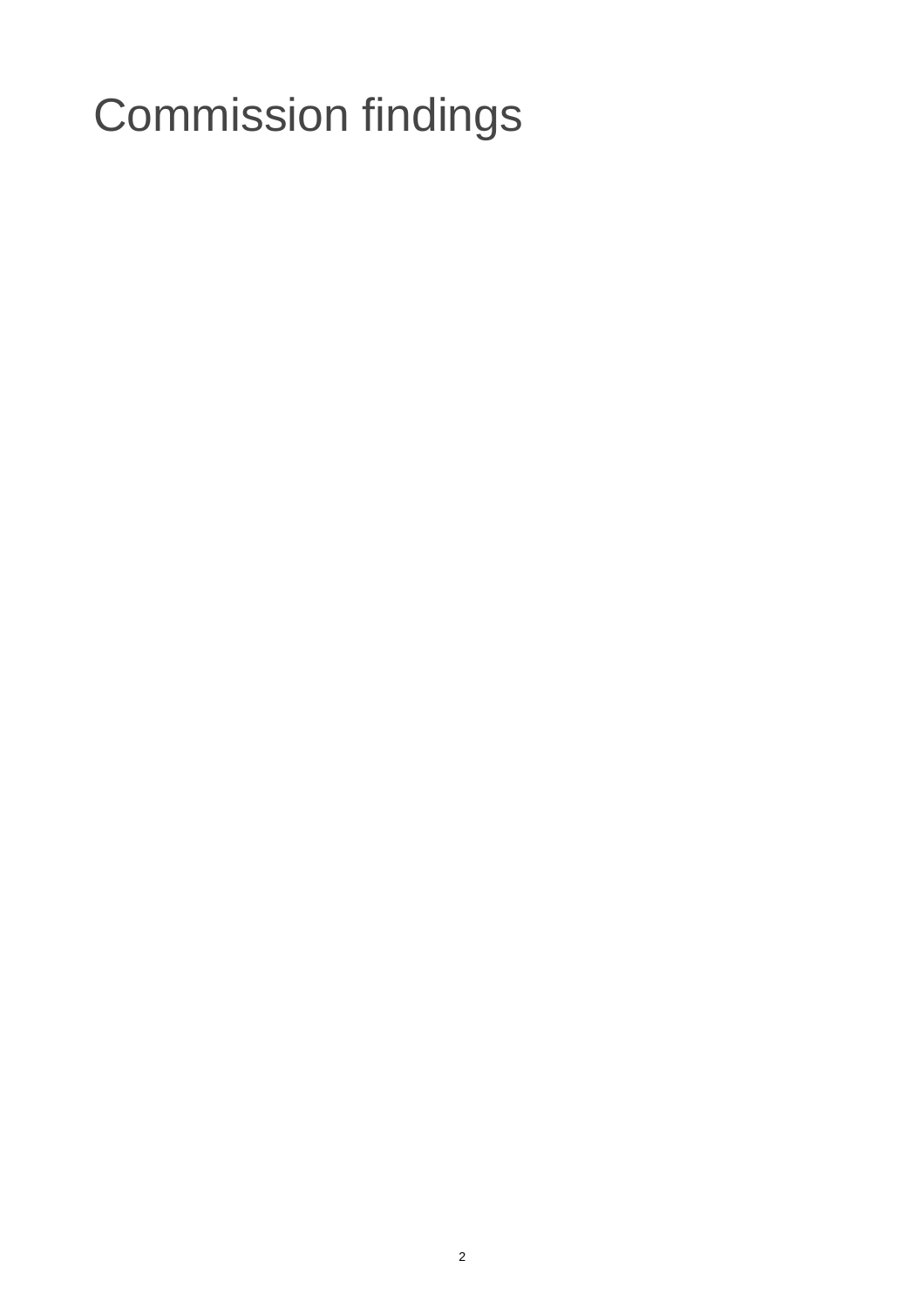# Commission findings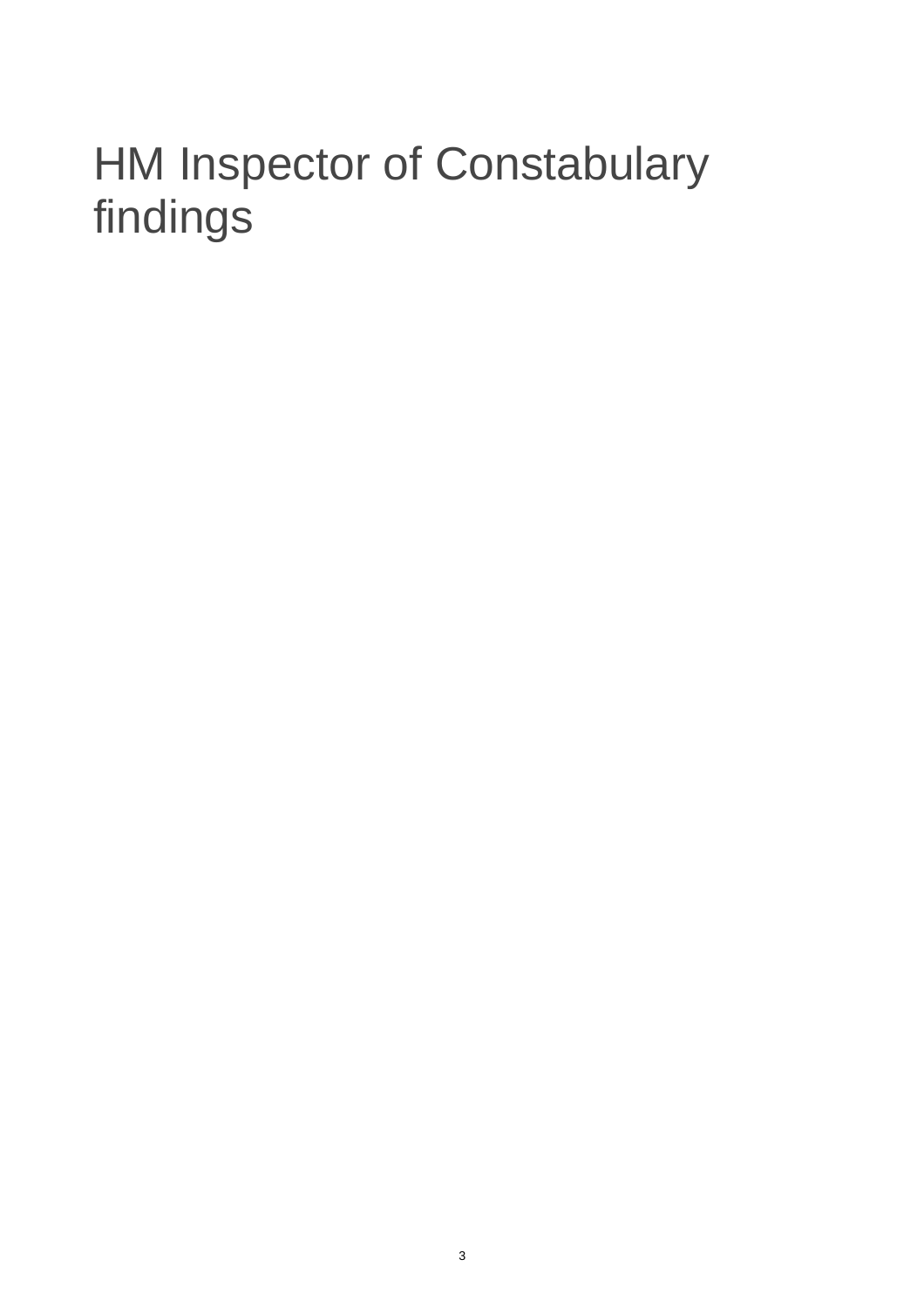# HM Inspector of Constabulary findings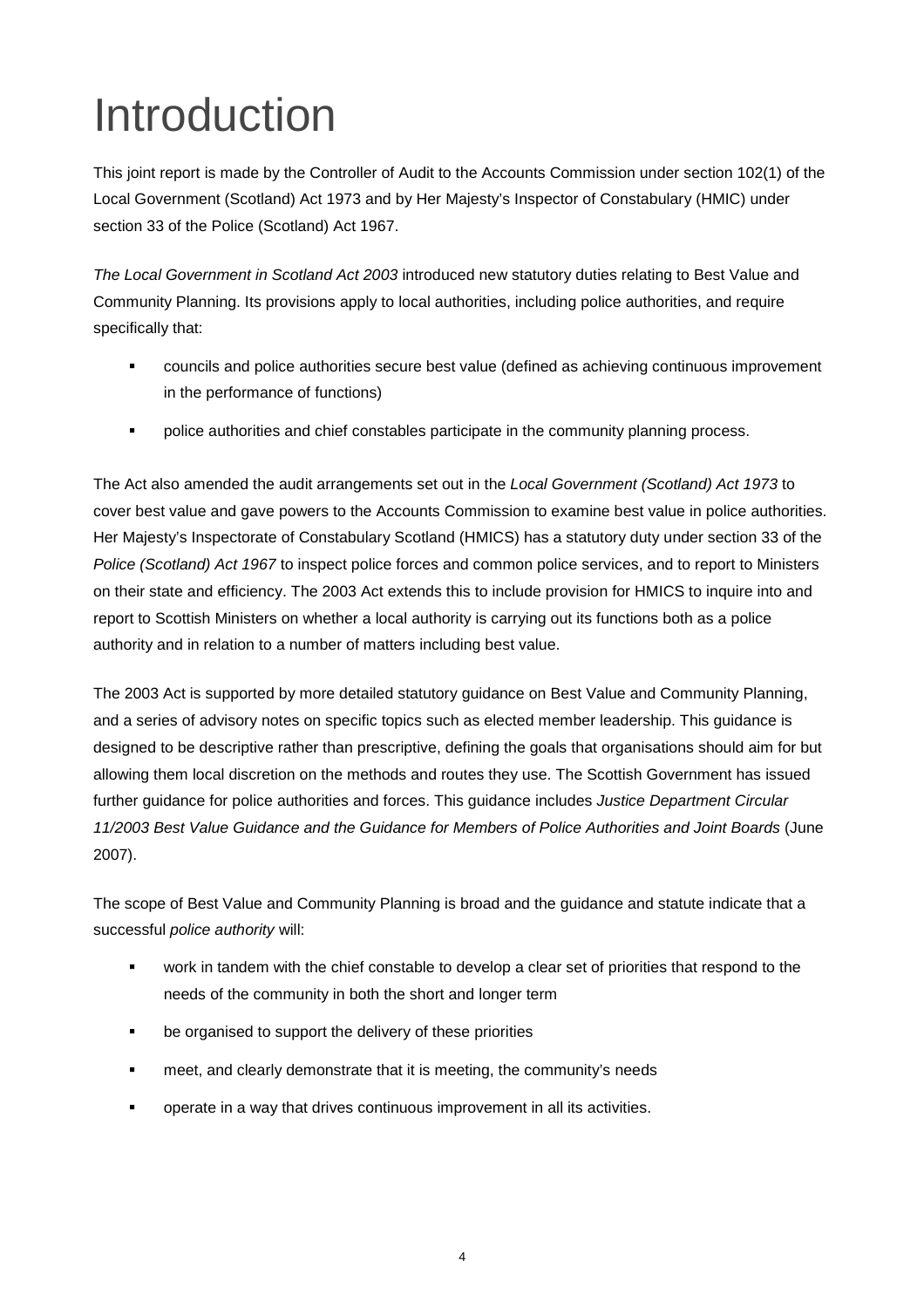# Introduction

This joint report is made by the Controller of Audit to the Accounts Commission under section 102(1) of the Local Government (Scotland) Act 1973 and by Her Majesty's Inspector of Constabulary (HMIC) under section 33 of the Police (Scotland) Act 1967.

*The Local Government in Scotland Act 2003* introduced new statutory duties relating to Best Value and Community Planning. Its provisions apply to local authorities, including police authorities, and require specifically that:

- councils and police authorities secure best value (defined as achieving continuous improvement in the performance of functions)
- police authorities and chief constables participate in the community planning process.

The Act also amended the audit arrangements set out in the *Local Government (Scotland) Act 1973* to cover best value and gave powers to the Accounts Commission to examine best value in police authorities. Her Majesty's Inspectorate of Constabulary Scotland (HMICS) has a statutory duty under section 33 of the *Police (Scotland) Act 1967* to inspect police forces and common police services, and to report to Ministers on their state and efficiency. The 2003 Act extends this to include provision for HMICS to inquire into and report to Scottish Ministers on whether a local authority is carrying out its functions both as a police authority and in relation to a number of matters including best value.

The 2003 Act is supported by more detailed statutory guidance on Best Value and Community Planning, and a series of advisory notes on specific topics such as elected member leadership. This guidance is designed to be descriptive rather than prescriptive, defining the goals that organisations should aim for but allowing them local discretion on the methods and routes they use. The Scottish Government has issued further guidance for police authorities and forces. This guidance includes *Justice Department Circular 11/2003 Best Value Guidance and the Guidance for Members of Police Authorities and Joint Boards* (June 2007).

The scope of Best Value and Community Planning is broad and the guidance and statute indicate that a successful *police authority* will:

- work in tandem with the chief constable to develop a clear set of priorities that respond to the needs of the community in both the short and longer term
- be organised to support the delivery of these priorities
- meet, and clearly demonstrate that it is meeting, the community's needs
- operate in a way that drives continuous improvement in all its activities.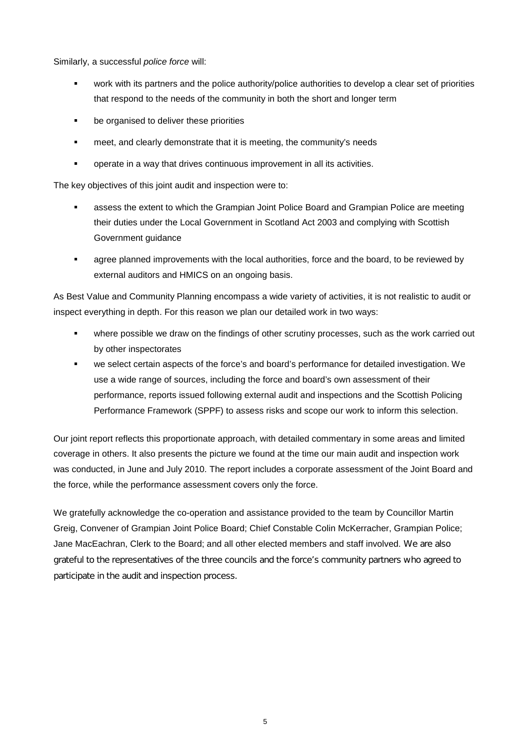Similarly, a successful *police force* will:

- work with its partners and the police authority/police authorities to develop a clear set of priorities that respond to the needs of the community in both the short and longer term
- be organised to deliver these priorities
- meet, and clearly demonstrate that it is meeting, the community's needs
- operate in a way that drives continuous improvement in all its activities.

The key objectives of this joint audit and inspection were to:

- assess the extent to which the Grampian Joint Police Board and Grampian Police are meeting their duties under the Local Government in Scotland Act 2003 and complying with Scottish Government guidance
- agree planned improvements with the local authorities, force and the board, to be reviewed by external auditors and HMICS on an ongoing basis.

As Best Value and Community Planning encompass a wide variety of activities, it is not realistic to audit or inspect everything in depth. For this reason we plan our detailed work in two ways:

- where possible we draw on the findings of other scrutiny processes, such as the work carried out by other inspectorates
- we select certain aspects of the force's and board's performance for detailed investigation. We use a wide range of sources, including the force and board's own assessment of their performance, reports issued following external audit and inspections and the Scottish Policing Performance Framework (SPPF) to assess risks and scope our work to inform this selection.

Our joint report reflects this proportionate approach, with detailed commentary in some areas and limited coverage in others. It also presents the picture we found at the time our main audit and inspection work was conducted, in June and July 2010. The report includes a corporate assessment of the Joint Board and the force, while the performance assessment covers only the force.

We gratefully acknowledge the co-operation and assistance provided to the team by Councillor Martin Greig, Convener of Grampian Joint Police Board; Chief Constable Colin McKerracher, Grampian Police; Jane MacEachran, Clerk to the Board; and all other elected members and staff involved. We are also grateful to the representatives of the three councils and the force's community partners who agreed to participate in the audit and inspection process.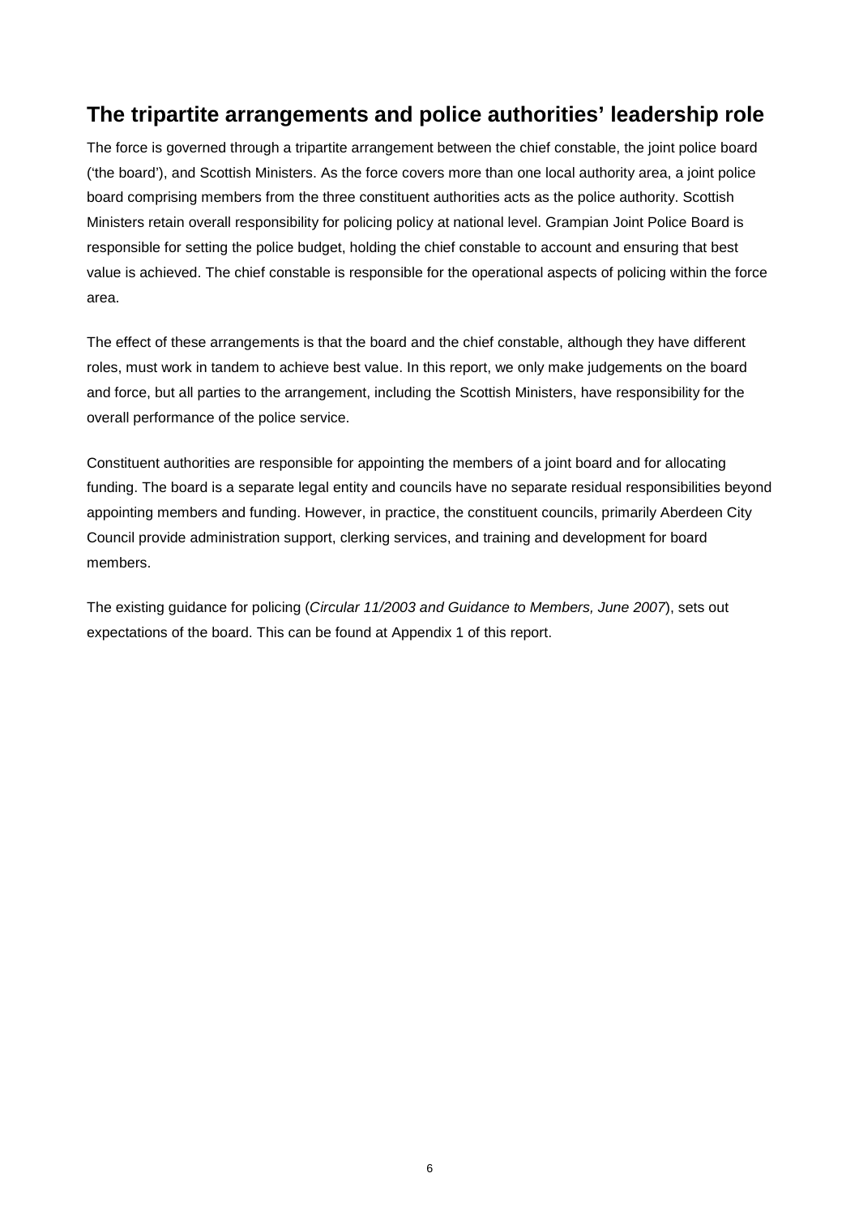## The tripartite arrangements and police authorities' leadership role

The force is governed through a tripartite arrangement between the chief constable, the joint police board ('the board'), and Scottish Ministers. As the force covers more than one local authority area, a joint police board comprising members from the three constituent authorities acts as the police authority. Scottish Ministers retain overall responsibility for policing policy at national level. Grampian Joint Police Board is responsible for setting the police budget, holding the chief constable to account and ensuring that best value is achieved. The chief constable is responsible for the operational aspects of policing within the force area.

The effect of these arrangements is that the board and the chief constable, although they have different roles, must work in tandem to achieve best value. In this report, we only make judgements on the board and force, but all parties to the arrangement, including the Scottish Ministers, have responsibility for the overall performance of the police service.

Constituent authorities are responsible for appointing the members of a joint board and for allocating funding. The board is a separate legal entity and councils have no separate residual responsibilities beyond appointing members and funding. However, in practice, the constituent councils, primarily Aberdeen City Council provide administration support, clerking services, and training and development for board members.

The existing guidance for policing (*Circular 11/2003 and Guidance to Members, June 2007*), sets out expectations of the board. This can be found at Appendix 1 of this report.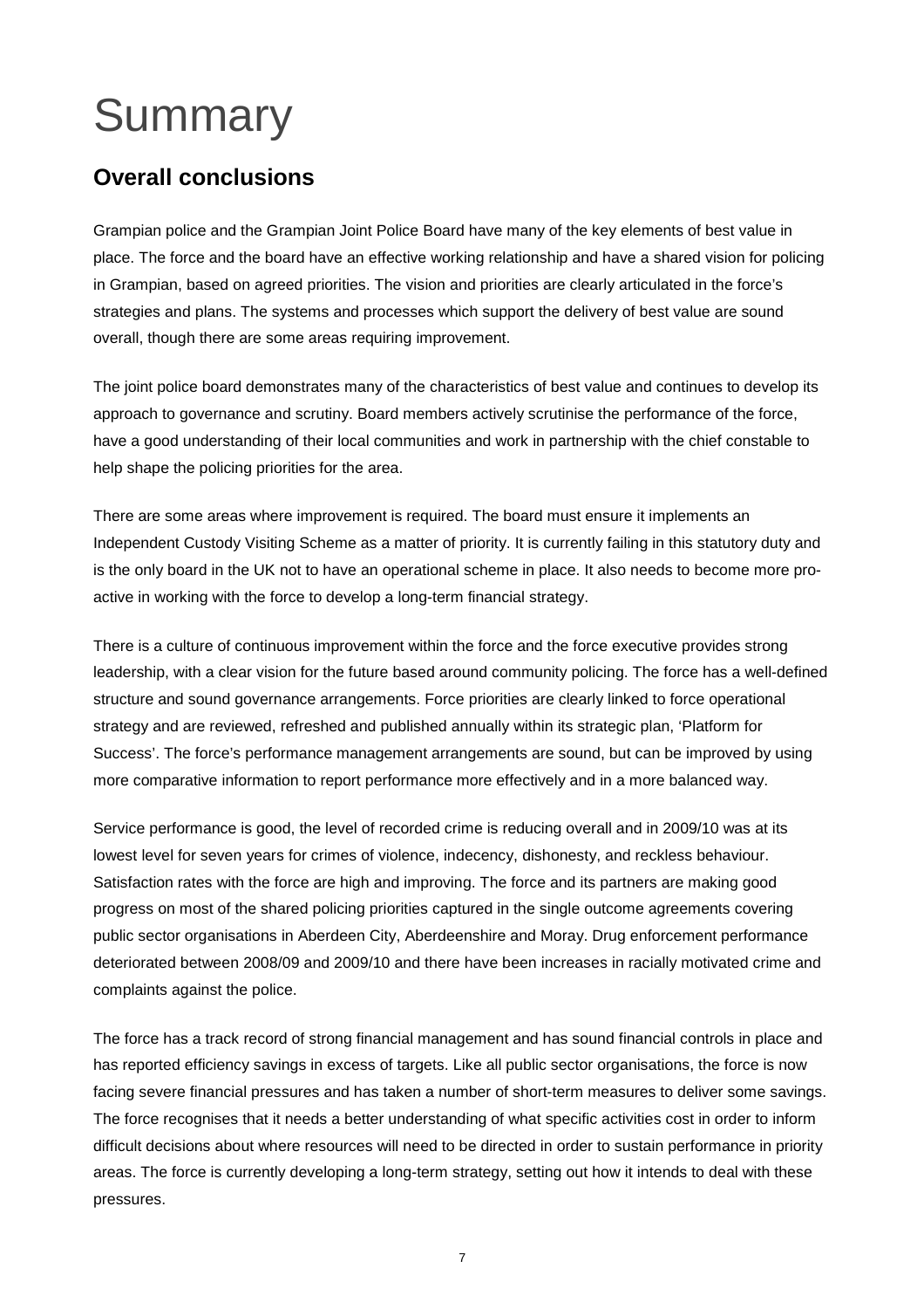# Summary

## Overall conclusions

Grampian police and the Grampian Joint Police Board have many of the key elements of best value in place. The force and the board have an effective working relationship and have a shared vision for policing in Grampian, based on agreed priorities. The vision and priorities are clearly articulated in the force's strategies and plans. The systems and processes which support the delivery of best value are sound overall, though there are some areas requiring improvement.

The joint police board demonstrates many of the characteristics of best value and continues to develop its approach to governance and scrutiny. Board members actively scrutinise the performance of the force, have a good understanding of their local communities and work in partnership with the chief constable to help shape the policing priorities for the area.

There are some areas where improvement is required. The board must ensure it implements an Independent Custody Visiting Scheme as a matter of priority. It is currently failing in this statutory duty and is the only board in the UK not to have an operational scheme in place. It also needs to become more pro-active in working with the force to develop a long-term financial strategy.

There is a culture of continuous improvement within the force and the force executive provides strong leadership, with a clear vision for the future based around community policing. The force has a well-defined structure and sound governance arrangements. Force priorities are clearly linked to force operational strategy and are reviewed, refreshed and published annually within its strategic plan, 'Platform for Success'. The force's performance management arrangements are sound, but can be improved by using more comparative information to report performance more effectively and in a more balanced way.

Service performance is good, the level of recorded crime is reducing overall and in 2009/10 was at its lowest level for seven years for crimes of violence, indecency, dishonesty, and reckless behaviour. Satisfaction rates with the force are high and improving. The force and its partners are making good progress on most of the shared policing priorities captured in the single outcome agreements covering public sector organisations in Aberdeen City, Aberdeenshire and Moray. Drug enforcement performance deteriorated between 2008/09 and 2009/10 and there have been increases in racially motivated crime and complaints against the police.

The force has a track record of strong financial management and has sound financial controls in place and has reported efficiency savings in excess of targets. Like all public sector organisations, the force is now facing severe financial pressures and has taken a number of short-term measures to deliver some savings. The force recognises that it needs a better understanding of what specific activities cost in order to inform difficult decisions about where resources will need to be directed in order to sustain performance in priority areas. The force is currently developing a long-term strategy, setting out how it intends to deal with these pressures.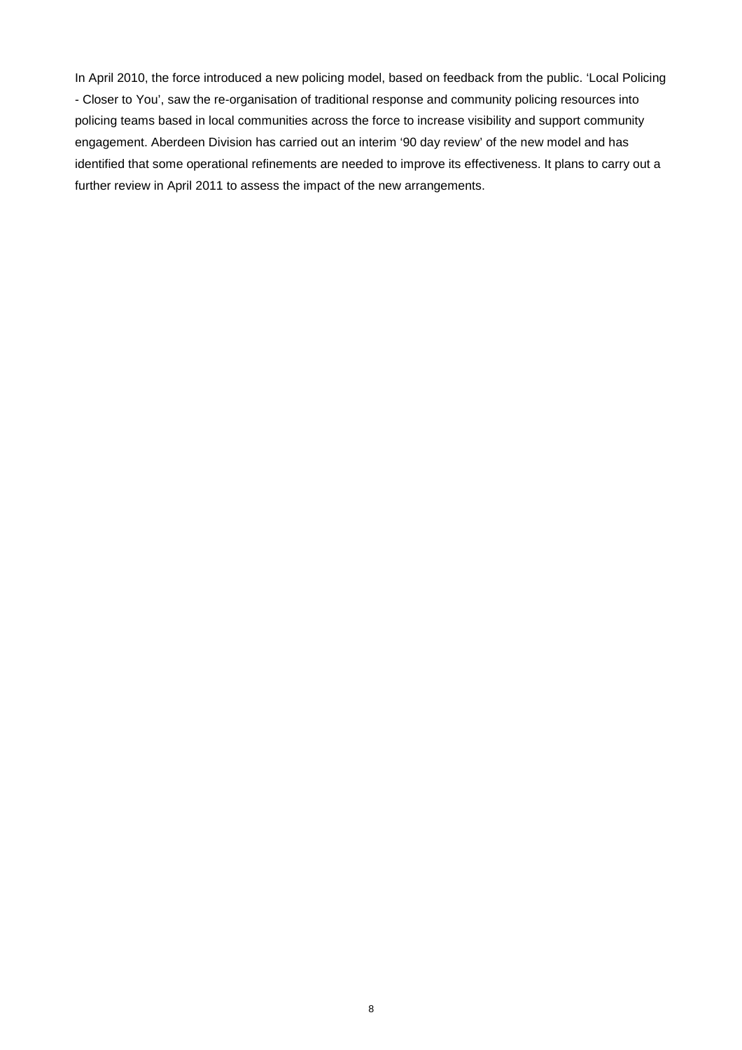In April 2010, the force introduced a new policing model, based on feedback from the public. 'Local Policing - Closer to You', saw the re-organisation of traditional response and community policing resources into policing teams based in local communities across the force to increase visibility and support community engagement. Aberdeen Division has carried out an interim '90 day review' of the new model and has identified that some operational refinements are needed to improve its effectiveness. It plans to carry out a further review in April 2011 to assess the impact of the new arrangements.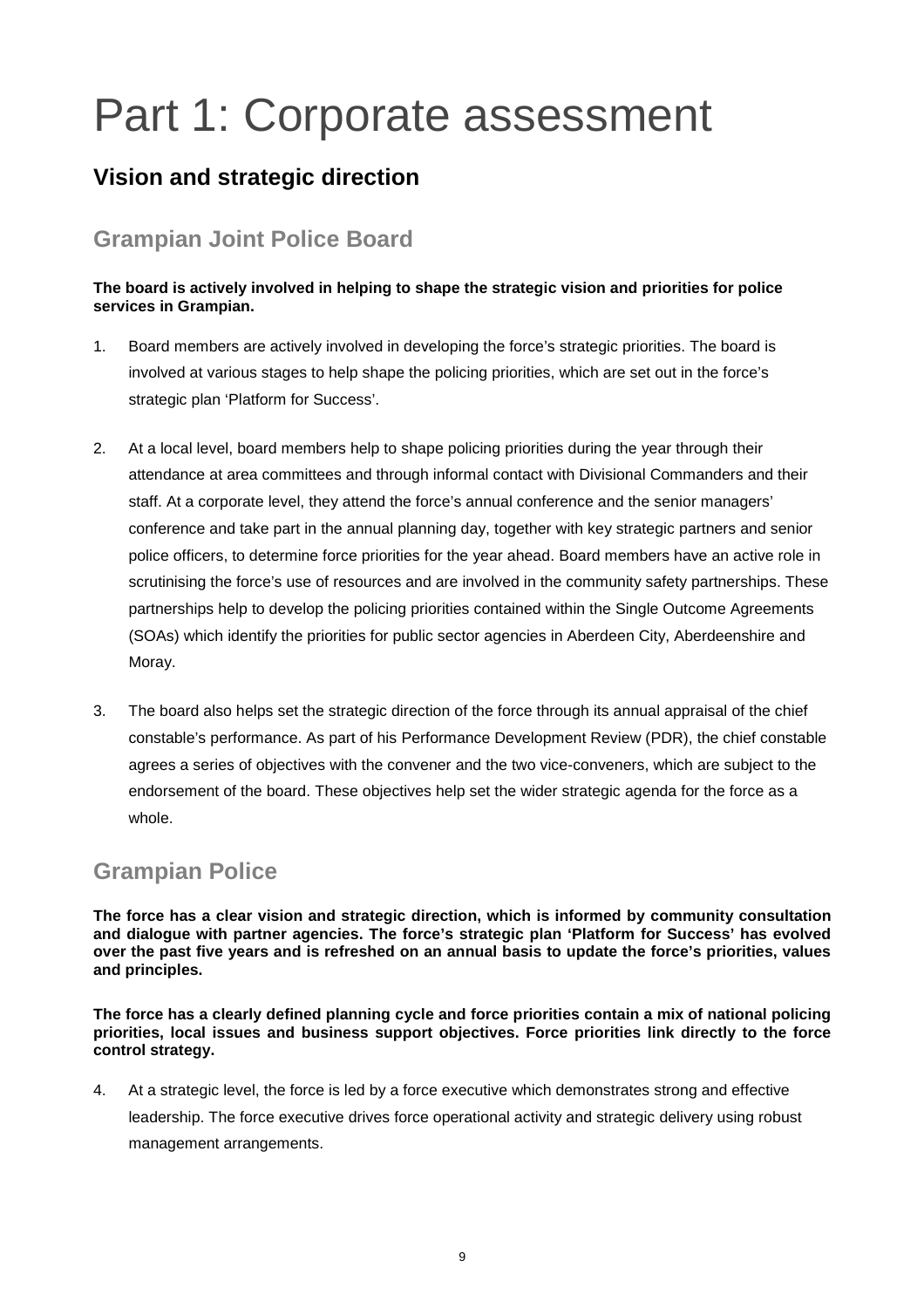# Part 1: Corporate assessment

## Vision and strategic direction

### Grampian Joint Police Board

**The board is actively involved in helping to shape the strategic vision and priorities for police services in Grampian.**

1. Board members are actively involved in developing the force's strategic priorities. The board is involved at various stages to help shape the policing priorities, which are set out in the force's strategic plan 'Platform for Success'.

2. At a local level, board members help to shape policing priorities during the year through their attendance at area committees and through informal contact with Divisional Commanders and their staff. At a corporate level, they attend the force's annual conference and the senior managers' conference and take part in the annual planning day, together with key strategic partners and senior police officers, to determine force priorities for the year ahead. Board members have an active role in scrutinising the force's use of resources and are involved in the community safety partnerships. These partnerships help to develop the policing priorities contained within the Single Outcome Agreements (SOAs) which identify the priorities for public sector agencies in Aberdeen City, Aberdeenshire and Moray.

3. The board also helps set the strategic direction of the force through its annual appraisal of the chief constable's performance. As part of his Performance Development Review (PDR), the chief constable agrees a series of objectives with the convener and the two vice-conveners, which are subject to the endorsement of the board. These objectives help set the wider strategic agenda for the force as a whole.

### Grampian Police

**The force has a clear vision and strategic direction, which is informed by community consultation and dialogue with partner agencies. The force's strategic plan 'Platform for Success' has evolved over the past five years and is refreshed on an annual basis to update the force's priorities, values and principles.**

**The force has a clearly defined planning cycle and force priorities contain a mix of national policing priorities, local issues and business support objectives. Force priorities link directly to the force control strategy.**

4. At a strategic level, the force is led by a force executive which demonstrates strong and effective leadership. The force executive drives force operational activity and strategic delivery using robust management arrangements.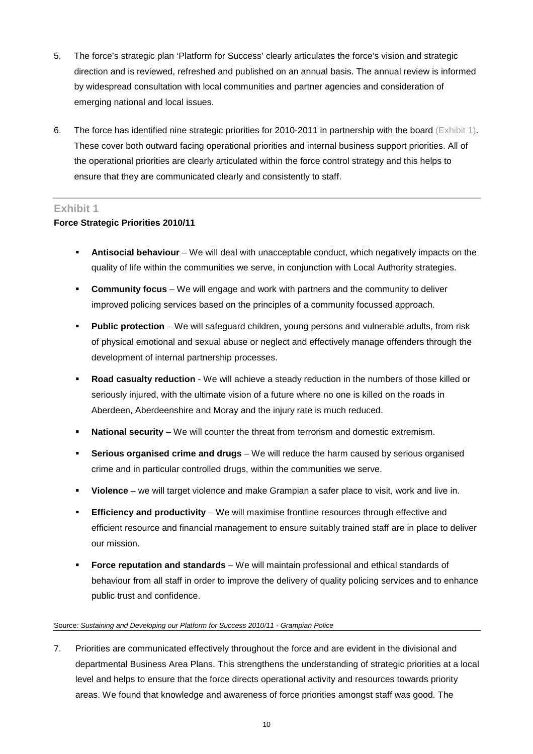5. The force's strategic plan 'Platform for Success' clearly articulates the force's vision and strategic direction and is reviewed, refreshed and published on an annual basis. The annual review is informed by widespread consultation with local communities and partner agencies and consideration of emerging national and local issues.

6. The force has identified nine strategic priorities for 2010-2011 in partnership with the board (Exhibit 1). These cover both outward facing operational priorities and internal business support priorities. All of the operational priorities are clearly articulated within the force control strategy and this helps to ensure that they are communicated clearly and consistently to staff.

## Exhibit 1

**Force Strategic Priorities 2010/11**

- **Antisocial behaviour** – We will deal with unacceptable conduct, which negatively impacts on the quality of life within the communities we serve, in conjunction with Local Authority strategies.
- **Community focus** – We will engage and work with partners and the community to deliver improved policing services based on the principles of a community focussed approach.
- **Public protection** – We will safeguard children, young persons and vulnerable adults, from risk of physical emotional and sexual abuse or neglect and effectively manage offenders through the development of internal partnership processes.
- **Road casualty reduction** - We will achieve a steady reduction in the numbers of those killed or seriously injured, with the ultimate vision of a future where no one is killed on the roads in Aberdeen, Aberdeenshire and Moray and the injury rate is much reduced.
- **National security** – We will counter the threat from terrorism and domestic extremism.
- **Serious organised crime and drugs** – We will reduce the harm caused by serious organised crime and in particular controlled drugs, within the communities we serve.
- **Violence** – we will target violence and make Grampian a safer place to visit, work and live in.
- **Efficiency and productivity** – We will maximise frontline resources through effective and efficient resource and financial management to ensure suitably trained staff are in place to deliver our mission.
- **Force reputation and standards** – We will maintain professional and ethical standards of behaviour from all staff in order to improve the delivery of quality policing services and to enhance public trust and confidence.

Source*: Sustaining and Developing our Platform for Success 2010/11 - Grampian Police*

7. Priorities are communicated effectively throughout the force and are evident in the divisional and departmental Business Area Plans. This strengthens the understanding of strategic priorities at a local level and helps to ensure that the force directs operational activity and resources towards priority areas. We found that knowledge and awareness of force priorities amongst staff was good. The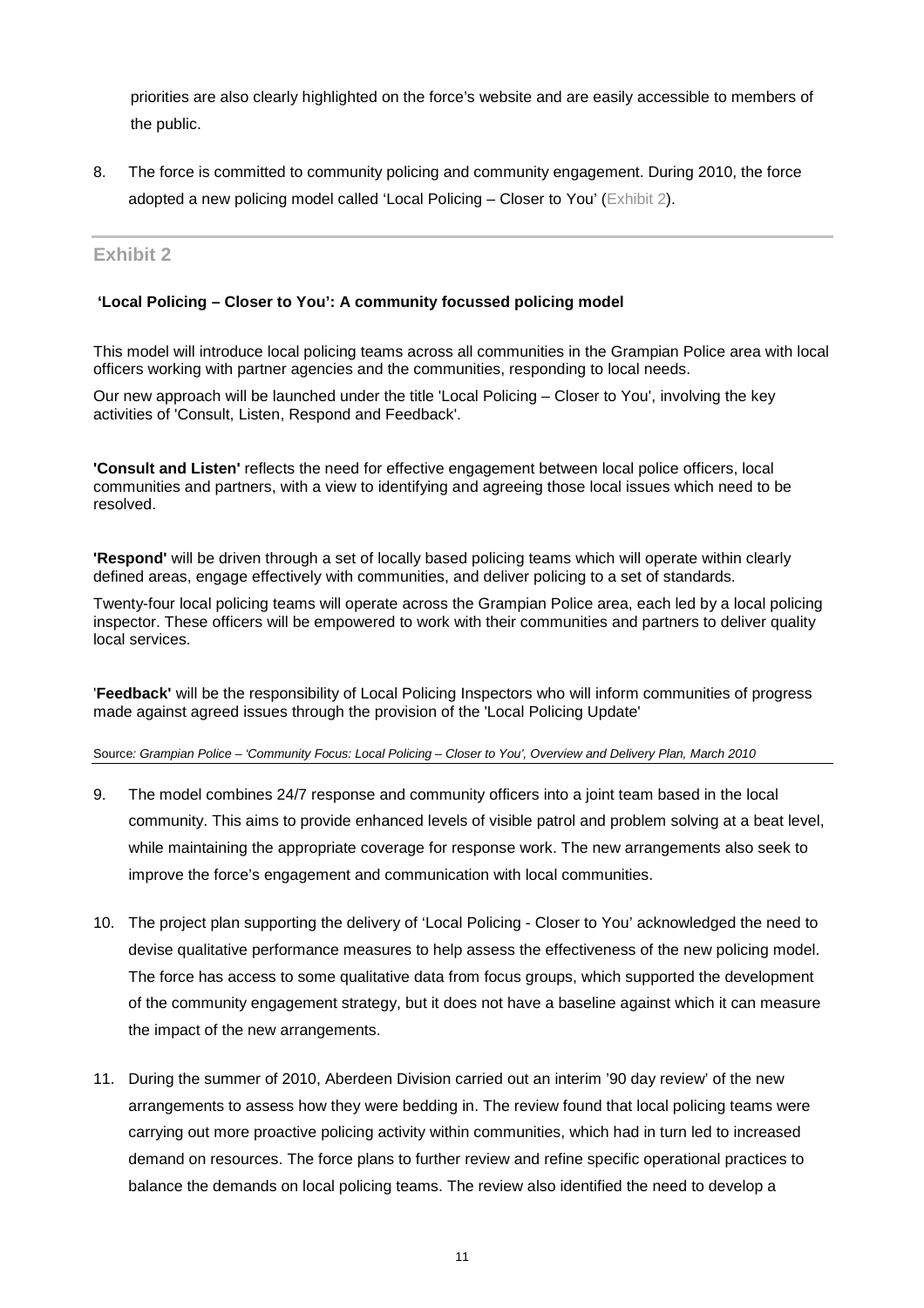priorities are also clearly highlighted on the force's website and are easily accessible to members of the public.

8. The force is committed to community policing and community engagement. During 2010, the force adopted a new policing model called 'Local Policing – Closer to You' (Exhibit 2).

## Exhibit 2

**'Local Policing – Closer to You': A community focussed policing model**

This model will introduce local policing teams across all communities in the Grampian Police area with local officers working with partner agencies and the communities, responding to local needs.

Our new approach will be launched under the title 'Local Policing – Closer to You', involving the key activities of 'Consult, Listen, Respond and Feedback'.

**'Consult and Listen'** reflects the need for effective engagement between local police officers, local communities and partners, with a view to identifying and agreeing those local issues which need to be resolved.

**'Respond'** will be driven through a set of locally based policing teams which will operate within clearly defined areas, engage effectively with communities, and deliver policing to a set of standards.

Twenty-four local policing teams will operate across the Grampian Police area, each led by a local policing inspector. These officers will be empowered to work with their communities and partners to deliver quality local services.

'**Feedback'** will be the responsibility of Local Policing Inspectors who will inform communities of progress made against agreed issues through the provision of the 'Local Policing Update'

Source*: Grampian Police – 'Community Focus: Local Policing – Closer to You', Overview and Delivery Plan, March 2010*

9. The model combines 24/7 response and community officers into a joint team based in the local community. This aims to provide enhanced levels of visible patrol and problem solving at a beat level, while maintaining the appropriate coverage for response work. The new arrangements also seek to improve the force's engagement and communication with local communities.

10. The project plan supporting the delivery of 'Local Policing - Closer to You' acknowledged the need to devise qualitative performance measures to help assess the effectiveness of the new policing model. The force has access to some qualitative data from focus groups, which supported the development of the community engagement strategy, but it does not have a baseline against which it can measure the impact of the new arrangements.

11. During the summer of 2010, Aberdeen Division carried out an interim '90 day review' of the new arrangements to assess how they were bedding in. The review found that local policing teams were carrying out more proactive policing activity within communities, which had in turn led to increased demand on resources. The force plans to further review and refine specific operational practices to balance the demands on local policing teams. The review also identified the need to develop a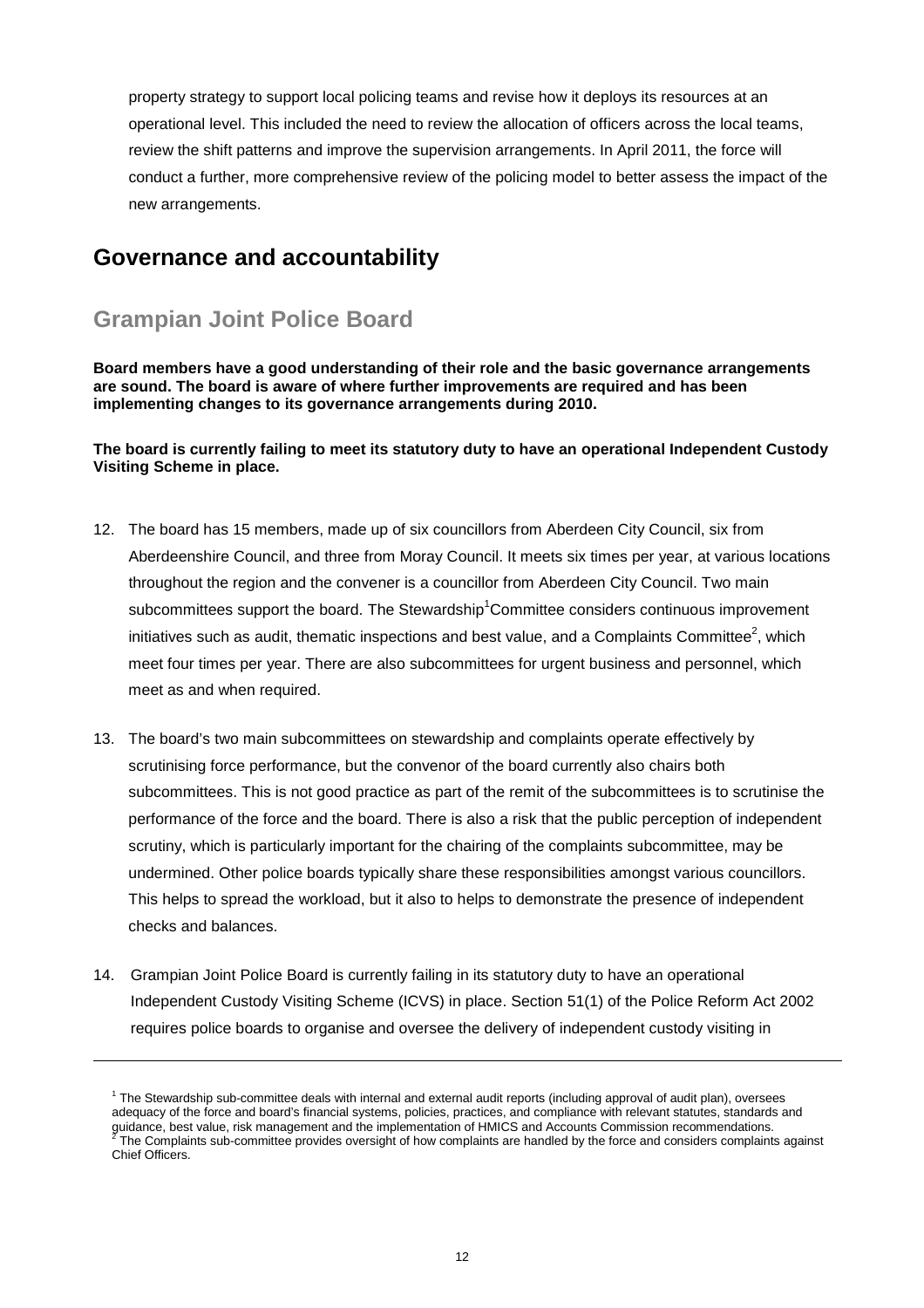property strategy to support local policing teams and revise how it deploys its resources at an operational level. This included the need to review the allocation of officers across the local teams, review the shift patterns and improve the supervision arrangements. In April 2011, the force will conduct a further, more comprehensive review of the policing model to better assess the impact of the new arrangements.

## Governance and accountability

### Grampian Joint Police Board

**Board members have a good understanding of their role and the basic governance arrangements are sound. The board is aware of where further improvements are required and has been implementing changes to its governance arrangements during 2010.**

**The board is currently failing to meet its statutory duty to have an operational Independent Custody Visiting Scheme in place.**

12. The board has 15 members, made up of six councillors from Aberdeen City Council, six from Aberdeenshire Council, and three from Moray Council. It meets six times per year, at various locations throughout the region and the convener is a councillor from Aberdeen City Council. Two main subcommittees support the board. The Stewardship[1]Committee considers continuous improvement initiatives such as audit, thematic inspections and best value, and a Complaints Committee[2], which meet four times per year. There are also subcommittees for urgent business and personnel, which meet as and when required.

13. The board's two main subcommittees on stewardship and complaints operate effectively by scrutinising force performance, but the convenor of the board currently also chairs both subcommittees. This is not good practice as part of the remit of the subcommittees is to scrutinise the performance of the force and the board. There is also a risk that the public perception of independent scrutiny, which is particularly important for the chairing of the complaints subcommittee, may be undermined. Other police boards typically share these responsibilities amongst various councillors. This helps to spread the workload, but it also to helps to demonstrate the presence of independent checks and balances.

14. Grampian Joint Police Board is currently failing in its statutory duty to have an operational Independent Custody Visiting Scheme (ICVS) in place. Section 51(1) of the Police Reform Act 2002 requires police boards to organise and oversee the delivery of independent custody visiting in

---

[1] The Stewardship sub-committee deals with internal and external audit reports (including approval of audit plan), oversees adequacy of the force and board's financial systems, policies, practices, and compliance with relevant statutes, standards and guidance, best value, risk management and the implementation of HMICS and Accounts Commission recommendations.

[2] The Complaints sub-committee provides oversight of how complaints are handled by the force and considers complaints against Chief Officers.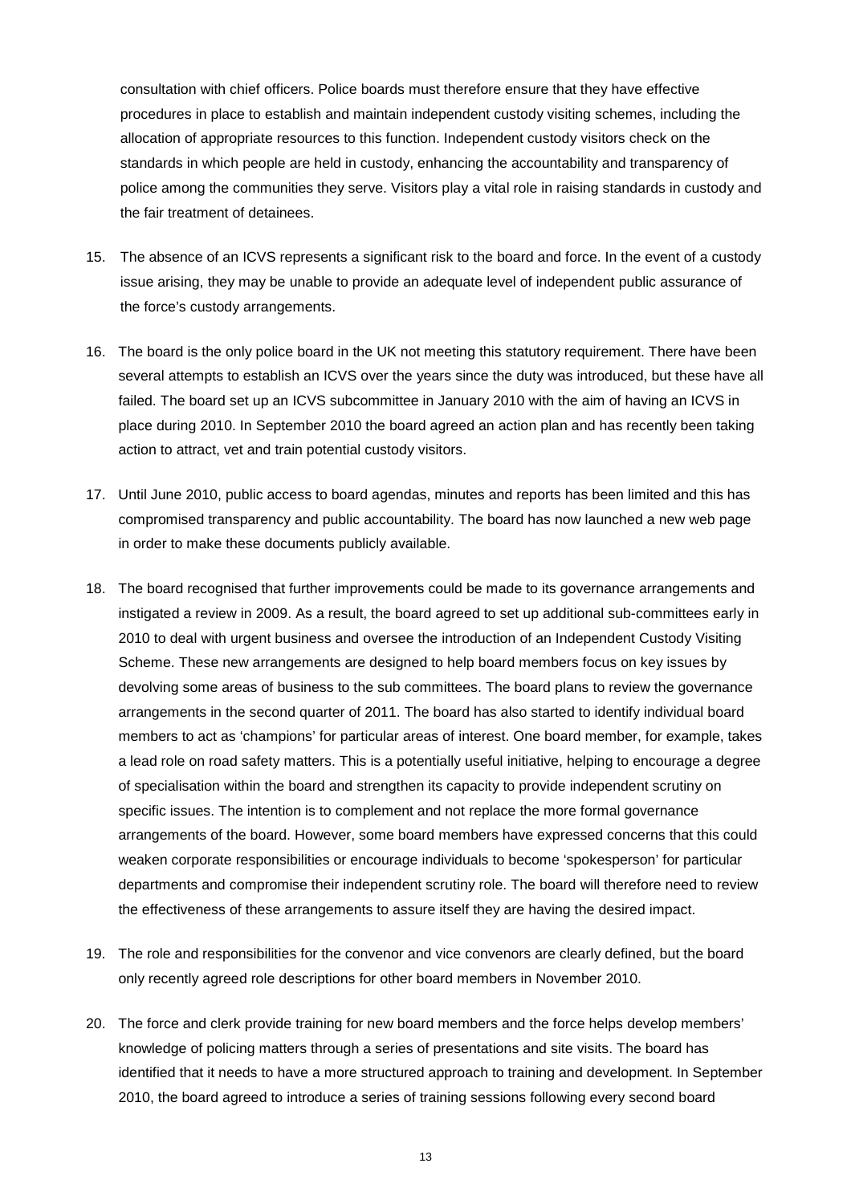consultation with chief officers. Police boards must therefore ensure that they have effective procedures in place to establish and maintain independent custody visiting schemes, including the allocation of appropriate resources to this function. Independent custody visitors check on the standards in which people are held in custody, enhancing the accountability and transparency of police among the communities they serve. Visitors play a vital role in raising standards in custody and the fair treatment of detainees.

15. The absence of an ICVS represents a significant risk to the board and force. In the event of a custody issue arising, they may be unable to provide an adequate level of independent public assurance of the force's custody arrangements.

16. The board is the only police board in the UK not meeting this statutory requirement. There have been several attempts to establish an ICVS over the years since the duty was introduced, but these have all failed. The board set up an ICVS subcommittee in January 2010 with the aim of having an ICVS in place during 2010. In September 2010 the board agreed an action plan and has recently been taking action to attract, vet and train potential custody visitors.

17. Until June 2010, public access to board agendas, minutes and reports has been limited and this has compromised transparency and public accountability. The board has now launched a new web page in order to make these documents publicly available.

18. The board recognised that further improvements could be made to its governance arrangements and instigated a review in 2009. As a result, the board agreed to set up additional sub-committees early in 2010 to deal with urgent business and oversee the introduction of an Independent Custody Visiting Scheme. These new arrangements are designed to help board members focus on key issues by devolving some areas of business to the sub committees. The board plans to review the governance arrangements in the second quarter of 2011. The board has also started to identify individual board members to act as 'champions' for particular areas of interest. One board member, for example, takes a lead role on road safety matters. This is a potentially useful initiative, helping to encourage a degree of specialisation within the board and strengthen its capacity to provide independent scrutiny on specific issues. The intention is to complement and not replace the more formal governance arrangements of the board. However, some board members have expressed concerns that this could weaken corporate responsibilities or encourage individuals to become 'spokesperson' for particular departments and compromise their independent scrutiny role. The board will therefore need to review the effectiveness of these arrangements to assure itself they are having the desired impact.

19. The role and responsibilities for the convenor and vice convenors are clearly defined, but the board only recently agreed role descriptions for other board members in November 2010.

20. The force and clerk provide training for new board members and the force helps develop members' knowledge of policing matters through a series of presentations and site visits. The board has identified that it needs to have a more structured approach to training and development. In September 2010, the board agreed to introduce a series of training sessions following every second board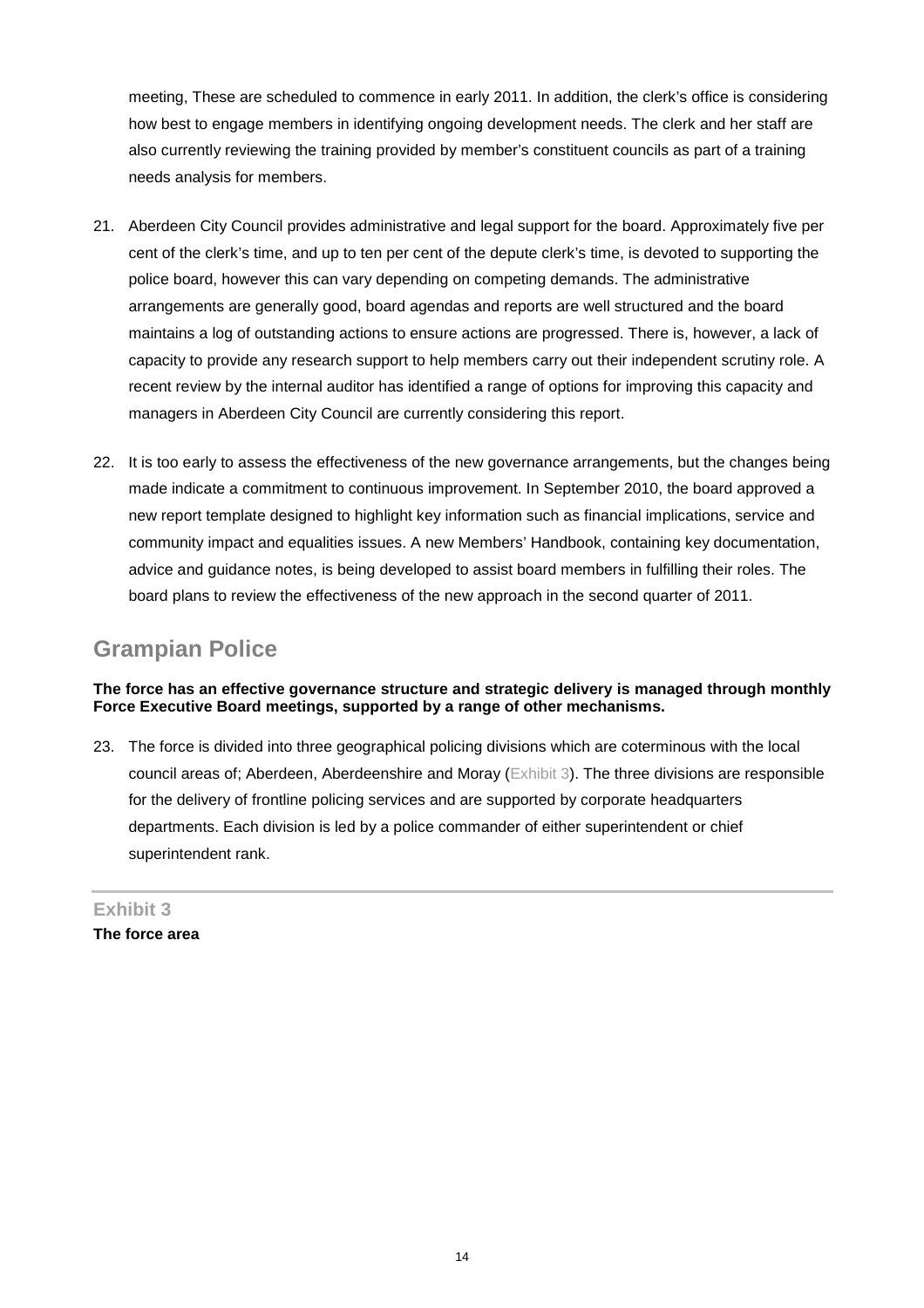meeting, These are scheduled to commence in early 2011. In addition, the clerk's office is considering how best to engage members in identifying ongoing development needs. The clerk and her staff are also currently reviewing the training provided by member's constituent councils as part of a training needs analysis for members.

21. Aberdeen City Council provides administrative and legal support for the board. Approximately five per cent of the clerk's time, and up to ten per cent of the depute clerk's time, is devoted to supporting the police board, however this can vary depending on competing demands. The administrative arrangements are generally good, board agendas and reports are well structured and the board maintains a log of outstanding actions to ensure actions are progressed. There is, however, a lack of capacity to provide any research support to help members carry out their independent scrutiny role. A recent review by the internal auditor has identified a range of options for improving this capacity and managers in Aberdeen City Council are currently considering this report.

22. It is too early to assess the effectiveness of the new governance arrangements, but the changes being made indicate a commitment to continuous improvement. In September 2010, the board approved a new report template designed to highlight key information such as financial implications, service and community impact and equalities issues. A new Members' Handbook, containing key documentation, advice and guidance notes, is being developed to assist board members in fulfilling their roles. The board plans to review the effectiveness of the new approach in the second quarter of 2011.

## Grampian Police

**The force has an effective governance structure and strategic delivery is managed through monthly Force Executive Board meetings, supported by a range of other mechanisms.**

23. The force is divided into three geographical policing divisions which are coterminous with the local council areas of; Aberdeen, Aberdeenshire and Moray (Exhibit 3). The three divisions are responsible for the delivery of frontline policing services and are supported by corporate headquarters departments. Each division is led by a police commander of either superintendent or chief superintendent rank.

**Exhibit 3**
**The force area**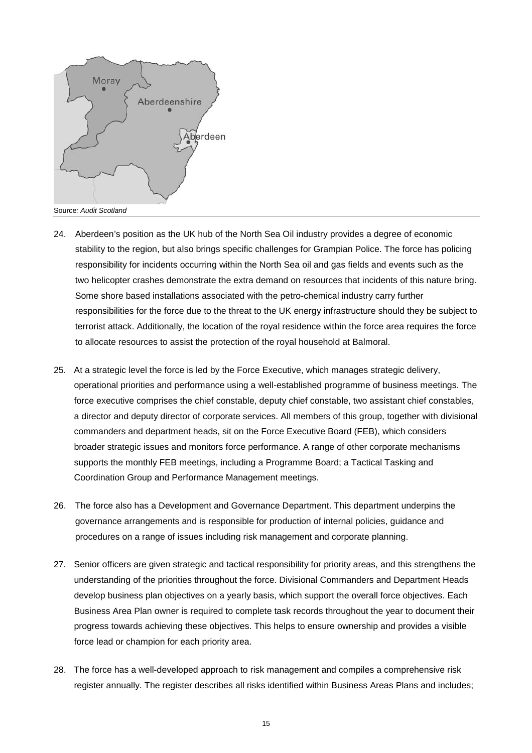Source*: Audit Scotland*

24. Aberdeen's position as the UK hub of the North Sea Oil industry provides a degree of economic stability to the region, but also brings specific challenges for Grampian Police. The force has policing responsibility for incidents occurring within the North Sea oil and gas fields and events such as the two helicopter crashes demonstrate the extra demand on resources that incidents of this nature bring. Some shore based installations associated with the petro-chemical industry carry further responsibilities for the force due to the threat to the UK energy infrastructure should they be subject to terrorist attack. Additionally, the location of the royal residence within the force area requires the force to allocate resources to assist the protection of the royal household at Balmoral.

25. At a strategic level the force is led by the Force Executive, which manages strategic delivery, operational priorities and performance using a well-established programme of business meetings. The force executive comprises the chief constable, deputy chief constable, two assistant chief constables, a director and deputy director of corporate services. All members of this group, together with divisional commanders and department heads, sit on the Force Executive Board (FEB), which considers broader strategic issues and monitors force performance. A range of other corporate mechanisms supports the monthly FEB meetings, including a Programme Board; a Tactical Tasking and Coordination Group and Performance Management meetings.

26. The force also has a Development and Governance Department. This department underpins the governance arrangements and is responsible for production of internal policies, guidance and procedures on a range of issues including risk management and corporate planning.

27. Senior officers are given strategic and tactical responsibility for priority areas, and this strengthens the understanding of the priorities throughout the force. Divisional Commanders and Department Heads develop business plan objectives on a yearly basis, which support the overall force objectives. Each Business Area Plan owner is required to complete task records throughout the year to document their progress towards achieving these objectives. This helps to ensure ownership and provides a visible force lead or champion for each priority area.

28. The force has a well-developed approach to risk management and compiles a comprehensive risk register annually. The register describes all risks identified within Business Areas Plans and includes;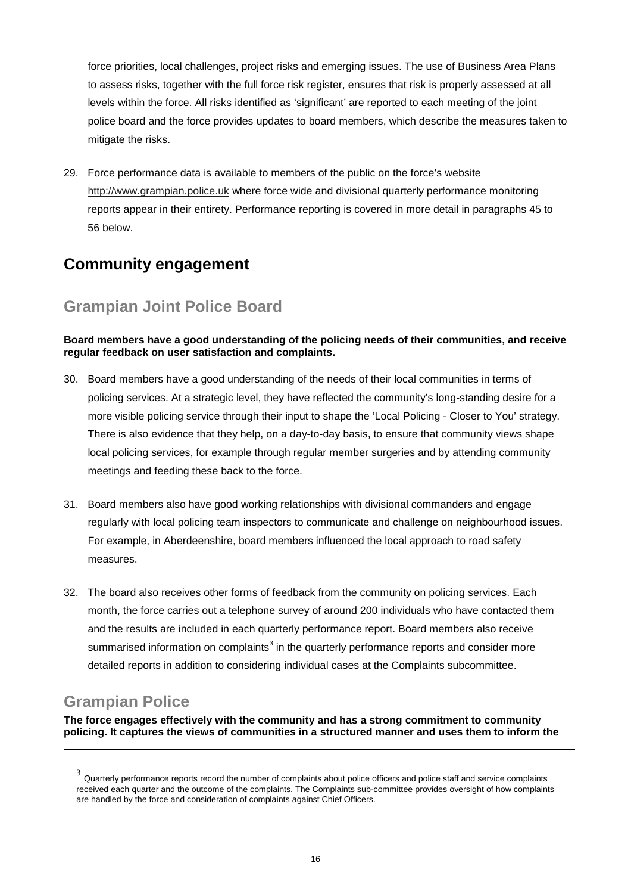force priorities, local challenges, project risks and emerging issues. The use of Business Area Plans to assess risks, together with the full force risk register, ensures that risk is properly assessed at all levels within the force. All risks identified as 'significant' are reported to each meeting of the joint police board and the force provides updates to board members, which describe the measures taken to mitigate the risks.

29. Force performance data is available to members of the public on the force's website http://www.grampian.police.uk where force wide and divisional quarterly performance monitoring reports appear in their entirety. Performance reporting is covered in more detail in paragraphs 45 to 56 below.

## Community engagement

### Grampian Joint Police Board

**Board members have a good understanding of the policing needs of their communities, and receive regular feedback on user satisfaction and complaints.**

30. Board members have a good understanding of the needs of their local communities in terms of policing services. At a strategic level, they have reflected the community's long-standing desire for a more visible policing service through their input to shape the 'Local Policing - Closer to You' strategy. There is also evidence that they help, on a day-to-day basis, to ensure that community views shape local policing services, for example through regular member surgeries and by attending community meetings and feeding these back to the force.

31. Board members also have good working relationships with divisional commanders and engage regularly with local policing team inspectors to communicate and challenge on neighbourhood issues. For example, in Aberdeenshire, board members influenced the local approach to road safety measures.

32. The board also receives other forms of feedback from the community on policing services. Each month, the force carries out a telephone survey of around 200 individuals who have contacted them and the results are included in each quarterly performance report. Board members also receive summarised information on complaints[3] in the quarterly performance reports and consider more detailed reports in addition to considering individual cases at the Complaints subcommittee.

### Grampian Police

**The force engages effectively with the community and has a strong commitment to community policing. It captures the views of communities in a structured manner and uses them to inform the**

[3] Quarterly performance reports record the number of complaints about police officers and police staff and service complaints received each quarter and the outcome of the complaints. The Complaints sub-committee provides oversight of how complaints are handled by the force and consideration of complaints against Chief Officers.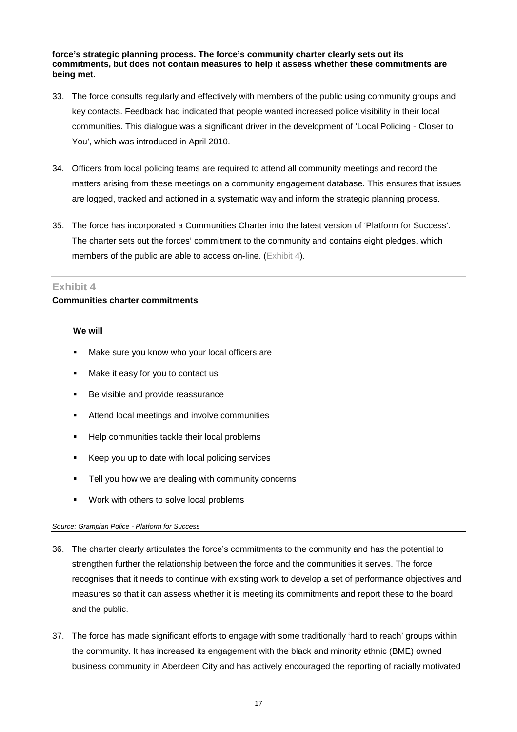**force's strategic planning process. The force's community charter clearly sets out its commitments, but does not contain measures to help it assess whether these commitments are being met.**

33. The force consults regularly and effectively with members of the public using community groups and key contacts. Feedback had indicated that people wanted increased police visibility in their local communities. This dialogue was a significant driver in the development of 'Local Policing - Closer to You', which was introduced in April 2010.

34. Officers from local policing teams are required to attend all community meetings and record the matters arising from these meetings on a community engagement database. This ensures that issues are logged, tracked and actioned in a systematic way and inform the strategic planning process.

35. The force has incorporated a Communities Charter into the latest version of 'Platform for Success'. The charter sets out the forces' commitment to the community and contains eight pledges, which members of the public are able to access on-line. (Exhibit 4).

## Exhibit 4

**Communities charter commitments**

**We will**

- Make sure you know who your local officers are
- Make it easy for you to contact us
- Be visible and provide reassurance
- Attend local meetings and involve communities
- Help communities tackle their local problems
- Keep you up to date with local policing services
- Tell you how we are dealing with community concerns
- Work with others to solve local problems

*Source: Grampian Police - Platform for Success*

36. The charter clearly articulates the force's commitments to the community and has the potential to strengthen further the relationship between the force and the communities it serves. The force recognises that it needs to continue with existing work to develop a set of performance objectives and measures so that it can assess whether it is meeting its commitments and report these to the board and the public.

37. The force has made significant efforts to engage with some traditionally 'hard to reach' groups within the community. It has increased its engagement with the black and minority ethnic (BME) owned business community in Aberdeen City and has actively encouraged the reporting of racially motivated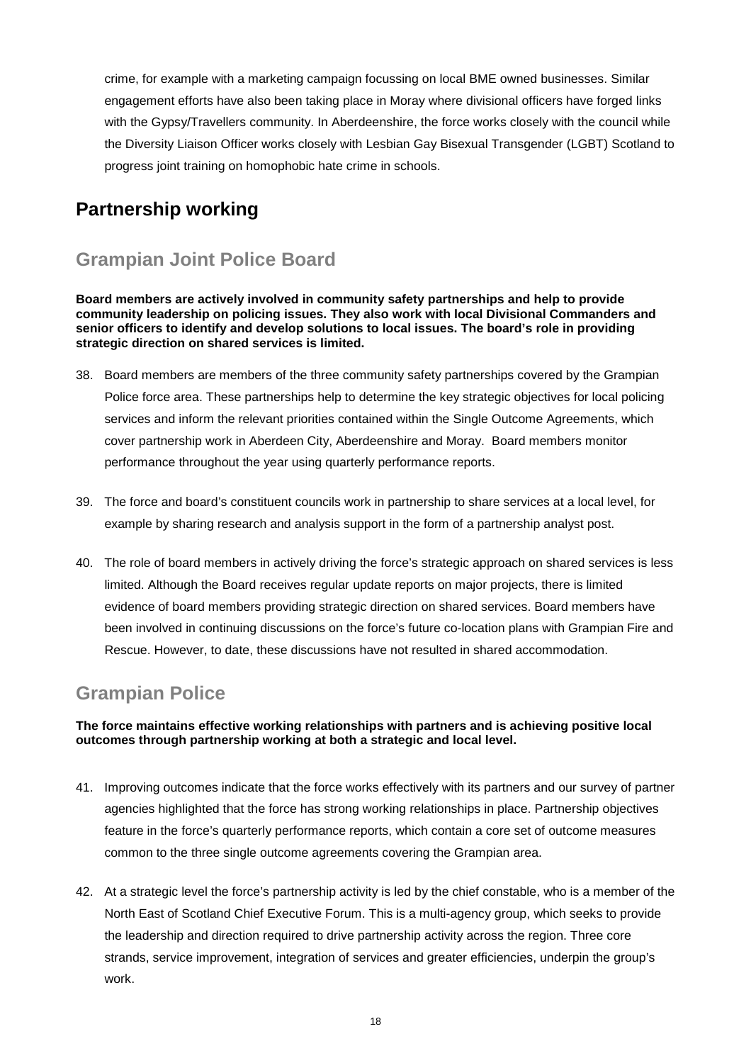crime, for example with a marketing campaign focussing on local BME owned businesses. Similar engagement efforts have also been taking place in Moray where divisional officers have forged links with the Gypsy/Travellers community. In Aberdeenshire, the force works closely with the council while the Diversity Liaison Officer works closely with Lesbian Gay Bisexual Transgender (LGBT) Scotland to progress joint training on homophobic hate crime in schools.

## Partnership working

### Grampian Joint Police Board

**Board members are actively involved in community safety partnerships and help to provide community leadership on policing issues. They also work with local Divisional Commanders and senior officers to identify and develop solutions to local issues. The board's role in providing strategic direction on shared services is limited.**

38. Board members are members of the three community safety partnerships covered by the Grampian Police force area. These partnerships help to determine the key strategic objectives for local policing services and inform the relevant priorities contained within the Single Outcome Agreements, which cover partnership work in Aberdeen City, Aberdeenshire and Moray. Board members monitor performance throughout the year using quarterly performance reports.

39. The force and board's constituent councils work in partnership to share services at a local level, for example by sharing research and analysis support in the form of a partnership analyst post.

40. The role of board members in actively driving the force's strategic approach on shared services is less limited. Although the Board receives regular update reports on major projects, there is limited evidence of board members providing strategic direction on shared services. Board members have been involved in continuing discussions on the force's future co-location plans with Grampian Fire and Rescue. However, to date, these discussions have not resulted in shared accommodation.

### Grampian Police

**The force maintains effective working relationships with partners and is achieving positive local outcomes through partnership working at both a strategic and local level.**

41. Improving outcomes indicate that the force works effectively with its partners and our survey of partner agencies highlighted that the force has strong working relationships in place. Partnership objectives feature in the force's quarterly performance reports, which contain a core set of outcome measures common to the three single outcome agreements covering the Grampian area.

42. At a strategic level the force's partnership activity is led by the chief constable, who is a member of the North East of Scotland Chief Executive Forum. This is a multi-agency group, which seeks to provide the leadership and direction required to drive partnership activity across the region. Three core strands, service improvement, integration of services and greater efficiencies, underpin the group's work.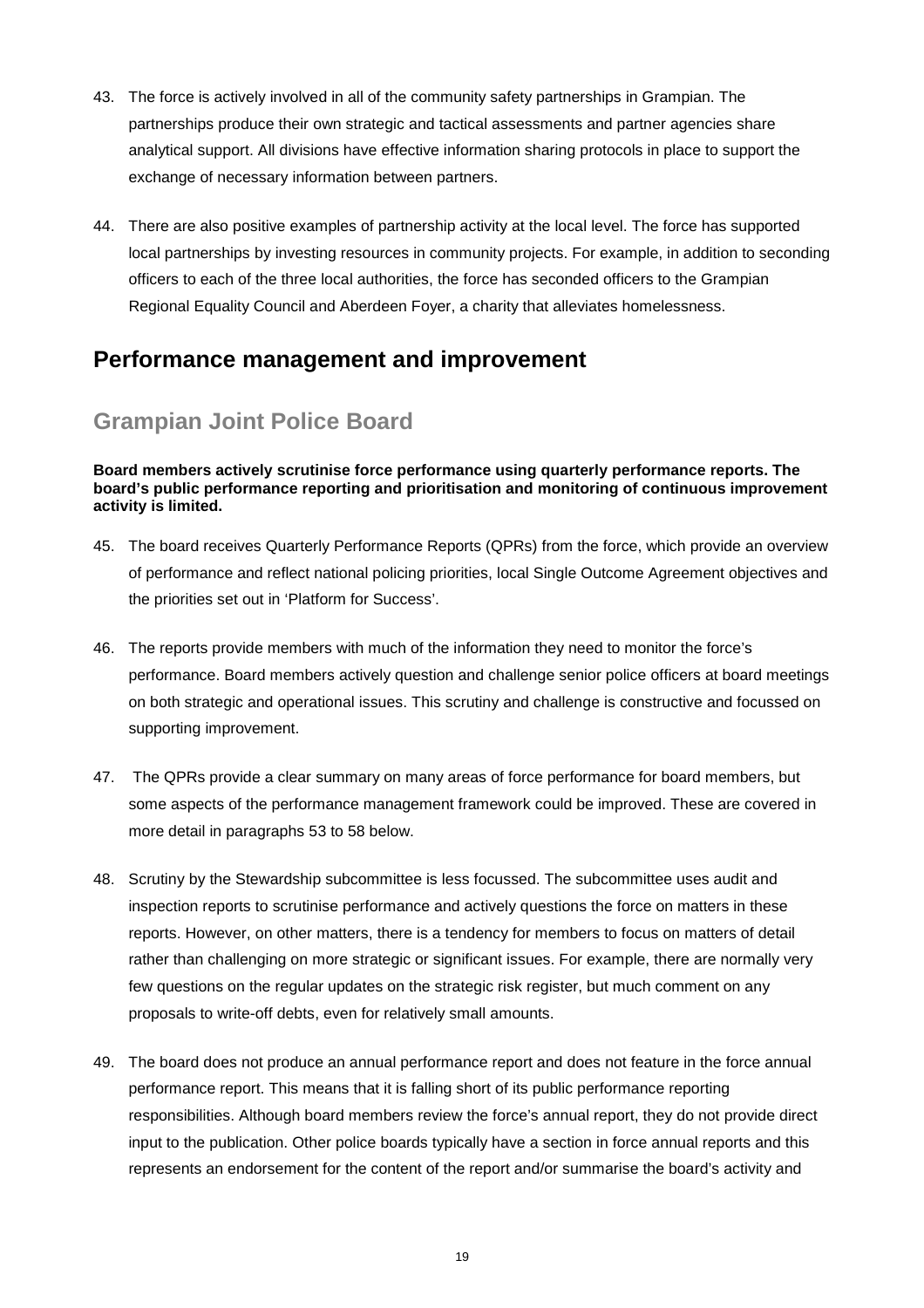43. The force is actively involved in all of the community safety partnerships in Grampian. The partnerships produce their own strategic and tactical assessments and partner agencies share analytical support. All divisions have effective information sharing protocols in place to support the exchange of necessary information between partners.

44. There are also positive examples of partnership activity at the local level. The force has supported local partnerships by investing resources in community projects. For example, in addition to seconding officers to each of the three local authorities, the force has seconded officers to the Grampian Regional Equality Council and Aberdeen Foyer, a charity that alleviates homelessness.

## Performance management and improvement

### Grampian Joint Police Board

**Board members actively scrutinise force performance using quarterly performance reports. The board's public performance reporting and prioritisation and monitoring of continuous improvement activity is limited.**

45. The board receives Quarterly Performance Reports (QPRs) from the force, which provide an overview of performance and reflect national policing priorities, local Single Outcome Agreement objectives and the priorities set out in 'Platform for Success'.

46. The reports provide members with much of the information they need to monitor the force's performance. Board members actively question and challenge senior police officers at board meetings on both strategic and operational issues. This scrutiny and challenge is constructive and focussed on supporting improvement.

47. The QPRs provide a clear summary on many areas of force performance for board members, but some aspects of the performance management framework could be improved. These are covered in more detail in paragraphs 53 to 58 below.

48. Scrutiny by the Stewardship subcommittee is less focussed. The subcommittee uses audit and inspection reports to scrutinise performance and actively questions the force on matters in these reports. However, on other matters, there is a tendency for members to focus on matters of detail rather than challenging on more strategic or significant issues. For example, there are normally very few questions on the regular updates on the strategic risk register, but much comment on any proposals to write-off debts, even for relatively small amounts.

49. The board does not produce an annual performance report and does not feature in the force annual performance report. This means that it is falling short of its public performance reporting responsibilities. Although board members review the force's annual report, they do not provide direct input to the publication. Other police boards typically have a section in force annual reports and this represents an endorsement for the content of the report and/or summarise the board's activity and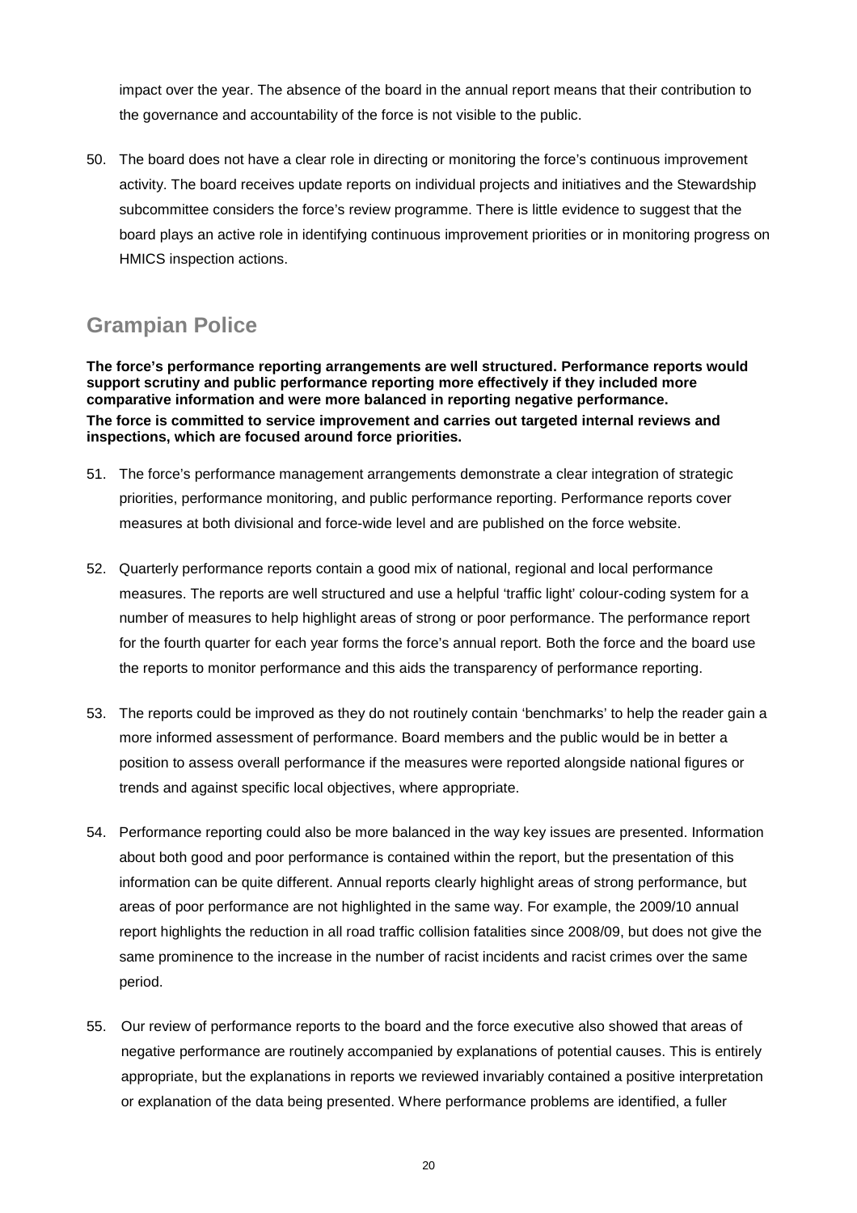impact over the year. The absence of the board in the annual report means that their contribution to the governance and accountability of the force is not visible to the public.

50. The board does not have a clear role in directing or monitoring the force's continuous improvement activity. The board receives update reports on individual projects and initiatives and the Stewardship subcommittee considers the force's review programme. There is little evidence to suggest that the board plays an active role in identifying continuous improvement priorities or in monitoring progress on HMICS inspection actions.

## Grampian Police

**The force's performance reporting arrangements are well structured. Performance reports would support scrutiny and public performance reporting more effectively if they included more comparative information and were more balanced in reporting negative performance.**

**The force is committed to service improvement and carries out targeted internal reviews and inspections, which are focused around force priorities.**

51. The force's performance management arrangements demonstrate a clear integration of strategic priorities, performance monitoring, and public performance reporting. Performance reports cover measures at both divisional and force-wide level and are published on the force website.

52. Quarterly performance reports contain a good mix of national, regional and local performance measures. The reports are well structured and use a helpful 'traffic light' colour-coding system for a number of measures to help highlight areas of strong or poor performance. The performance report for the fourth quarter for each year forms the force's annual report. Both the force and the board use the reports to monitor performance and this aids the transparency of performance reporting.

53. The reports could be improved as they do not routinely contain 'benchmarks' to help the reader gain a more informed assessment of performance. Board members and the public would be in better a position to assess overall performance if the measures were reported alongside national figures or trends and against specific local objectives, where appropriate.

54. Performance reporting could also be more balanced in the way key issues are presented. Information about both good and poor performance is contained within the report, but the presentation of this information can be quite different. Annual reports clearly highlight areas of strong performance, but areas of poor performance are not highlighted in the same way. For example, the 2009/10 annual report highlights the reduction in all road traffic collision fatalities since 2008/09, but does not give the same prominence to the increase in the number of racist incidents and racist crimes over the same period.

55. Our review of performance reports to the board and the force executive also showed that areas of negative performance are routinely accompanied by explanations of potential causes. This is entirely appropriate, but the explanations in reports we reviewed invariably contained a positive interpretation or explanation of the data being presented. Where performance problems are identified, a fuller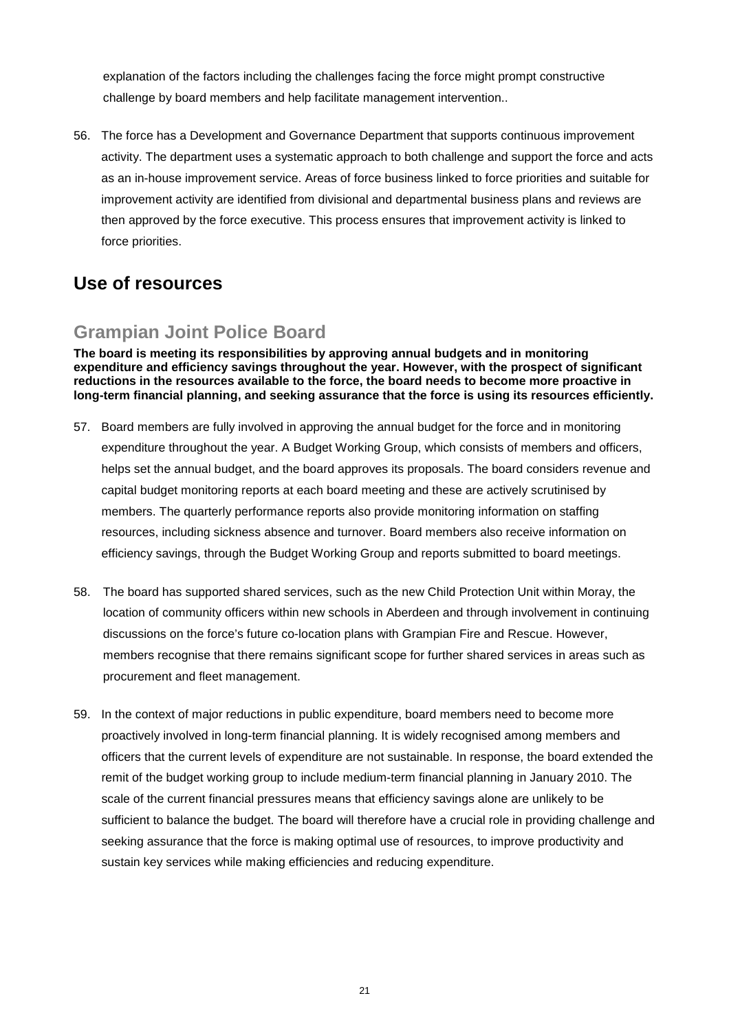explanation of the factors including the challenges facing the force might prompt constructive challenge by board members and help facilitate management intervention..

56. The force has a Development and Governance Department that supports continuous improvement activity. The department uses a systematic approach to both challenge and support the force and acts as an in-house improvement service. Areas of force business linked to force priorities and suitable for improvement activity are identified from divisional and departmental business plans and reviews are then approved by the force executive. This process ensures that improvement activity is linked to force priorities.

## Use of resources

### Grampian Joint Police Board

**The board is meeting its responsibilities by approving annual budgets and in monitoring expenditure and efficiency savings throughout the year. However, with the prospect of significant reductions in the resources available to the force, the board needs to become more proactive in long-term financial planning, and seeking assurance that the force is using its resources efficiently.**

57. Board members are fully involved in approving the annual budget for the force and in monitoring expenditure throughout the year. A Budget Working Group, which consists of members and officers, helps set the annual budget, and the board approves its proposals. The board considers revenue and capital budget monitoring reports at each board meeting and these are actively scrutinised by members. The quarterly performance reports also provide monitoring information on staffing resources, including sickness absence and turnover. Board members also receive information on efficiency savings, through the Budget Working Group and reports submitted to board meetings.

58. The board has supported shared services, such as the new Child Protection Unit within Moray, the location of community officers within new schools in Aberdeen and through involvement in continuing discussions on the force's future co-location plans with Grampian Fire and Rescue. However, members recognise that there remains significant scope for further shared services in areas such as procurement and fleet management.

59. In the context of major reductions in public expenditure, board members need to become more proactively involved in long-term financial planning. It is widely recognised among members and officers that the current levels of expenditure are not sustainable. In response, the board extended the remit of the budget working group to include medium-term financial planning in January 2010. The scale of the current financial pressures means that efficiency savings alone are unlikely to be sufficient to balance the budget. The board will therefore have a crucial role in providing challenge and seeking assurance that the force is making optimal use of resources, to improve productivity and sustain key services while making efficiencies and reducing expenditure.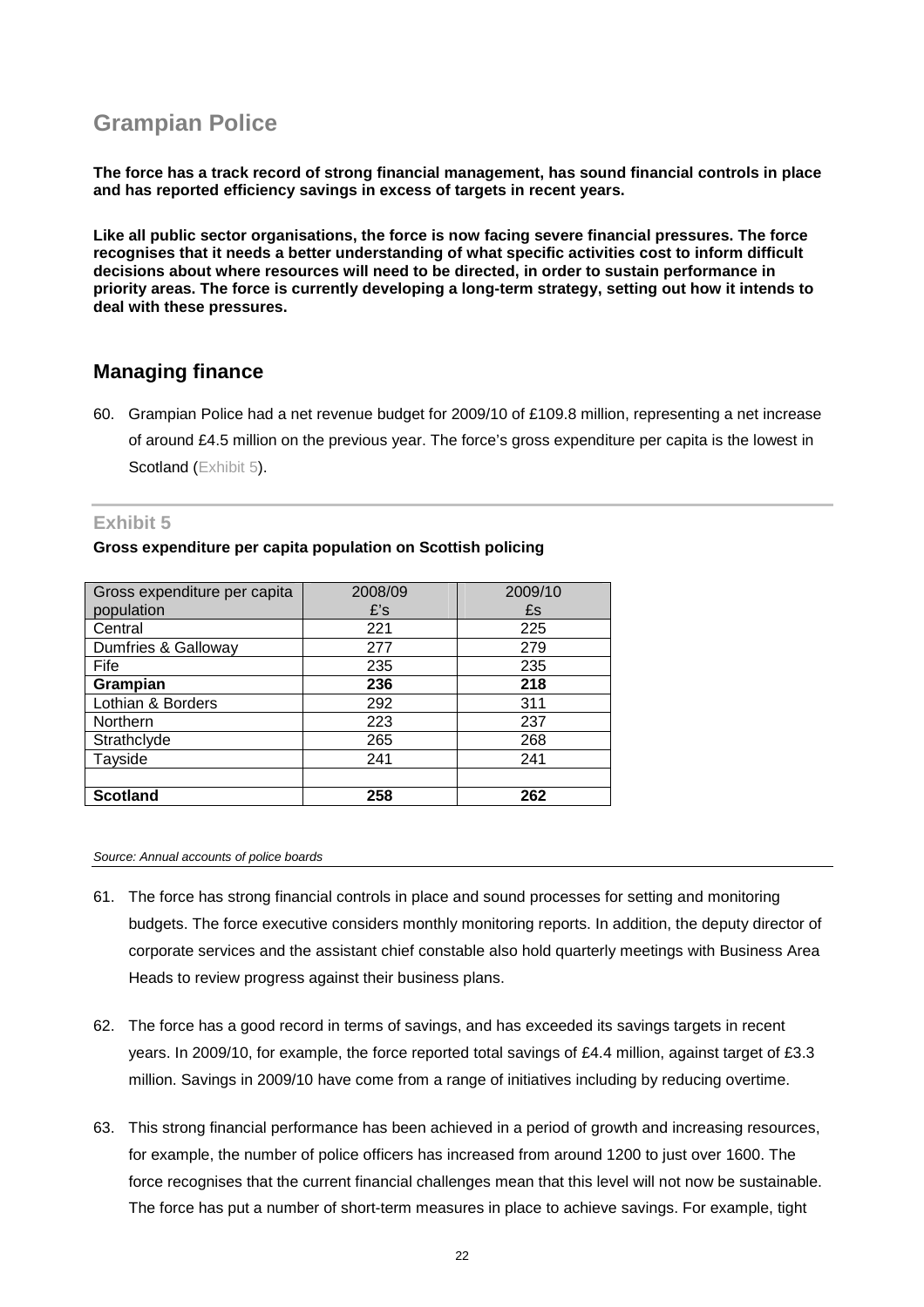## Grampian Police

**The force has a track record of strong financial management, has sound financial controls in place and has reported efficiency savings in excess of targets in recent years.**

**Like all public sector organisations, the force is now facing severe financial pressures. The force recognises that it needs a better understanding of what specific activities cost to inform difficult decisions about where resources will need to be directed, in order to sustain performance in priority areas. The force is currently developing a long-term strategy, setting out how it intends to deal with these pressures.**

### Managing finance

60. Grampian Police had a net revenue budget for 2009/10 of £109.8 million, representing a net increase of around £4.5 million on the previous year. The force's gross expenditure per capita is the lowest in Scotland (Exhibit 5).

**Exhibit 5**

**Gross expenditure per capita population on Scottish policing**

| Gross expenditure per capita population | 2008/09 £'s | 2009/10 £s |
|---|---|---|
| Central | 221 | 225 |
| Dumfries & Galloway | 277 | 279 |
| Fife | 235 | 235 |
| **Grampian** | **236** | **218** |
| Lothian & Borders | 292 | 311 |
| Northern | 223 | 237 |
| Strathclyde | 265 | 268 |
| Tayside | 241 | 241 |
| | | |
| **Scotland** | **258** | **262** |

*Source: Annual accounts of police boards*

61. The force has strong financial controls in place and sound processes for setting and monitoring budgets. The force executive considers monthly monitoring reports. In addition, the deputy director of corporate services and the assistant chief constable also hold quarterly meetings with Business Area Heads to review progress against their business plans.

62. The force has a good record in terms of savings, and has exceeded its savings targets in recent years. In 2009/10, for example, the force reported total savings of £4.4 million, against target of £3.3 million. Savings in 2009/10 have come from a range of initiatives including by reducing overtime.

63. This strong financial performance has been achieved in a period of growth and increasing resources, for example, the number of police officers has increased from around 1200 to just over 1600. The force recognises that the current financial challenges mean that this level will not now be sustainable. The force has put a number of short-term measures in place to achieve savings. For example, tight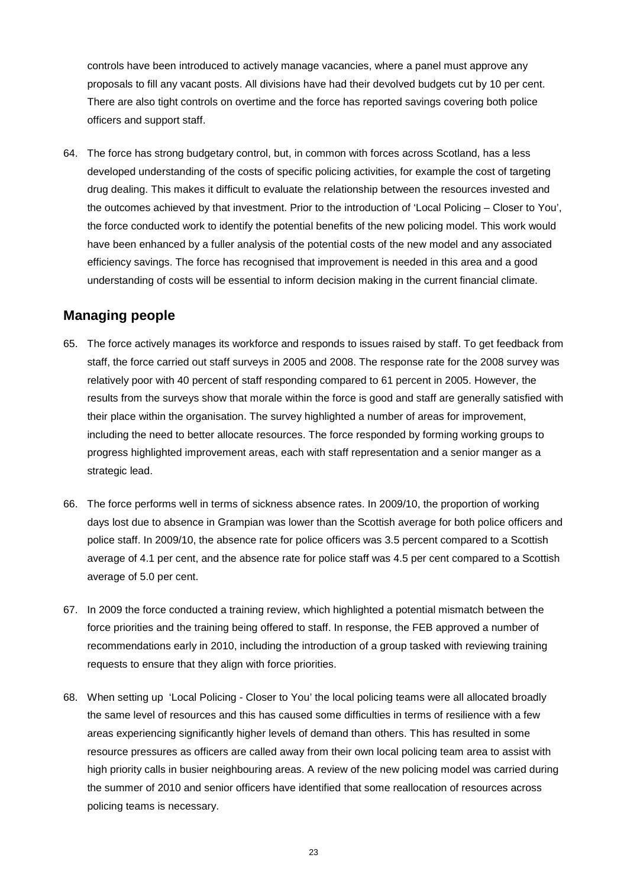controls have been introduced to actively manage vacancies, where a panel must approve any proposals to fill any vacant posts. All divisions have had their devolved budgets cut by 10 per cent. There are also tight controls on overtime and the force has reported savings covering both police officers and support staff.

64. The force has strong budgetary control, but, in common with forces across Scotland, has a less developed understanding of the costs of specific policing activities, for example the cost of targeting drug dealing. This makes it difficult to evaluate the relationship between the resources invested and the outcomes achieved by that investment. Prior to the introduction of 'Local Policing – Closer to You', the force conducted work to identify the potential benefits of the new policing model. This work would have been enhanced by a fuller analysis of the potential costs of the new model and any associated efficiency savings. The force has recognised that improvement is needed in this area and a good understanding of costs will be essential to inform decision making in the current financial climate.

## Managing people

65. The force actively manages its workforce and responds to issues raised by staff. To get feedback from staff, the force carried out staff surveys in 2005 and 2008. The response rate for the 2008 survey was relatively poor with 40 percent of staff responding compared to 61 percent in 2005. However, the results from the surveys show that morale within the force is good and staff are generally satisfied with their place within the organisation. The survey highlighted a number of areas for improvement, including the need to better allocate resources. The force responded by forming working groups to progress highlighted improvement areas, each with staff representation and a senior manger as a strategic lead.

66. The force performs well in terms of sickness absence rates. In 2009/10, the proportion of working days lost due to absence in Grampian was lower than the Scottish average for both police officers and police staff. In 2009/10, the absence rate for police officers was 3.5 percent compared to a Scottish average of 4.1 per cent, and the absence rate for police staff was 4.5 per cent compared to a Scottish average of 5.0 per cent.

67. In 2009 the force conducted a training review, which highlighted a potential mismatch between the force priorities and the training being offered to staff. In response, the FEB approved a number of recommendations early in 2010, including the introduction of a group tasked with reviewing training requests to ensure that they align with force priorities.

68. When setting up 'Local Policing - Closer to You' the local policing teams were all allocated broadly the same level of resources and this has caused some difficulties in terms of resilience with a few areas experiencing significantly higher levels of demand than others. This has resulted in some resource pressures as officers are called away from their own local policing team area to assist with high priority calls in busier neighbouring areas. A review of the new policing model was carried during the summer of 2010 and senior officers have identified that some reallocation of resources across policing teams is necessary.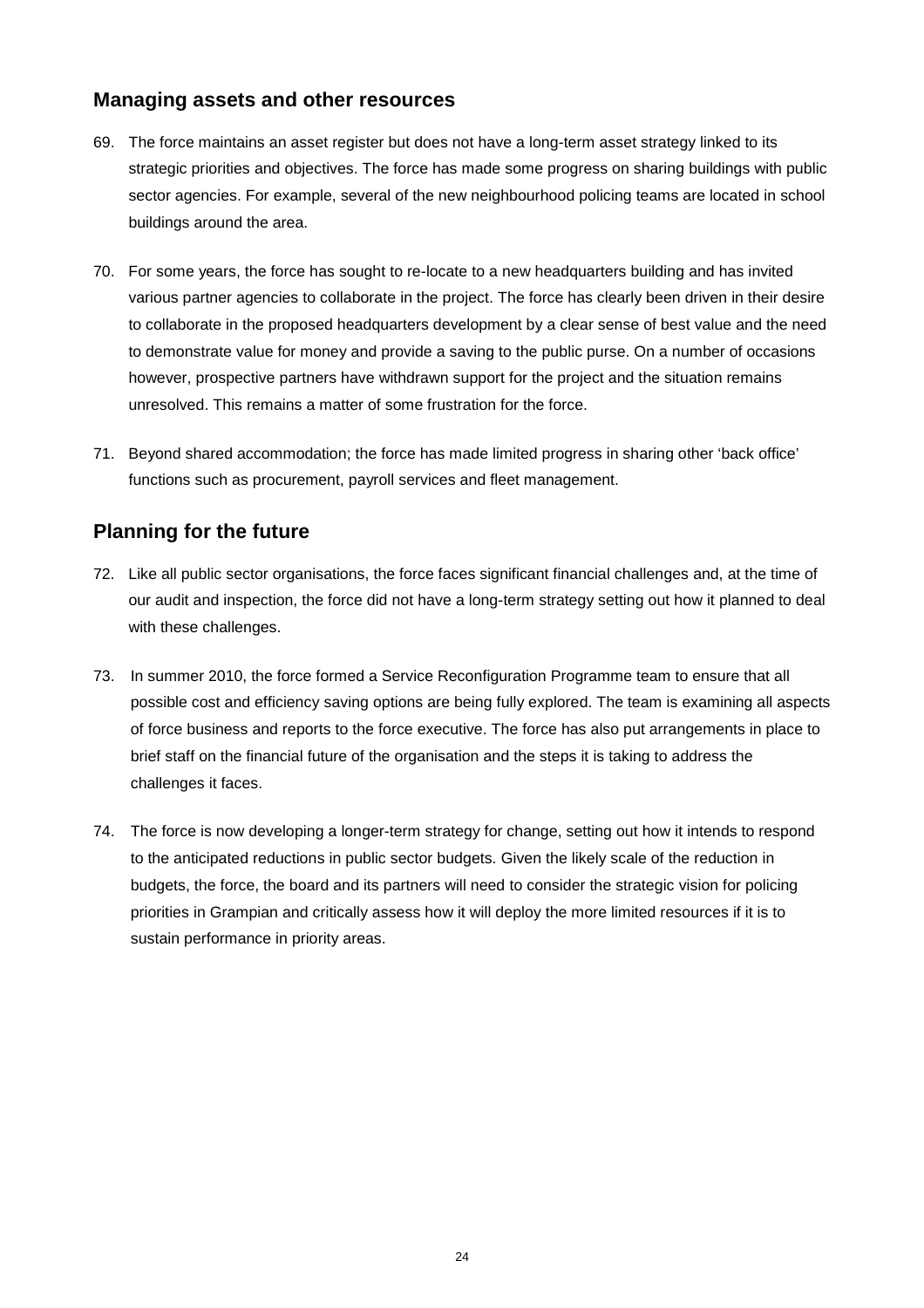## Managing assets and other resources

69. The force maintains an asset register but does not have a long-term asset strategy linked to its strategic priorities and objectives. The force has made some progress on sharing buildings with public sector agencies. For example, several of the new neighbourhood policing teams are located in school buildings around the area.

70. For some years, the force has sought to re-locate to a new headquarters building and has invited various partner agencies to collaborate in the project. The force has clearly been driven in their desire to collaborate in the proposed headquarters development by a clear sense of best value and the need to demonstrate value for money and provide a saving to the public purse. On a number of occasions however, prospective partners have withdrawn support for the project and the situation remains unresolved. This remains a matter of some frustration for the force.

71. Beyond shared accommodation; the force has made limited progress in sharing other 'back office' functions such as procurement, payroll services and fleet management.

## Planning for the future

72. Like all public sector organisations, the force faces significant financial challenges and, at the time of our audit and inspection, the force did not have a long-term strategy setting out how it planned to deal with these challenges.

73. In summer 2010, the force formed a Service Reconfiguration Programme team to ensure that all possible cost and efficiency saving options are being fully explored. The team is examining all aspects of force business and reports to the force executive. The force has also put arrangements in place to brief staff on the financial future of the organisation and the steps it is taking to address the challenges it faces.

74. The force is now developing a longer-term strategy for change, setting out how it intends to respond to the anticipated reductions in public sector budgets. Given the likely scale of the reduction in budgets, the force, the board and its partners will need to consider the strategic vision for policing priorities in Grampian and critically assess how it will deploy the more limited resources if it is to sustain performance in priority areas.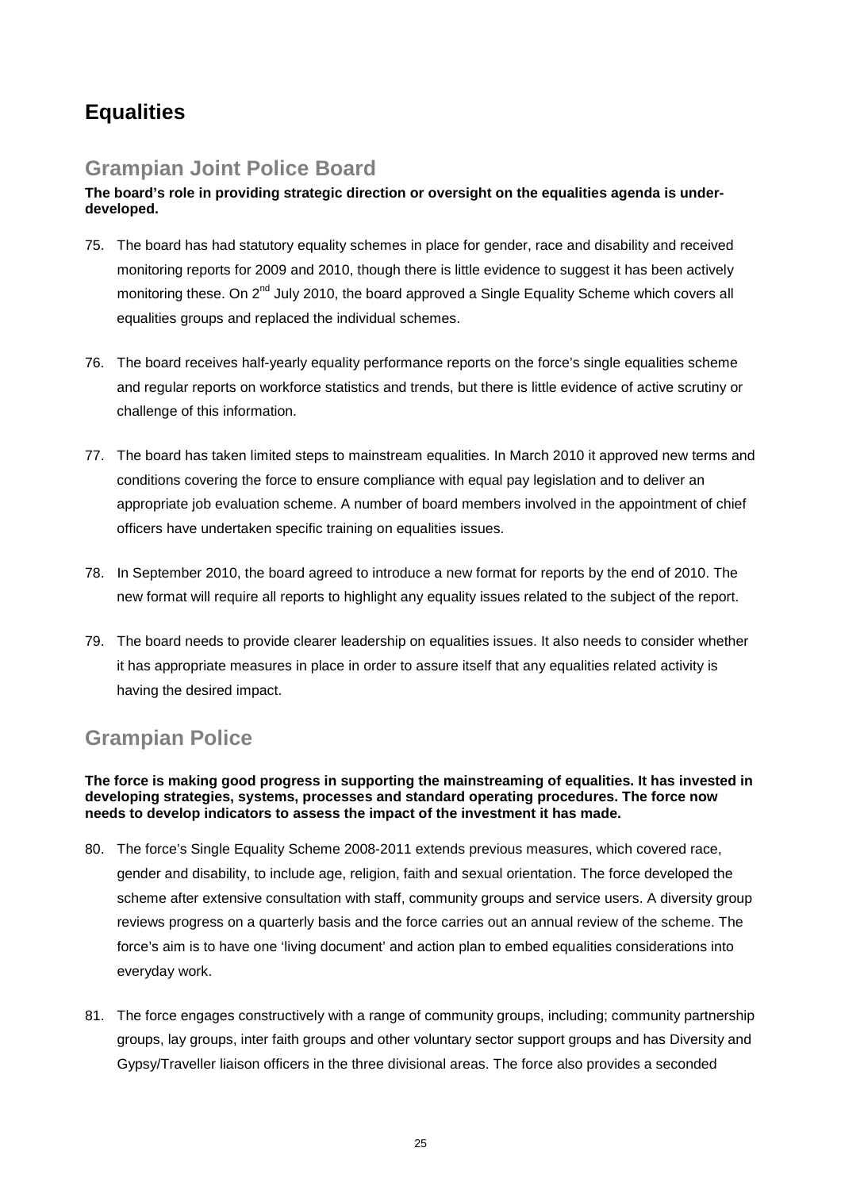# Equalities

## Grampian Joint Police Board

**The board's role in providing strategic direction or oversight on the equalities agenda is under-developed.**

75. The board has had statutory equality schemes in place for gender, race and disability and received monitoring reports for 2009 and 2010, though there is little evidence to suggest it has been actively monitoring these. On 2nd July 2010, the board approved a Single Equality Scheme which covers all equalities groups and replaced the individual schemes.

76. The board receives half-yearly equality performance reports on the force's single equalities scheme and regular reports on workforce statistics and trends, but there is little evidence of active scrutiny or challenge of this information.

77. The board has taken limited steps to mainstream equalities. In March 2010 it approved new terms and conditions covering the force to ensure compliance with equal pay legislation and to deliver an appropriate job evaluation scheme. A number of board members involved in the appointment of chief officers have undertaken specific training on equalities issues.

78. In September 2010, the board agreed to introduce a new format for reports by the end of 2010. The new format will require all reports to highlight any equality issues related to the subject of the report.

79. The board needs to provide clearer leadership on equalities issues. It also needs to consider whether it has appropriate measures in place in order to assure itself that any equalities related activity is having the desired impact.

## Grampian Police

**The force is making good progress in supporting the mainstreaming of equalities. It has invested in developing strategies, systems, processes and standard operating procedures. The force now needs to develop indicators to assess the impact of the investment it has made.**

80. The force's Single Equality Scheme 2008-2011 extends previous measures, which covered race, gender and disability, to include age, religion, faith and sexual orientation. The force developed the scheme after extensive consultation with staff, community groups and service users. A diversity group reviews progress on a quarterly basis and the force carries out an annual review of the scheme. The force's aim is to have one 'living document' and action plan to embed equalities considerations into everyday work.

81. The force engages constructively with a range of community groups, including; community partnership groups, lay groups, inter faith groups and other voluntary sector support groups and has Diversity and Gypsy/Traveller liaison officers in the three divisional areas. The force also provides a seconded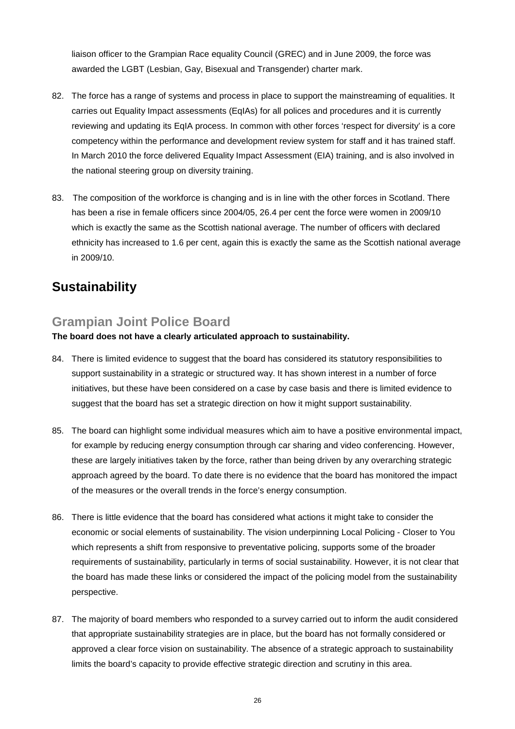liaison officer to the Grampian Race equality Council (GREC) and in June 2009, the force was awarded the LGBT (Lesbian, Gay, Bisexual and Transgender) charter mark.

82. The force has a range of systems and process in place to support the mainstreaming of equalities. It carries out Equality Impact assessments (EqIAs) for all polices and procedures and it is currently reviewing and updating its EqIA process. In common with other forces 'respect for diversity' is a core competency within the performance and development review system for staff and it has trained staff. In March 2010 the force delivered Equality Impact Assessment (EIA) training, and is also involved in the national steering group on diversity training.

83. The composition of the workforce is changing and is in line with the other forces in Scotland. There has been a rise in female officers since 2004/05, 26.4 per cent the force were women in 2009/10 which is exactly the same as the Scottish national average. The number of officers with declared ethnicity has increased to 1.6 per cent, again this is exactly the same as the Scottish national average in 2009/10.

## Sustainability

### Grampian Joint Police Board

**The board does not have a clearly articulated approach to sustainability.**

84. There is limited evidence to suggest that the board has considered its statutory responsibilities to support sustainability in a strategic or structured way. It has shown interest in a number of force initiatives, but these have been considered on a case by case basis and there is limited evidence to suggest that the board has set a strategic direction on how it might support sustainability.

85. The board can highlight some individual measures which aim to have a positive environmental impact, for example by reducing energy consumption through car sharing and video conferencing. However, these are largely initiatives taken by the force, rather than being driven by any overarching strategic approach agreed by the board. To date there is no evidence that the board has monitored the impact of the measures or the overall trends in the force's energy consumption.

86. There is little evidence that the board has considered what actions it might take to consider the economic or social elements of sustainability. The vision underpinning Local Policing - Closer to You which represents a shift from responsive to preventative policing, supports some of the broader requirements of sustainability, particularly in terms of social sustainability. However, it is not clear that the board has made these links or considered the impact of the policing model from the sustainability perspective.

87. The majority of board members who responded to a survey carried out to inform the audit considered that appropriate sustainability strategies are in place, but the board has not formally considered or approved a clear force vision on sustainability. The absence of a strategic approach to sustainability limits the board's capacity to provide effective strategic direction and scrutiny in this area.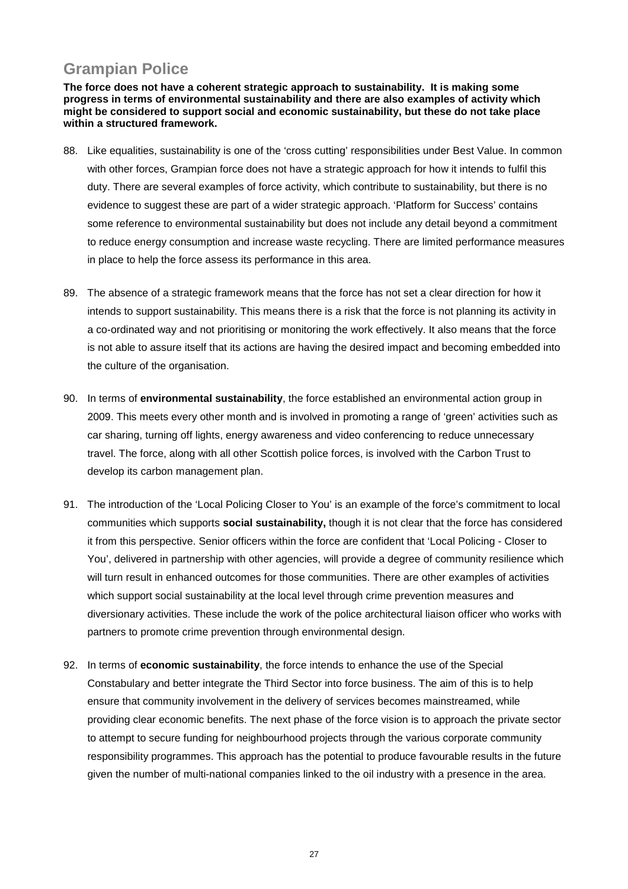## Grampian Police

**The force does not have a coherent strategic approach to sustainability. It is making some progress in terms of environmental sustainability and there are also examples of activity which might be considered to support social and economic sustainability, but these do not take place within a structured framework.**

88. Like equalities, sustainability is one of the 'cross cutting' responsibilities under Best Value. In common with other forces, Grampian force does not have a strategic approach for how it intends to fulfil this duty. There are several examples of force activity, which contribute to sustainability, but there is no evidence to suggest these are part of a wider strategic approach. 'Platform for Success' contains some reference to environmental sustainability but does not include any detail beyond a commitment to reduce energy consumption and increase waste recycling. There are limited performance measures in place to help the force assess its performance in this area.

89. The absence of a strategic framework means that the force has not set a clear direction for how it intends to support sustainability. This means there is a risk that the force is not planning its activity in a co-ordinated way and not prioritising or monitoring the work effectively. It also means that the force is not able to assure itself that its actions are having the desired impact and becoming embedded into the culture of the organisation.

90. In terms of **environmental sustainability**, the force established an environmental action group in 2009. This meets every other month and is involved in promoting a range of 'green' activities such as car sharing, turning off lights, energy awareness and video conferencing to reduce unnecessary travel. The force, along with all other Scottish police forces, is involved with the Carbon Trust to develop its carbon management plan.

91. The introduction of the 'Local Policing Closer to You' is an example of the force's commitment to local communities which supports **social sustainability,** though it is not clear that the force has considered it from this perspective. Senior officers within the force are confident that 'Local Policing - Closer to You', delivered in partnership with other agencies, will provide a degree of community resilience which will turn result in enhanced outcomes for those communities. There are other examples of activities which support social sustainability at the local level through crime prevention measures and diversionary activities. These include the work of the police architectural liaison officer who works with partners to promote crime prevention through environmental design.

92. In terms of **economic sustainability**, the force intends to enhance the use of the Special Constabulary and better integrate the Third Sector into force business. The aim of this is to help ensure that community involvement in the delivery of services becomes mainstreamed, while providing clear economic benefits. The next phase of the force vision is to approach the private sector to attempt to secure funding for neighbourhood projects through the various corporate community responsibility programmes. This approach has the potential to produce favourable results in the future given the number of multi-national companies linked to the oil industry with a presence in the area.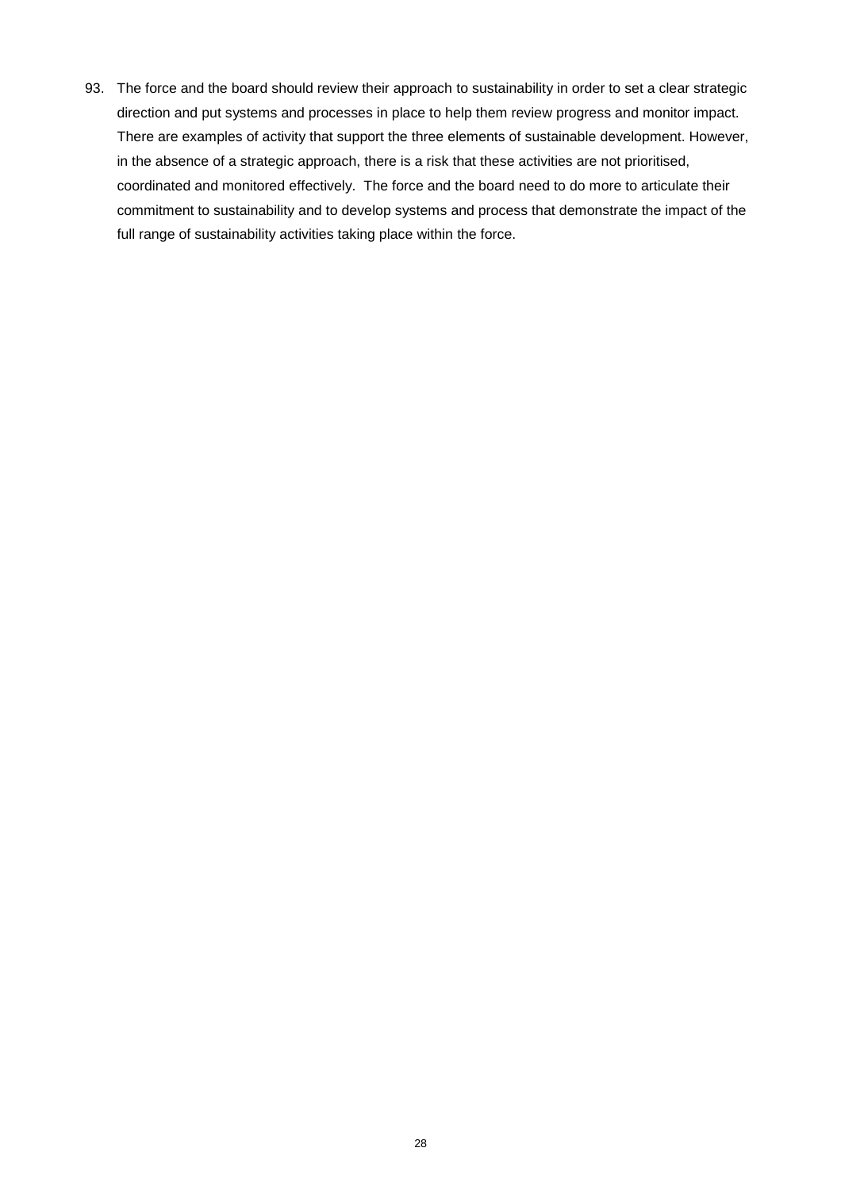93. The force and the board should review their approach to sustainability in order to set a clear strategic direction and put systems and processes in place to help them review progress and monitor impact. There are examples of activity that support the three elements of sustainable development. However, in the absence of a strategic approach, there is a risk that these activities are not prioritised, coordinated and monitored effectively. The force and the board need to do more to articulate their commitment to sustainability and to develop systems and process that demonstrate the impact of the full range of sustainability activities taking place within the force.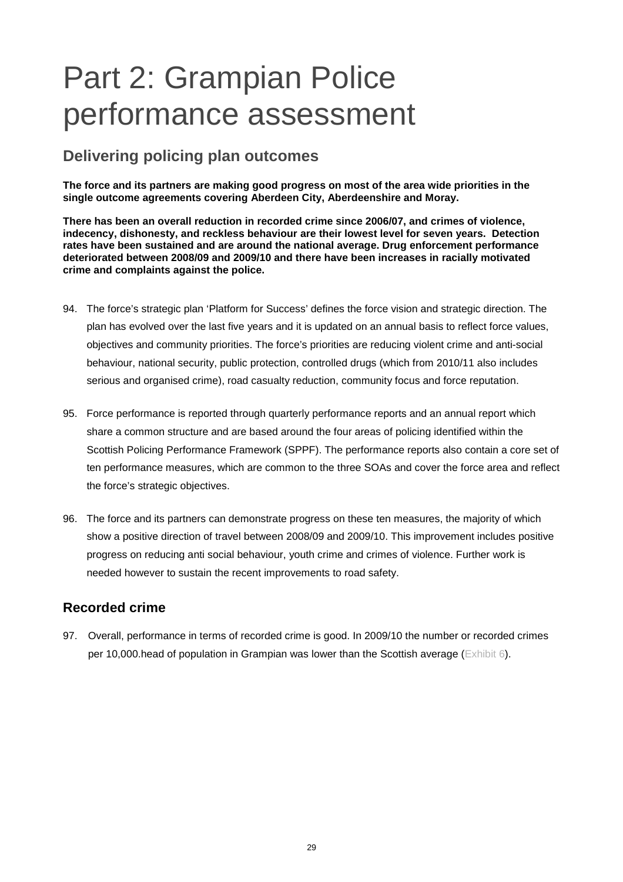# Part 2: Grampian Police performance assessment

## Delivering policing plan outcomes

**The force and its partners are making good progress on most of the area wide priorities in the single outcome agreements covering Aberdeen City, Aberdeenshire and Moray.**

**There has been an overall reduction in recorded crime since 2006/07, and crimes of violence, indecency, dishonesty, and reckless behaviour are their lowest level for seven years. Detection rates have been sustained and are around the national average. Drug enforcement performance deteriorated between 2008/09 and 2009/10 and there have been increases in racially motivated crime and complaints against the police.**

94. The force's strategic plan 'Platform for Success' defines the force vision and strategic direction. The plan has evolved over the last five years and it is updated on an annual basis to reflect force values, objectives and community priorities. The force's priorities are reducing violent crime and anti-social behaviour, national security, public protection, controlled drugs (which from 2010/11 also includes serious and organised crime), road casualty reduction, community focus and force reputation.

95. Force performance is reported through quarterly performance reports and an annual report which share a common structure and are based around the four areas of policing identified within the Scottish Policing Performance Framework (SPPF). The performance reports also contain a core set of ten performance measures, which are common to the three SOAs and cover the force area and reflect the force's strategic objectives.

96. The force and its partners can demonstrate progress on these ten measures, the majority of which show a positive direction of travel between 2008/09 and 2009/10. This improvement includes positive progress on reducing anti social behaviour, youth crime and crimes of violence. Further work is needed however to sustain the recent improvements to road safety.

## Recorded crime

97. Overall, performance in terms of recorded crime is good. In 2009/10 the number or recorded crimes per 10,000.head of population in Grampian was lower than the Scottish average (Exhibit 6).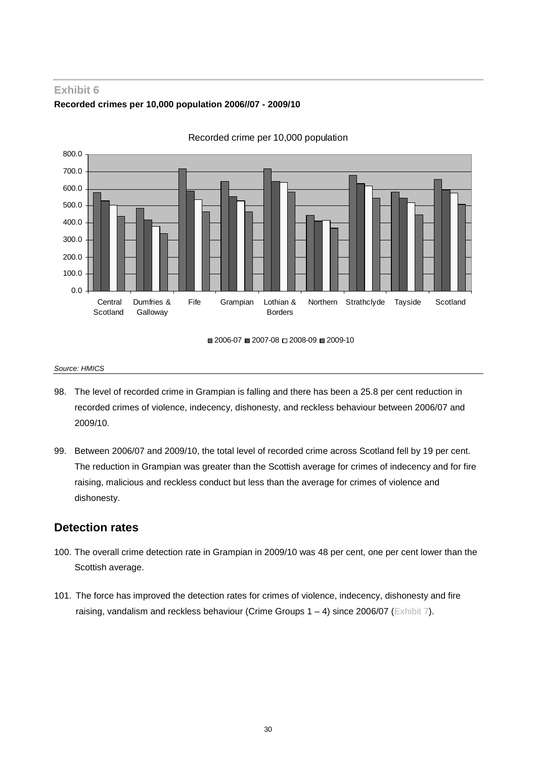## Exhibit 6

**Recorded crimes per 10,000 population 2006//07 - 2009/10**

*Source: HMICS*

98. The level of recorded crime in Grampian is falling and there has been a 25.8 per cent reduction in recorded crimes of violence, indecency, dishonesty, and reckless behaviour between 2006/07 and 2009/10.

99. Between 2006/07 and 2009/10, the total level of recorded crime across Scotland fell by 19 per cent. The reduction in Grampian was greater than the Scottish average for crimes of indecency and for fire raising, malicious and reckless conduct but less than the average for crimes of violence and dishonesty.

## Detection rates

100. The overall crime detection rate in Grampian in 2009/10 was 48 per cent, one per cent lower than the Scottish average.

101. The force has improved the detection rates for crimes of violence, indecency, dishonesty and fire raising, vandalism and reckless behaviour (Crime Groups 1 – 4) since 2006/07 (Exhibit 7).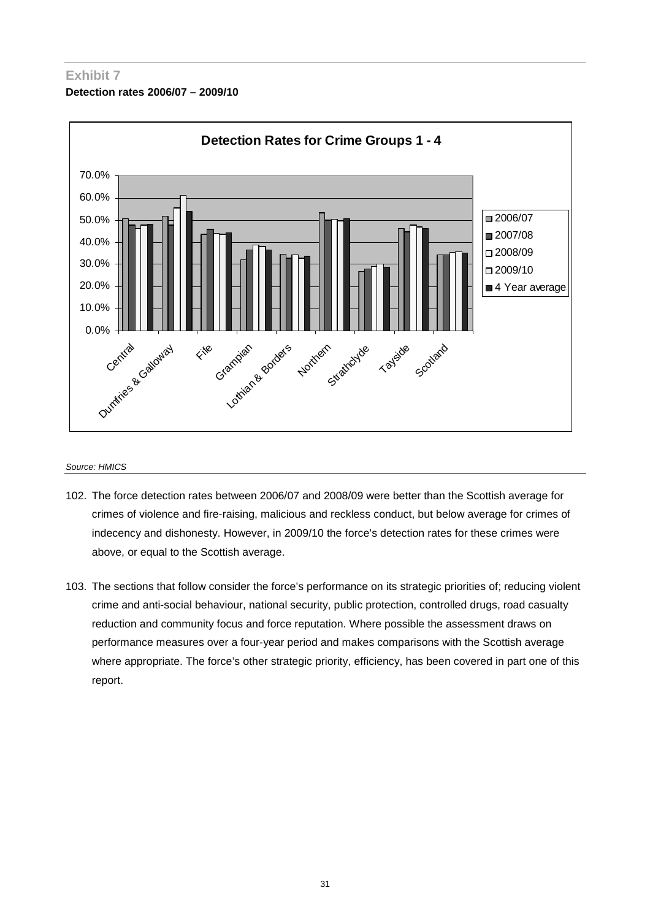## Exhibit 7

**Detection rates 2006/07 – 2009/10**

*Source: HMICS*

102. The force detection rates between 2006/07 and 2008/09 were better than the Scottish average for crimes of violence and fire-raising, malicious and reckless conduct, but below average for crimes of indecency and dishonesty. However, in 2009/10 the force's detection rates for these crimes were above, or equal to the Scottish average.

103. The sections that follow consider the force's performance on its strategic priorities of; reducing violent crime and anti-social behaviour, national security, public protection, controlled drugs, road casualty reduction and community focus and force reputation. Where possible the assessment draws on performance measures over a four-year period and makes comparisons with the Scottish average where appropriate. The force's other strategic priority, efficiency, has been covered in part one of this report.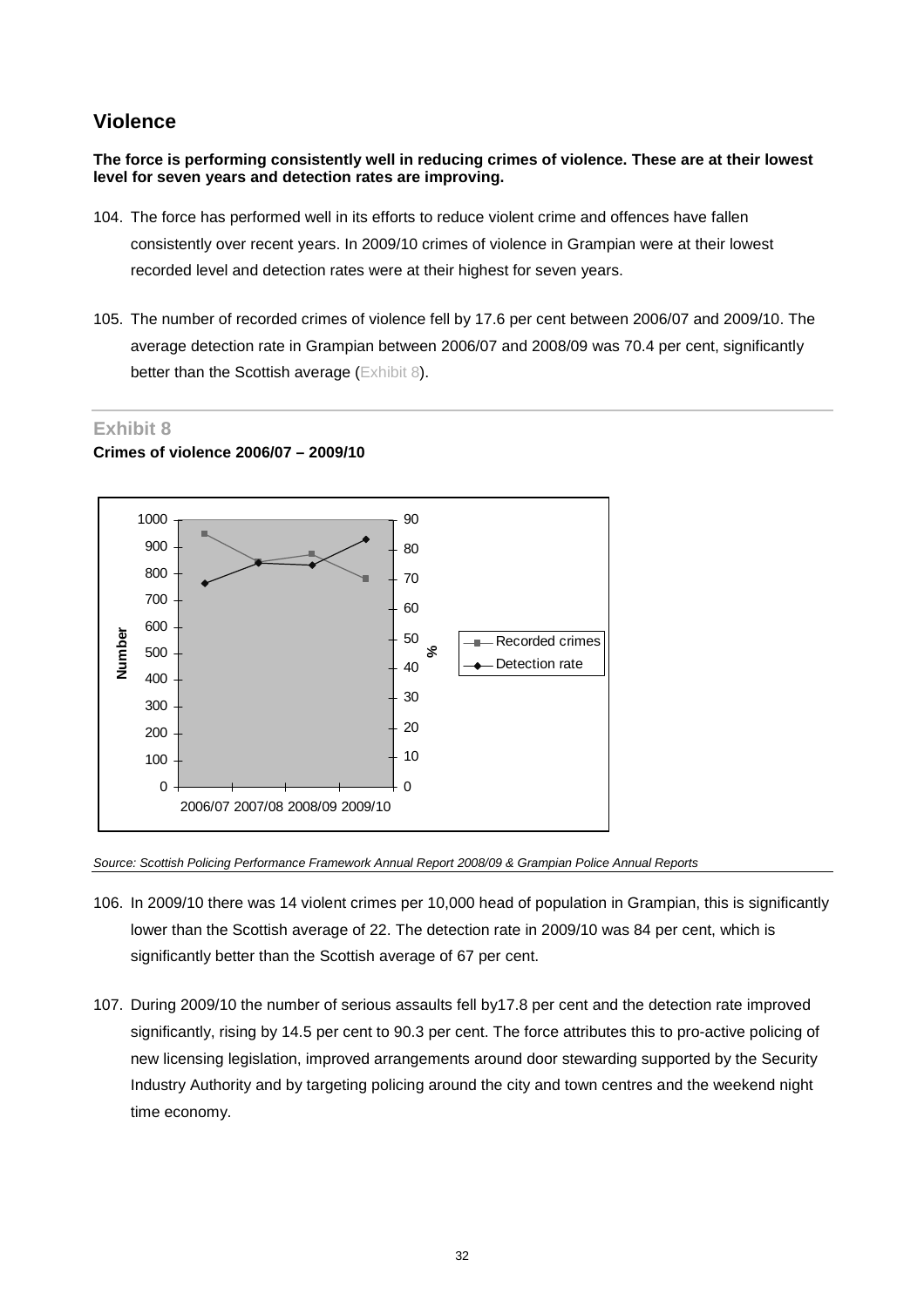## Violence

**The force is performing consistently well in reducing crimes of violence. These are at their lowest level for seven years and detection rates are improving.**

104. The force has performed well in its efforts to reduce violent crime and offences have fallen consistently over recent years. In 2009/10 crimes of violence in Grampian were at their lowest recorded level and detection rates were at their highest for seven years.

105. The number of recorded crimes of violence fell by 17.6 per cent between 2006/07 and 2009/10. The average detection rate in Grampian between 2006/07 and 2008/09 was 70.4 per cent, significantly better than the Scottish average (Exhibit 8).

### Exhibit 8

**Crimes of violence 2006/07 – 2009/10**

*Source: Scottish Policing Performance Framework Annual Report 2008/09 & Grampian Police Annual Reports*

106. In 2009/10 there was 14 violent crimes per 10,000 head of population in Grampian, this is significantly lower than the Scottish average of 22. The detection rate in 2009/10 was 84 per cent, which is significantly better than the Scottish average of 67 per cent.

107. During 2009/10 the number of serious assaults fell by17.8 per cent and the detection rate improved significantly, rising by 14.5 per cent to 90.3 per cent. The force attributes this to pro-active policing of new licensing legislation, improved arrangements around door stewarding supported by the Security Industry Authority and by targeting policing around the city and town centres and the weekend night time economy.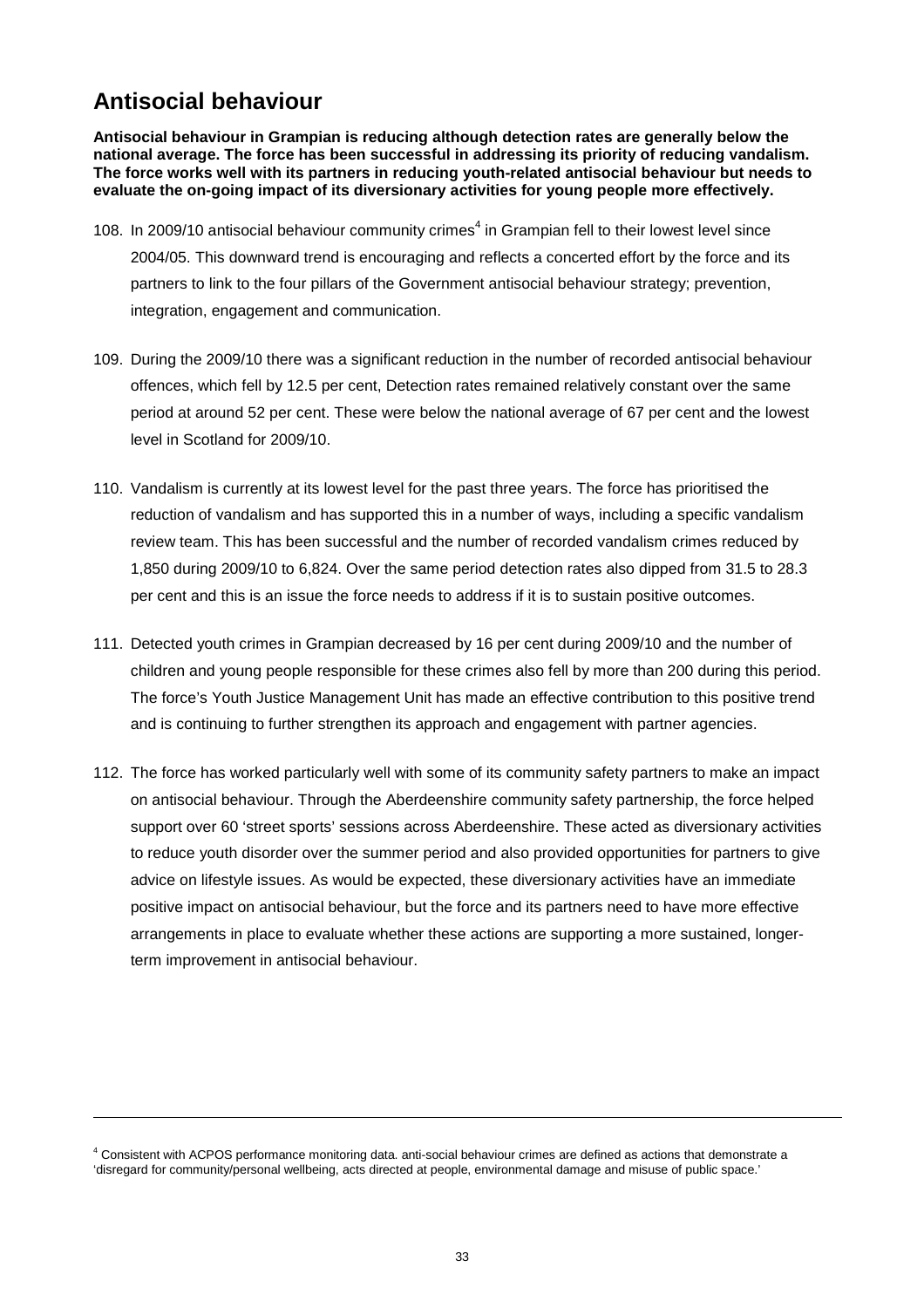## Antisocial behaviour

**Antisocial behaviour in Grampian is reducing although detection rates are generally below the national average. The force has been successful in addressing its priority of reducing vandalism. The force works well with its partners in reducing youth-related antisocial behaviour but needs to evaluate the on-going impact of its diversionary activities for young people more effectively.**

108. In 2009/10 antisocial behaviour community crimes[4] in Grampian fell to their lowest level since 2004/05. This downward trend is encouraging and reflects a concerted effort by the force and its partners to link to the four pillars of the Government antisocial behaviour strategy; prevention, integration, engagement and communication.

109. During the 2009/10 there was a significant reduction in the number of recorded antisocial behaviour offences, which fell by 12.5 per cent, Detection rates remained relatively constant over the same period at around 52 per cent. These were below the national average of 67 per cent and the lowest level in Scotland for 2009/10.

110. Vandalism is currently at its lowest level for the past three years. The force has prioritised the reduction of vandalism and has supported this in a number of ways, including a specific vandalism review team. This has been successful and the number of recorded vandalism crimes reduced by 1,850 during 2009/10 to 6,824. Over the same period detection rates also dipped from 31.5 to 28.3 per cent and this is an issue the force needs to address if it is to sustain positive outcomes.

111. Detected youth crimes in Grampian decreased by 16 per cent during 2009/10 and the number of children and young people responsible for these crimes also fell by more than 200 during this period. The force's Youth Justice Management Unit has made an effective contribution to this positive trend and is continuing to further strengthen its approach and engagement with partner agencies.

112. The force has worked particularly well with some of its community safety partners to make an impact on antisocial behaviour. Through the Aberdeenshire community safety partnership, the force helped support over 60 'street sports' sessions across Aberdeenshire. These acted as diversionary activities to reduce youth disorder over the summer period and also provided opportunities for partners to give advice on lifestyle issues. As would be expected, these diversionary activities have an immediate positive impact on antisocial behaviour, but the force and its partners need to have more effective arrangements in place to evaluate whether these actions are supporting a more sustained, longer-term improvement in antisocial behaviour.

---

[4] Consistent with ACPOS performance monitoring data. anti-social behaviour crimes are defined as actions that demonstrate a 'disregard for community/personal wellbeing, acts directed at people, environmental damage and misuse of public space.'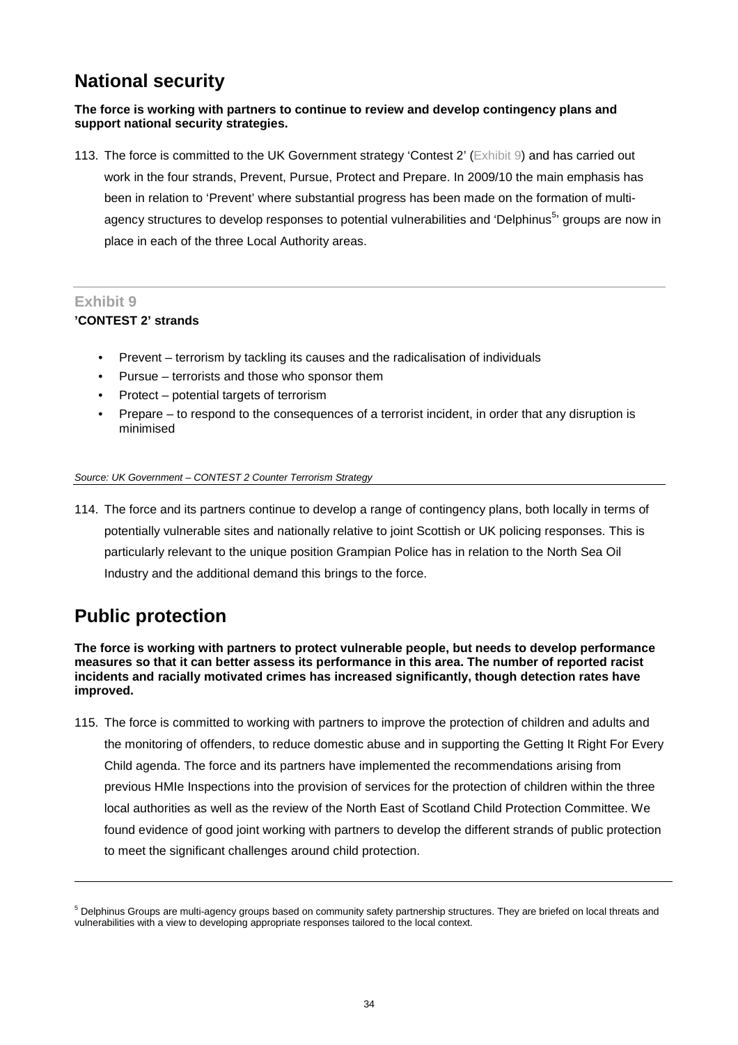## National security

**The force is working with partners to continue to review and develop contingency plans and support national security strategies.**

113. The force is committed to the UK Government strategy 'Contest 2' (Exhibit 9) and has carried out work in the four strands, Prevent, Pursue, Protect and Prepare. In 2009/10 the main emphasis has been in relation to 'Prevent' where substantial progress has been made on the formation of multi-agency structures to develop responses to potential vulnerabilities and 'Delphinus[5]' groups are now in place in each of the three Local Authority areas.

### Exhibit 9

**'CONTEST 2' strands**

- Prevent – terrorism by tackling its causes and the radicalisation of individuals
- Pursue – terrorists and those who sponsor them
- Protect – potential targets of terrorism
- Prepare – to respond to the consequences of a terrorist incident, in order that any disruption is minimised

*Source: UK Government – CONTEST 2 Counter Terrorism Strategy*

114. The force and its partners continue to develop a range of contingency plans, both locally in terms of potentially vulnerable sites and nationally relative to joint Scottish or UK policing responses. This is particularly relevant to the unique position Grampian Police has in relation to the North Sea Oil Industry and the additional demand this brings to the force.

## Public protection

**The force is working with partners to protect vulnerable people, but needs to develop performance measures so that it can better assess its performance in this area. The number of reported racist incidents and racially motivated crimes has increased significantly, though detection rates have improved.**

115. The force is committed to working with partners to improve the protection of children and adults and the monitoring of offenders, to reduce domestic abuse and in supporting the Getting It Right For Every Child agenda. The force and its partners have implemented the recommendations arising from previous HMIe Inspections into the provision of services for the protection of children within the three local authorities as well as the review of the North East of Scotland Child Protection Committee. We found evidence of good joint working with partners to develop the different strands of public protection to meet the significant challenges around child protection.

---

[5] Delphinus Groups are multi-agency groups based on community safety partnership structures. They are briefed on local threats and vulnerabilities with a view to developing appropriate responses tailored to the local context.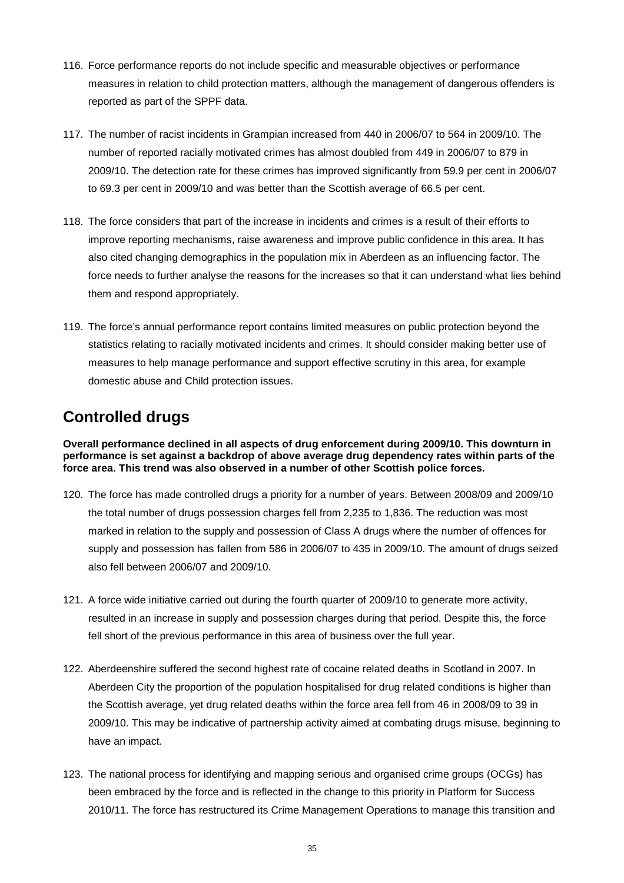116. Force performance reports do not include specific and measurable objectives or performance measures in relation to child protection matters, although the management of dangerous offenders is reported as part of the SPPF data.

117. The number of racist incidents in Grampian increased from 440 in 2006/07 to 564 in 2009/10. The number of reported racially motivated crimes has almost doubled from 449 in 2006/07 to 879 in 2009/10. The detection rate for these crimes has improved significantly from 59.9 per cent in 2006/07 to 69.3 per cent in 2009/10 and was better than the Scottish average of 66.5 per cent.

118. The force considers that part of the increase in incidents and crimes is a result of their efforts to improve reporting mechanisms, raise awareness and improve public confidence in this area. It has also cited changing demographics in the population mix in Aberdeen as an influencing factor. The force needs to further analyse the reasons for the increases so that it can understand what lies behind them and respond appropriately.

119. The force's annual performance report contains limited measures on public protection beyond the statistics relating to racially motivated incidents and crimes. It should consider making better use of measures to help manage performance and support effective scrutiny in this area, for example domestic abuse and Child protection issues.

## Controlled drugs

**Overall performance declined in all aspects of drug enforcement during 2009/10. This downturn in performance is set against a backdrop of above average drug dependency rates within parts of the force area. This trend was also observed in a number of other Scottish police forces.**

120. The force has made controlled drugs a priority for a number of years. Between 2008/09 and 2009/10 the total number of drugs possession charges fell from 2,235 to 1,836. The reduction was most marked in relation to the supply and possession of Class A drugs where the number of offences for supply and possession has fallen from 586 in 2006/07 to 435 in 2009/10. The amount of drugs seized also fell between 2006/07 and 2009/10.

121. A force wide initiative carried out during the fourth quarter of 2009/10 to generate more activity, resulted in an increase in supply and possession charges during that period. Despite this, the force fell short of the previous performance in this area of business over the full year.

122. Aberdeenshire suffered the second highest rate of cocaine related deaths in Scotland in 2007. In Aberdeen City the proportion of the population hospitalised for drug related conditions is higher than the Scottish average, yet drug related deaths within the force area fell from 46 in 2008/09 to 39 in 2009/10. This may be indicative of partnership activity aimed at combating drugs misuse, beginning to have an impact.

123. The national process for identifying and mapping serious and organised crime groups (OCGs) has been embraced by the force and is reflected in the change to this priority in Platform for Success 2010/11. The force has restructured its Crime Management Operations to manage this transition and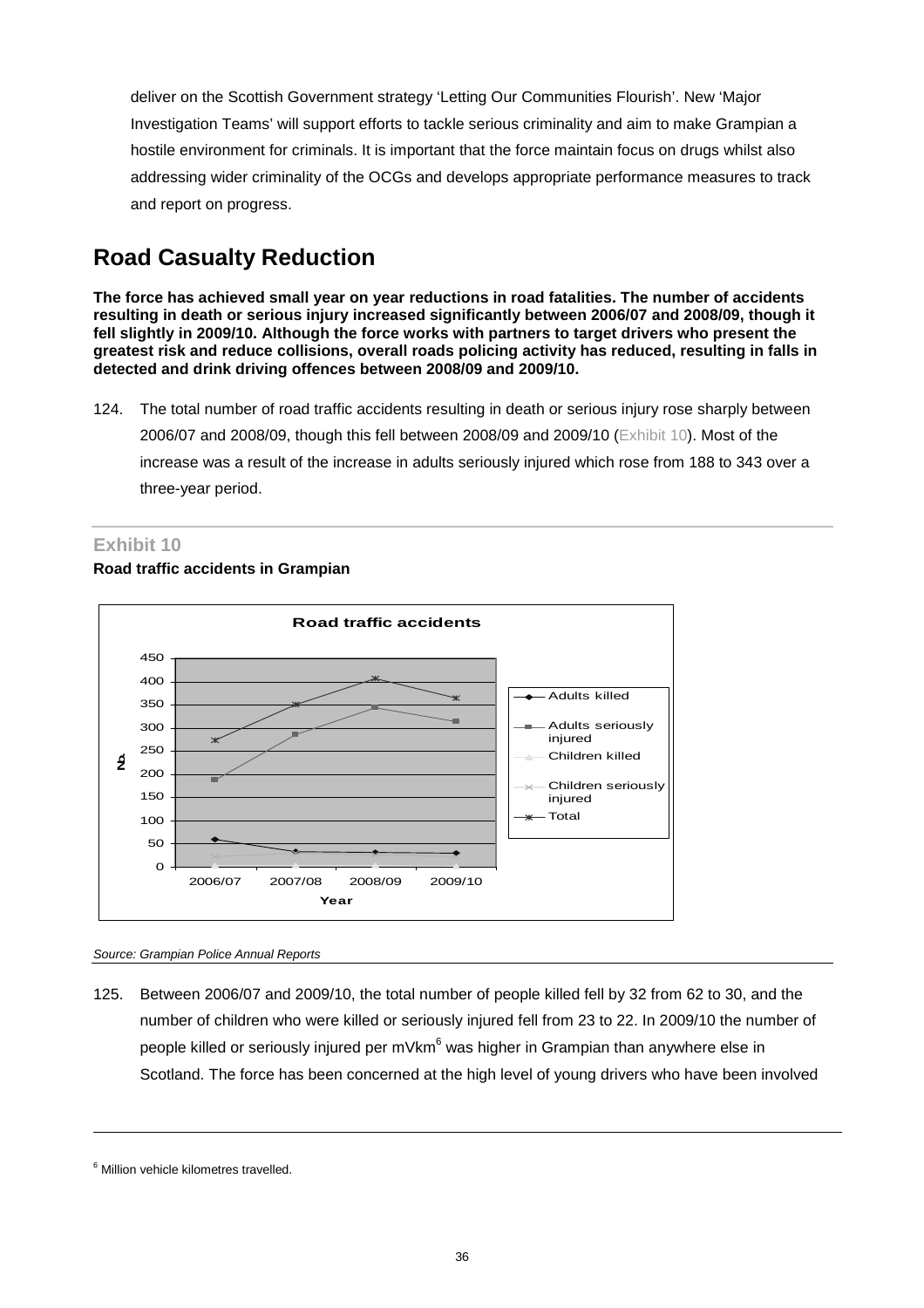deliver on the Scottish Government strategy 'Letting Our Communities Flourish'. New 'Major Investigation Teams' will support efforts to tackle serious criminality and aim to make Grampian a hostile environment for criminals. It is important that the force maintain focus on drugs whilst also addressing wider criminality of the OCGs and develops appropriate performance measures to track and report on progress.

## Road Casualty Reduction

**The force has achieved small year on year reductions in road fatalities. The number of accidents resulting in death or serious injury increased significantly between 2006/07 and 2008/09, though it fell slightly in 2009/10. Although the force works with partners to target drivers who present the greatest risk and reduce collisions, overall roads policing activity has reduced, resulting in falls in detected and drink driving offences between 2008/09 and 2009/10.**

124. The total number of road traffic accidents resulting in death or serious injury rose sharply between 2006/07 and 2008/09, though this fell between 2008/09 and 2009/10 (Exhibit 10). Most of the increase was a result of the increase in adults seriously injured which rose from 188 to 343 over a three-year period.

### Exhibit 10

**Road traffic accidents in Grampian**

Road traffic accidents

(Chart: No. by Year, 2006/07 to 2009/10; series: Adults killed, Adults seriously injured, Children killed, Children seriously injured, Total)

*Source: Grampian Police Annual Reports*

125. Between 2006/07 and 2009/10, the total number of people killed fell by 32 from 62 to 30, and the number of children who were killed or seriously injured fell from 23 to 22. In 2009/10 the number of people killed or seriously injured per mVkm[6] was higher in Grampian than anywhere else in Scotland. The force has been concerned at the high level of young drivers who have been involved

[6] Million vehicle kilometres travelled.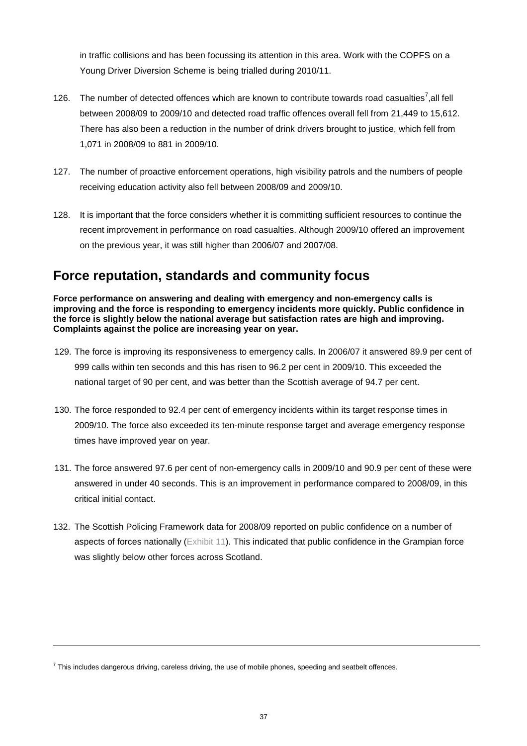in traffic collisions and has been focussing its attention in this area. Work with the COPFS on a Young Driver Diversion Scheme is being trialled during 2010/11.

126. The number of detected offences which are known to contribute towards road casualties[7],all fell between 2008/09 to 2009/10 and detected road traffic offences overall fell from 21,449 to 15,612. There has also been a reduction in the number of drink drivers brought to justice, which fell from 1,071 in 2008/09 to 881 in 2009/10.

127. The number of proactive enforcement operations, high visibility patrols and the numbers of people receiving education activity also fell between 2008/09 and 2009/10.

128. It is important that the force considers whether it is committing sufficient resources to continue the recent improvement in performance on road casualties. Although 2009/10 offered an improvement on the previous year, it was still higher than 2006/07 and 2007/08.

## Force reputation, standards and community focus

**Force performance on answering and dealing with emergency and non-emergency calls is improving and the force is responding to emergency incidents more quickly. Public confidence in the force is slightly below the national average but satisfaction rates are high and improving. Complaints against the police are increasing year on year.**

129. The force is improving its responsiveness to emergency calls. In 2006/07 it answered 89.9 per cent of 999 calls within ten seconds and this has risen to 96.2 per cent in 2009/10. This exceeded the national target of 90 per cent, and was better than the Scottish average of 94.7 per cent.

130. The force responded to 92.4 per cent of emergency incidents within its target response times in 2009/10. The force also exceeded its ten-minute response target and average emergency response times have improved year on year.

131. The force answered 97.6 per cent of non-emergency calls in 2009/10 and 90.9 per cent of these were answered in under 40 seconds. This is an improvement in performance compared to 2008/09, in this critical initial contact.

132. The Scottish Policing Framework data for 2008/09 reported on public confidence on a number of aspects of forces nationally (Exhibit 11). This indicated that public confidence in the Grampian force was slightly below other forces across Scotland.

---

[7] This includes dangerous driving, careless driving, the use of mobile phones, speeding and seatbelt offences.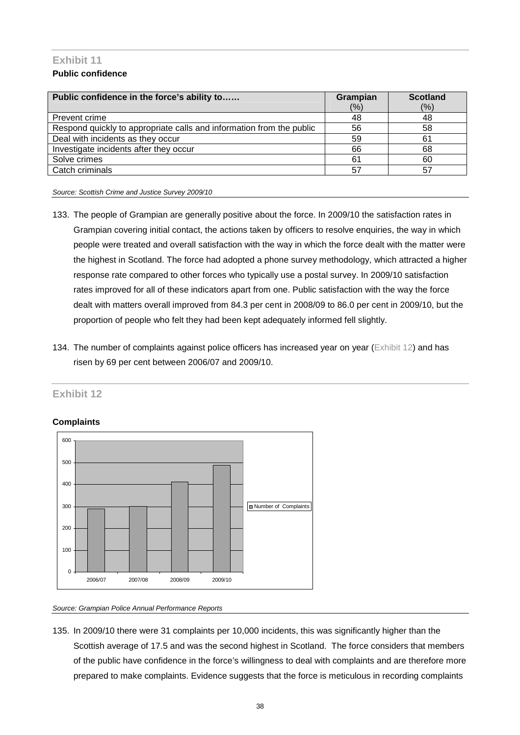## Exhibit 11

**Public confidence**

| Public confidence in the force's ability to…… | Grampian (%) | Scotland (%) |
|---|---|---|
| Prevent crime | 48 | 48 |
| Respond quickly to appropriate calls and information from the public | 56 | 58 |
| Deal with incidents as they occur | 59 | 61 |
| Investigate incidents after they occur | 66 | 68 |
| Solve crimes | 61 | 60 |
| Catch criminals | 57 | 57 |

*Source: Scottish Crime and Justice Survey 2009/10*

133. The people of Grampian are generally positive about the force. In 2009/10 the satisfaction rates in Grampian covering initial contact, the actions taken by officers to resolve enquiries, the way in which people were treated and overall satisfaction with the way in which the force dealt with the matter were the highest in Scotland. The force had adopted a phone survey methodology, which attracted a higher response rate compared to other forces who typically use a postal survey. In 2009/10 satisfaction rates improved for all of these indicators apart from one. Public satisfaction with the way the force dealt with matters overall improved from 84.3 per cent in 2008/09 to 86.0 per cent in 2009/10, but the proportion of people who felt they had been kept adequately informed fell slightly.

134. The number of complaints against police officers has increased year on year (Exhibit 12) and has risen by 69 per cent between 2006/07 and 2009/10.

## Exhibit 12

**Complaints**

*Source: Grampian Police Annual Performance Reports*

135. In 2009/10 there were 31 complaints per 10,000 incidents, this was significantly higher than the Scottish average of 17.5 and was the second highest in Scotland. The force considers that members of the public have confidence in the force's willingness to deal with complaints and are therefore more prepared to make complaints. Evidence suggests that the force is meticulous in recording complaints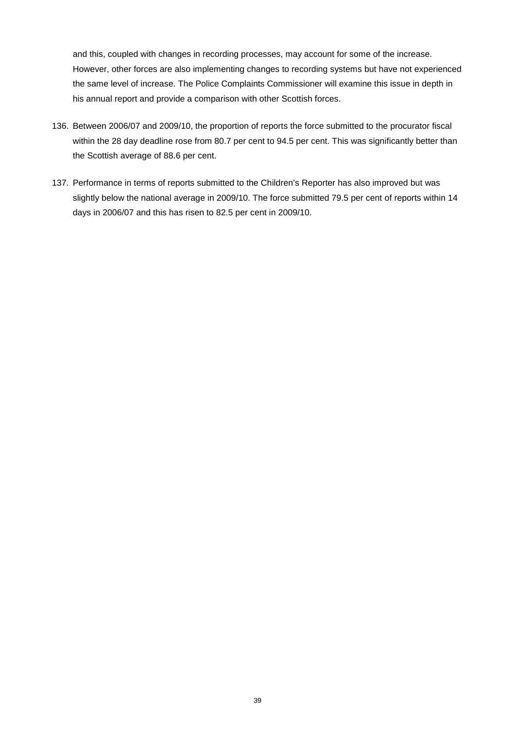and this, coupled with changes in recording processes, may account for some of the increase. However, other forces are also implementing changes to recording systems but have not experienced the same level of increase. The Police Complaints Commissioner will examine this issue in depth in his annual report and provide a comparison with other Scottish forces.

136. Between 2006/07 and 2009/10, the proportion of reports the force submitted to the procurator fiscal within the 28 day deadline rose from 80.7 per cent to 94.5 per cent. This was significantly better than the Scottish average of 88.6 per cent.

137. Performance in terms of reports submitted to the Children's Reporter has also improved but was slightly below the national average in 2009/10. The force submitted 79.5 per cent of reports within 14 days in 2006/07 and this has risen to 82.5 per cent in 2009/10.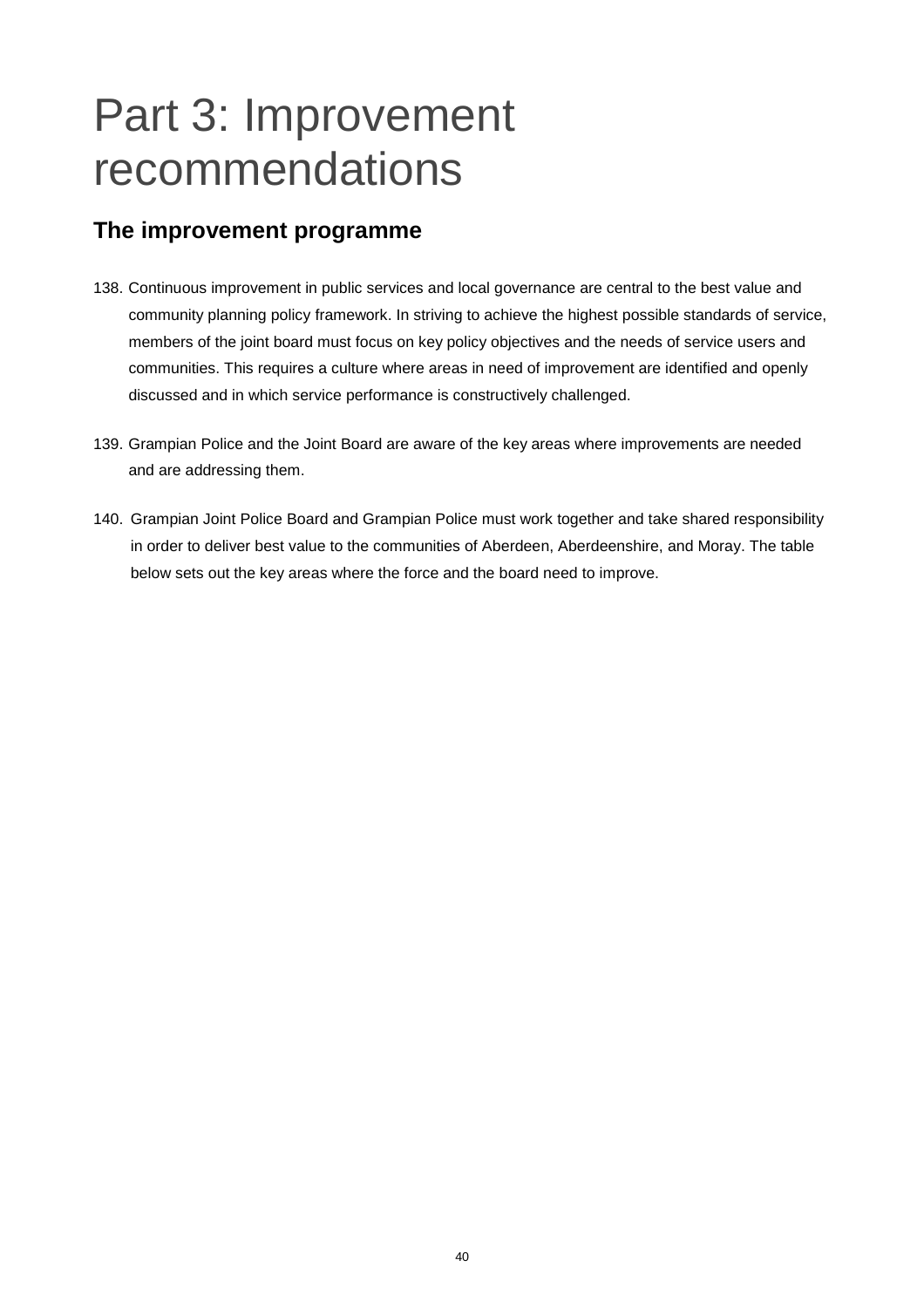# Part 3: Improvement recommendations

## The improvement programme

138. Continuous improvement in public services and local governance are central to the best value and community planning policy framework. In striving to achieve the highest possible standards of service, members of the joint board must focus on key policy objectives and the needs of service users and communities. This requires a culture where areas in need of improvement are identified and openly discussed and in which service performance is constructively challenged.

139. Grampian Police and the Joint Board are aware of the key areas where improvements are needed and are addressing them.

140. Grampian Joint Police Board and Grampian Police must work together and take shared responsibility in order to deliver best value to the communities of Aberdeen, Aberdeenshire, and Moray. The table below sets out the key areas where the force and the board need to improve.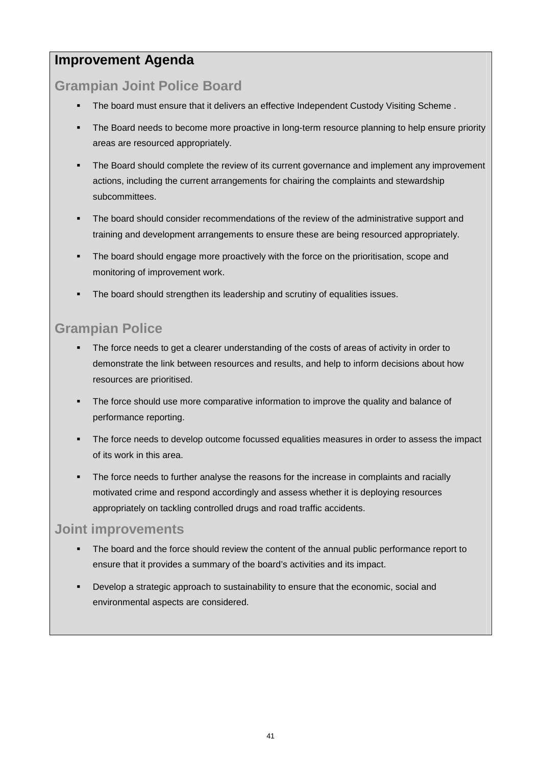## Improvement Agenda

### Grampian Joint Police Board

- The board must ensure that it delivers an effective Independent Custody Visiting Scheme .
- The Board needs to become more proactive in long-term resource planning to help ensure priority areas are resourced appropriately.
- The Board should complete the review of its current governance and implement any improvement actions, including the current arrangements for chairing the complaints and stewardship subcommittees.
- The board should consider recommendations of the review of the administrative support and training and development arrangements to ensure these are being resourced appropriately.
- The board should engage more proactively with the force on the prioritisation, scope and monitoring of improvement work.
- The board should strengthen its leadership and scrutiny of equalities issues.

### Grampian Police

- The force needs to get a clearer understanding of the costs of areas of activity in order to demonstrate the link between resources and results, and help to inform decisions about how resources are prioritised.
- The force should use more comparative information to improve the quality and balance of performance reporting.
- The force needs to develop outcome focussed equalities measures in order to assess the impact of its work in this area.
- The force needs to further analyse the reasons for the increase in complaints and racially motivated crime and respond accordingly and assess whether it is deploying resources appropriately on tackling controlled drugs and road traffic accidents.

### Joint improvements

- The board and the force should review the content of the annual public performance report to ensure that it provides a summary of the board's activities and its impact.
- Develop a strategic approach to sustainability to ensure that the economic, social and environmental aspects are considered.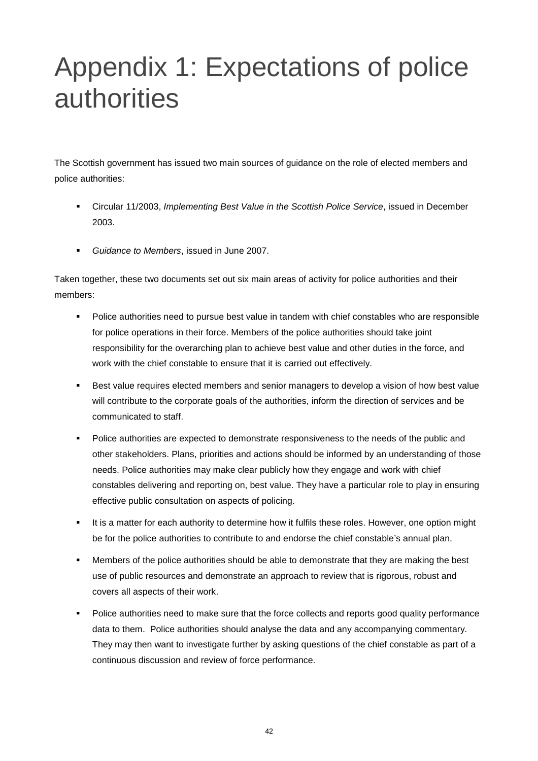# Appendix 1: Expectations of police authorities

The Scottish government has issued two main sources of guidance on the role of elected members and police authorities:

- Circular 11/2003, *Implementing Best Value in the Scottish Police Service*, issued in December 2003.
- *Guidance to Members*, issued in June 2007.

Taken together, these two documents set out six main areas of activity for police authorities and their members:

- Police authorities need to pursue best value in tandem with chief constables who are responsible for police operations in their force. Members of the police authorities should take joint responsibility for the overarching plan to achieve best value and other duties in the force, and work with the chief constable to ensure that it is carried out effectively.
- Best value requires elected members and senior managers to develop a vision of how best value will contribute to the corporate goals of the authorities, inform the direction of services and be communicated to staff.
- Police authorities are expected to demonstrate responsiveness to the needs of the public and other stakeholders. Plans, priorities and actions should be informed by an understanding of those needs. Police authorities may make clear publicly how they engage and work with chief constables delivering and reporting on, best value. They have a particular role to play in ensuring effective public consultation on aspects of policing.
- It is a matter for each authority to determine how it fulfils these roles. However, one option might be for the police authorities to contribute to and endorse the chief constable's annual plan.
- Members of the police authorities should be able to demonstrate that they are making the best use of public resources and demonstrate an approach to review that is rigorous, robust and covers all aspects of their work.
- Police authorities need to make sure that the force collects and reports good quality performance data to them. Police authorities should analyse the data and any accompanying commentary. They may then want to investigate further by asking questions of the chief constable as part of a continuous discussion and review of force performance.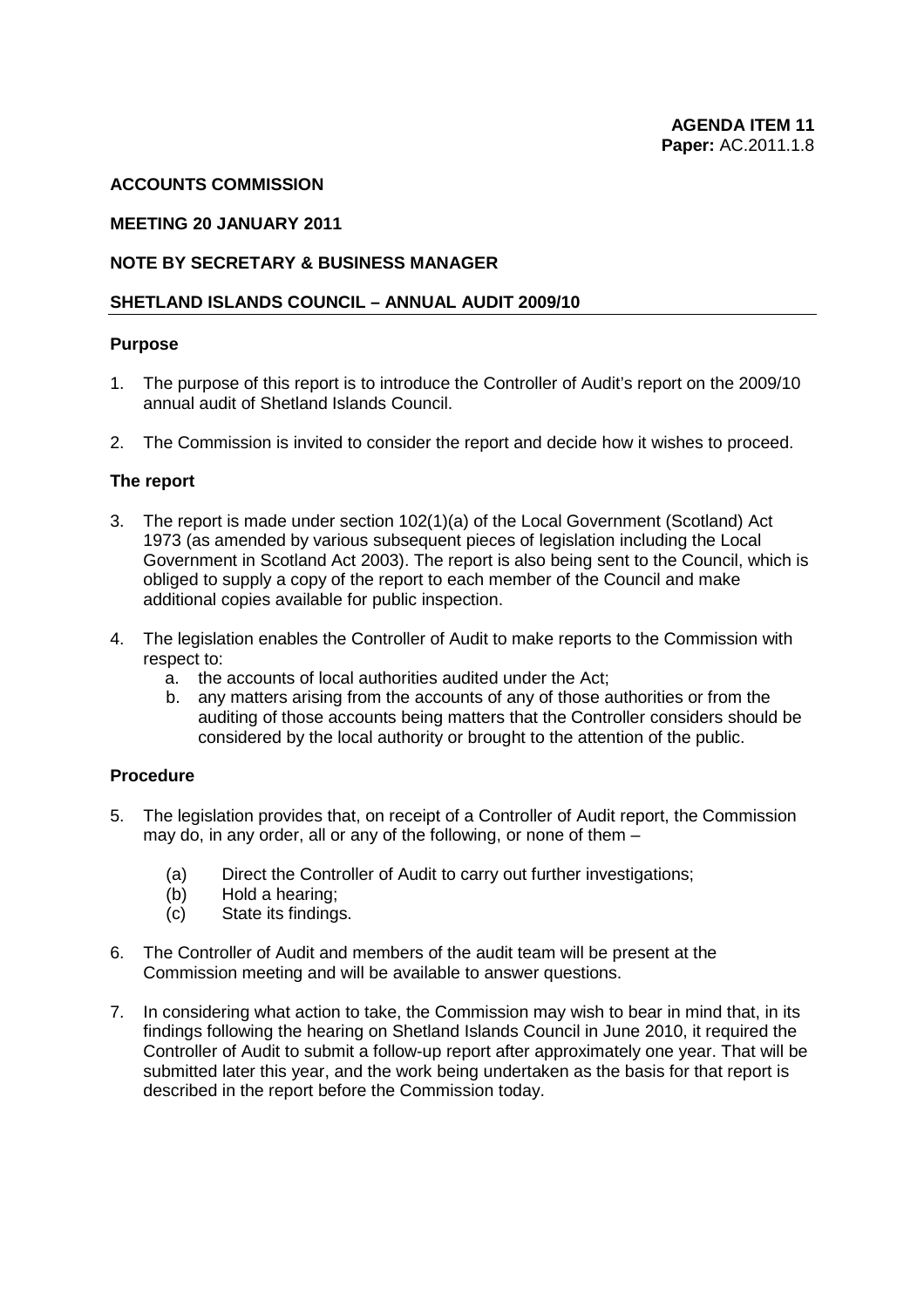**AGENDA ITEM 11**
**Paper:** AC.2011.1.8

**ACCOUNTS COMMISSION**

**MEETING 20 JANUARY 2011**

**NOTE BY SECRETARY & BUSINESS MANAGER**

**SHETLAND ISLANDS COUNCIL – ANNUAL AUDIT 2009/10**

**Purpose**

1. The purpose of this report is to introduce the Controller of Audit's report on the 2009/10 annual audit of Shetland Islands Council.

2. The Commission is invited to consider the report and decide how it wishes to proceed.

**The report**

3. The report is made under section 102(1)(a) of the Local Government (Scotland) Act 1973 (as amended by various subsequent pieces of legislation including the Local Government in Scotland Act 2003). The report is also being sent to the Council, which is obliged to supply a copy of the report to each member of the Council and make additional copies available for public inspection.

4. The legislation enables the Controller of Audit to make reports to the Commission with respect to:
   a. the accounts of local authorities audited under the Act;
   b. any matters arising from the accounts of any of those authorities or from the auditing of those accounts being matters that the Controller considers should be considered by the local authority or brought to the attention of the public.

**Procedure**

5. The legislation provides that, on receipt of a Controller of Audit report, the Commission may do, in any order, all or any of the following, or none of them –

   (a) Direct the Controller of Audit to carry out further investigations;
   (b) Hold a hearing;
   (c) State its findings.

6. The Controller of Audit and members of the audit team will be present at the Commission meeting and will be available to answer questions.

7. In considering what action to take, the Commission may wish to bear in mind that, in its findings following the hearing on Shetland Islands Council in June 2010, it required the Controller of Audit to submit a follow-up report after approximately one year. That will be submitted later this year, and the work being undertaken as the basis for that report is described in the report before the Commission today.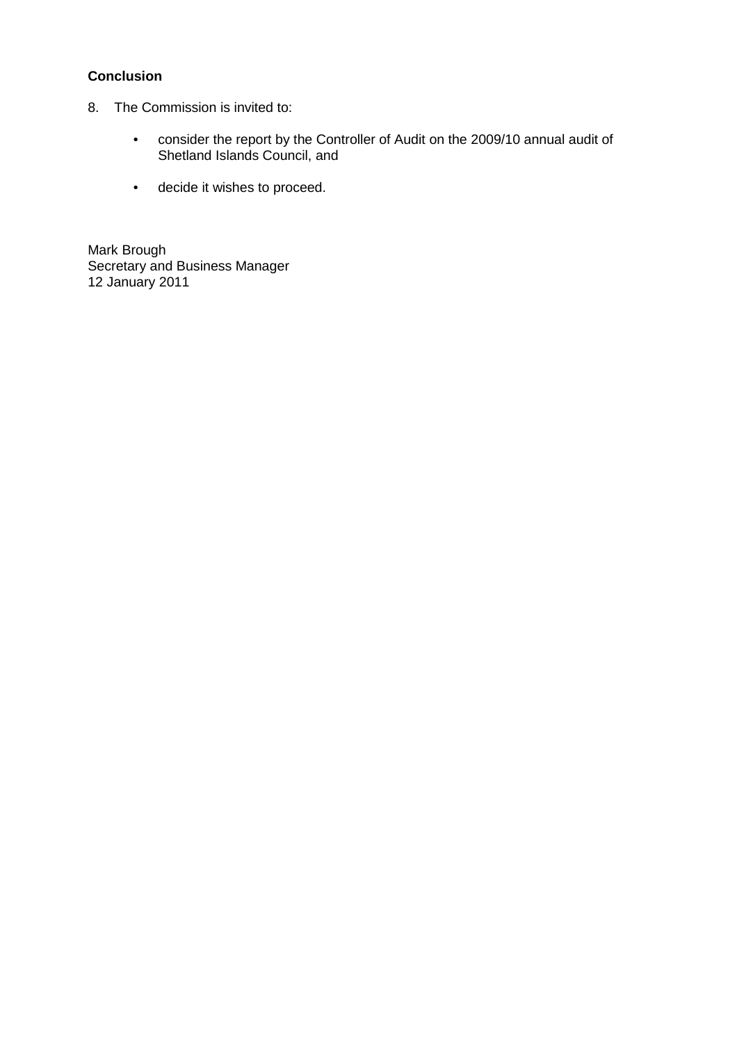**Conclusion**

8. The Commission is invited to:

   - consider the report by the Controller of Audit on the 2009/10 annual audit of Shetland Islands Council, and

   - decide it wishes to proceed.

Mark Brough
Secretary and Business Manager
12 January 2011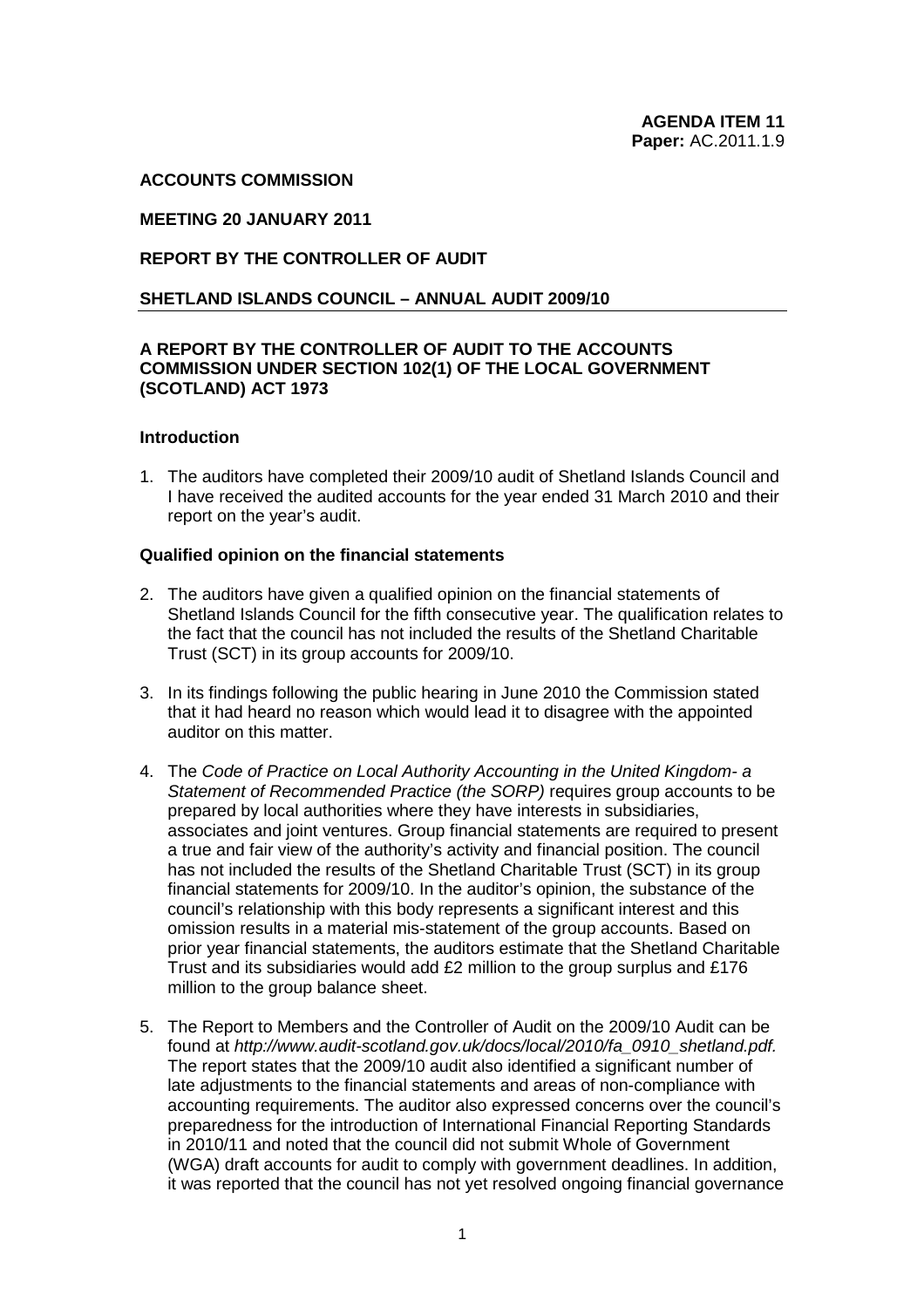**AGENDA ITEM 11**
**Paper:** AC.2011.1.9

**ACCOUNTS COMMISSION**

**MEETING 20 JANUARY 2011**

**REPORT BY THE CONTROLLER OF AUDIT**

**SHETLAND ISLANDS COUNCIL – ANNUAL AUDIT 2009/10**

**A REPORT BY THE CONTROLLER OF AUDIT TO THE ACCOUNTS COMMISSION UNDER SECTION 102(1) OF THE LOCAL GOVERNMENT (SCOTLAND) ACT 1973**

**Introduction**

1. The auditors have completed their 2009/10 audit of Shetland Islands Council and I have received the audited accounts for the year ended 31 March 2010 and their report on the year's audit.

**Qualified opinion on the financial statements**

2. The auditors have given a qualified opinion on the financial statements of Shetland Islands Council for the fifth consecutive year. The qualification relates to the fact that the council has not included the results of the Shetland Charitable Trust (SCT) in its group accounts for 2009/10.

3. In its findings following the public hearing in June 2010 the Commission stated that it had heard no reason which would lead it to disagree with the appointed auditor on this matter.

4. The *Code of Practice on Local Authority Accounting in the United Kingdom- a Statement of Recommended Practice (the SORP)* requires group accounts to be prepared by local authorities where they have interests in subsidiaries, associates and joint ventures. Group financial statements are required to present a true and fair view of the authority's activity and financial position. The council has not included the results of the Shetland Charitable Trust (SCT) in its group financial statements for 2009/10. In the auditor's opinion, the substance of the council's relationship with this body represents a significant interest and this omission results in a material mis-statement of the group accounts. Based on prior year financial statements, the auditors estimate that the Shetland Charitable Trust and its subsidiaries would add £2 million to the group surplus and £176 million to the group balance sheet.

5. The Report to Members and the Controller of Audit on the 2009/10 Audit can be found at *http://www.audit-scotland.gov.uk/docs/local/2010/fa_0910_shetland.pdf.* The report states that the 2009/10 audit also identified a significant number of late adjustments to the financial statements and areas of non-compliance with accounting requirements. The auditor also expressed concerns over the council's preparedness for the introduction of International Financial Reporting Standards in 2010/11 and noted that the council did not submit Whole of Government (WGA) draft accounts for audit to comply with government deadlines. In addition, it was reported that the council has not yet resolved ongoing financial governance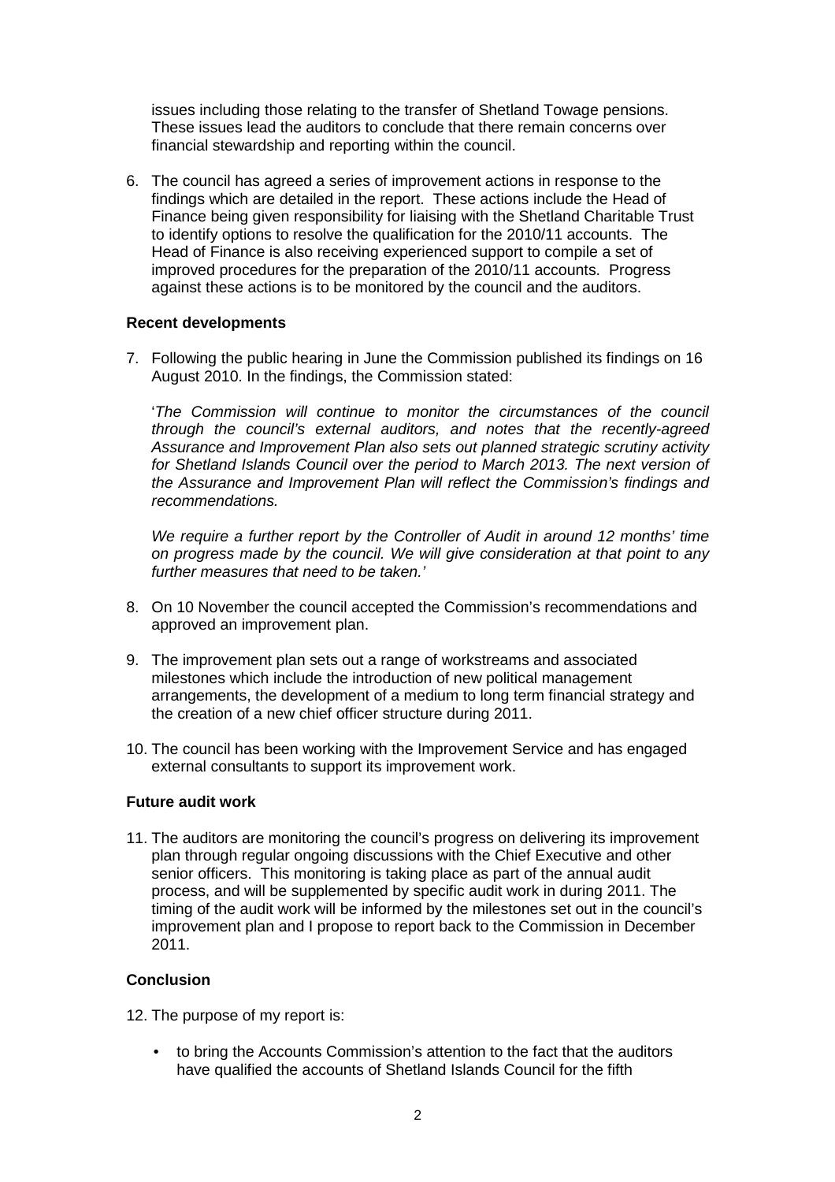issues including those relating to the transfer of Shetland Towage pensions. These issues lead the auditors to conclude that there remain concerns over financial stewardship and reporting within the council.

6. The council has agreed a series of improvement actions in response to the findings which are detailed in the report. These actions include the Head of Finance being given responsibility for liaising with the Shetland Charitable Trust to identify options to resolve the qualification for the 2010/11 accounts. The Head of Finance is also receiving experienced support to compile a set of improved procedures for the preparation of the 2010/11 accounts. Progress against these actions is to be monitored by the council and the auditors.

**Recent developments**

7. Following the public hearing in June the Commission published its findings on 16 August 2010. In the findings, the Commission stated:

   '*The Commission will continue to monitor the circumstances of the council through the council's external auditors, and notes that the recently-agreed Assurance and Improvement Plan also sets out planned strategic scrutiny activity for Shetland Islands Council over the period to March 2013. The next version of the Assurance and Improvement Plan will reflect the Commission's findings and recommendations.*

   *We require a further report by the Controller of Audit in around 12 months' time on progress made by the council. We will give consideration at that point to any further measures that need to be taken.*'

8. On 10 November the council accepted the Commission's recommendations and approved an improvement plan.

9. The improvement plan sets out a range of workstreams and associated milestones which include the introduction of new political management arrangements, the development of a medium to long term financial strategy and the creation of a new chief officer structure during 2011.

10. The council has been working with the Improvement Service and has engaged external consultants to support its improvement work.

**Future audit work**

11. The auditors are monitoring the council's progress on delivering its improvement plan through regular ongoing discussions with the Chief Executive and other senior officers. This monitoring is taking place as part of the annual audit process, and will be supplemented by specific audit work in during 2011. The timing of the audit work will be informed by the milestones set out in the council's improvement plan and I propose to report back to the Commission in December 2011.

**Conclusion**

12. The purpose of my report is:

   - to bring the Accounts Commission's attention to the fact that the auditors have qualified the accounts of Shetland Islands Council for the fifth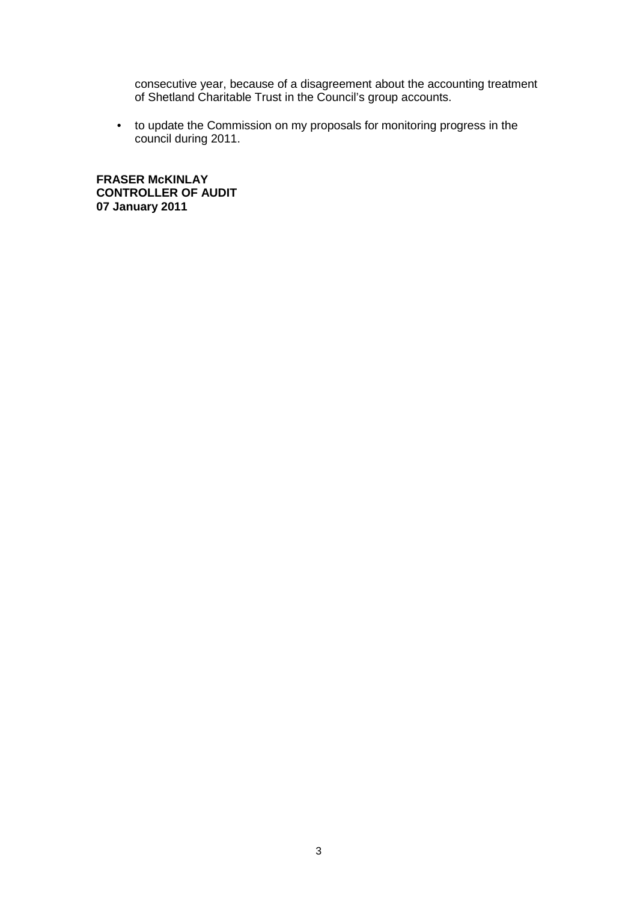consecutive year, because of a disagreement about the accounting treatment of Shetland Charitable Trust in the Council's group accounts.

- to update the Commission on my proposals for monitoring progress in the council during 2011.

**FRASER McKINLAY**
**CONTROLLER OF AUDIT**
**07 January 2011**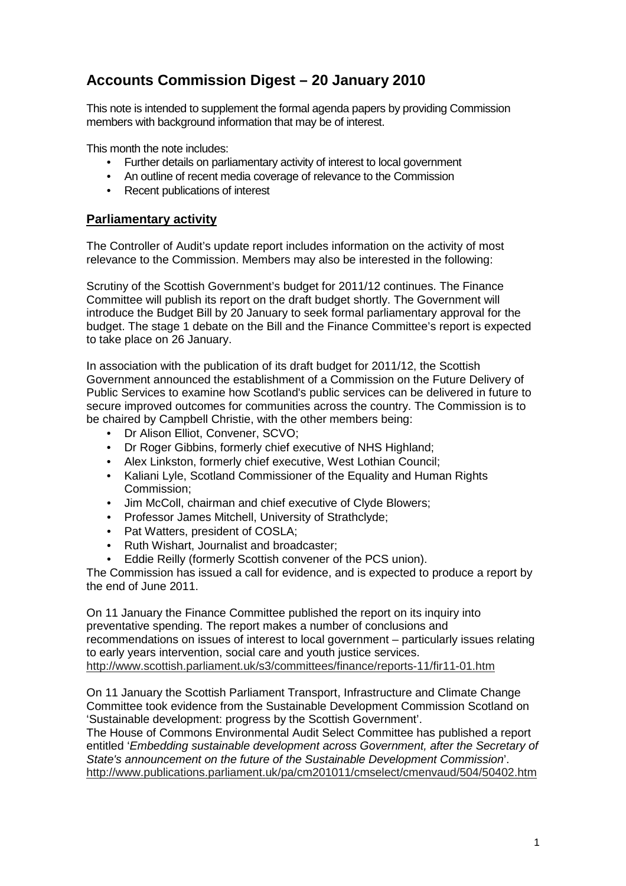# Accounts Commission Digest – 20 January 2010

This note is intended to supplement the formal agenda papers by providing Commission members with background information that may be of interest.

This month the note includes:

- Further details on parliamentary activity of interest to local government
- An outline of recent media coverage of relevance to the Commission
- Recent publications of interest

## Parliamentary activity

The Controller of Audit's update report includes information on the activity of most relevance to the Commission. Members may also be interested in the following:

Scrutiny of the Scottish Government's budget for 2011/12 continues. The Finance Committee will publish its report on the draft budget shortly. The Government will introduce the Budget Bill by 20 January to seek formal parliamentary approval for the budget. The stage 1 debate on the Bill and the Finance Committee's report is expected to take place on 26 January.

In association with the publication of its draft budget for 2011/12, the Scottish Government announced the establishment of a Commission on the Future Delivery of Public Services to examine how Scotland's public services can be delivered in future to secure improved outcomes for communities across the country. The Commission is to be chaired by Campbell Christie, with the other members being:

- Dr Alison Elliot, Convener, SCVO;
- Dr Roger Gibbins, formerly chief executive of NHS Highland;
- Alex Linkston, formerly chief executive, West Lothian Council;
- Kaliani Lyle, Scotland Commissioner of the Equality and Human Rights Commission;
- Jim McColl, chairman and chief executive of Clyde Blowers;
- Professor James Mitchell, University of Strathclyde;
- Pat Watters, president of COSLA;
- Ruth Wishart, Journalist and broadcaster;
- Eddie Reilly (formerly Scottish convener of the PCS union).

The Commission has issued a call for evidence, and is expected to produce a report by the end of June 2011.

On 11 January the Finance Committee published the report on its inquiry into preventative spending. The report makes a number of conclusions and recommendations on issues of interest to local government – particularly issues relating to early years intervention, social care and youth justice services.
http://www.scottish.parliament.uk/s3/committees/finance/reports-11/fir11-01.htm

On 11 January the Scottish Parliament Transport, Infrastructure and Climate Change Committee took evidence from the Sustainable Development Commission Scotland on 'Sustainable development: progress by the Scottish Government'.
The House of Commons Environmental Audit Select Committee has published a report entitled '*Embedding sustainable development across Government, after the Secretary of State's announcement on the future of the Sustainable Development Commission*'.
http://www.publications.parliament.uk/pa/cm201011/cmselect/cmenvaud/504/50402.htm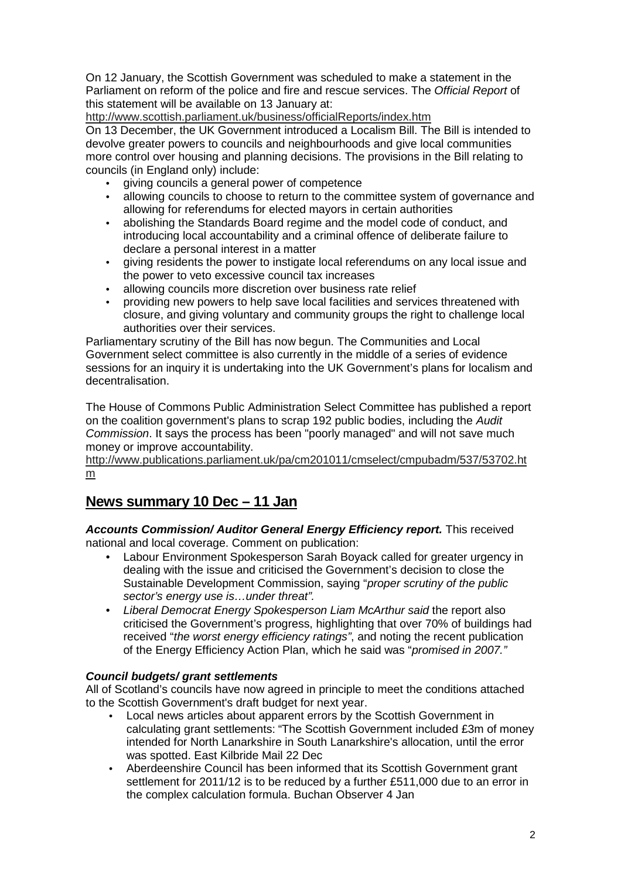On 12 January, the Scottish Government was scheduled to make a statement in the Parliament on reform of the police and fire and rescue services. The *Official Report* of this statement will be available on 13 January at:

http://www.scottish.parliament.uk/business/officialReports/index.htm

On 13 December, the UK Government introduced a Localism Bill. The Bill is intended to devolve greater powers to councils and neighbourhoods and give local communities more control over housing and planning decisions. The provisions in the Bill relating to councils (in England only) include:

- giving councils a general power of competence
- allowing councils to choose to return to the committee system of governance and allowing for referendums for elected mayors in certain authorities
- abolishing the Standards Board regime and the model code of conduct, and introducing local accountability and a criminal offence of deliberate failure to declare a personal interest in a matter
- giving residents the power to instigate local referendums on any local issue and the power to veto excessive council tax increases
- allowing councils more discretion over business rate relief
- providing new powers to help save local facilities and services threatened with closure, and giving voluntary and community groups the right to challenge local authorities over their services.

Parliamentary scrutiny of the Bill has now begun. The Communities and Local Government select committee is also currently in the middle of a series of evidence sessions for an inquiry it is undertaking into the UK Government's plans for localism and decentralisation.

The House of Commons Public Administration Select Committee has published a report on the coalition government's plans to scrap 192 public bodies, including the *Audit Commission*. It says the process has been "poorly managed" and will not save much money or improve accountability.

http://www.publications.parliament.uk/pa/cm201011/cmselect/cmpubadm/537/53702.htm

## News summary 10 Dec – 11 Jan

***Accounts Commission/ Auditor General Energy Efficiency report.*** This received national and local coverage. Comment on publication:

- Labour Environment Spokesperson Sarah Boyack called for greater urgency in dealing with the issue and criticised the Government's decision to close the Sustainable Development Commission, saying "*proper scrutiny of the public sector's energy use is…under threat".*
- *Liberal Democrat Energy Spokesperson Liam McArthur said* the report also criticised the Government's progress, highlighting that over 70% of buildings had received "*the worst energy efficiency ratings"*, and noting the recent publication of the Energy Efficiency Action Plan, which he said was "*promised in 2007."*

***Council budgets/ grant settlements***

All of Scotland's councils have now agreed in principle to meet the conditions attached to the Scottish Government's draft budget for next year.

- Local news articles about apparent errors by the Scottish Government in calculating grant settlements: "The Scottish Government included £3m of money intended for North Lanarkshire in South Lanarkshire's allocation, until the error was spotted. East Kilbride Mail 22 Dec
- Aberdeenshire Council has been informed that its Scottish Government grant settlement for 2011/12 is to be reduced by a further £511,000 due to an error in the complex calculation formula. Buchan Observer 4 Jan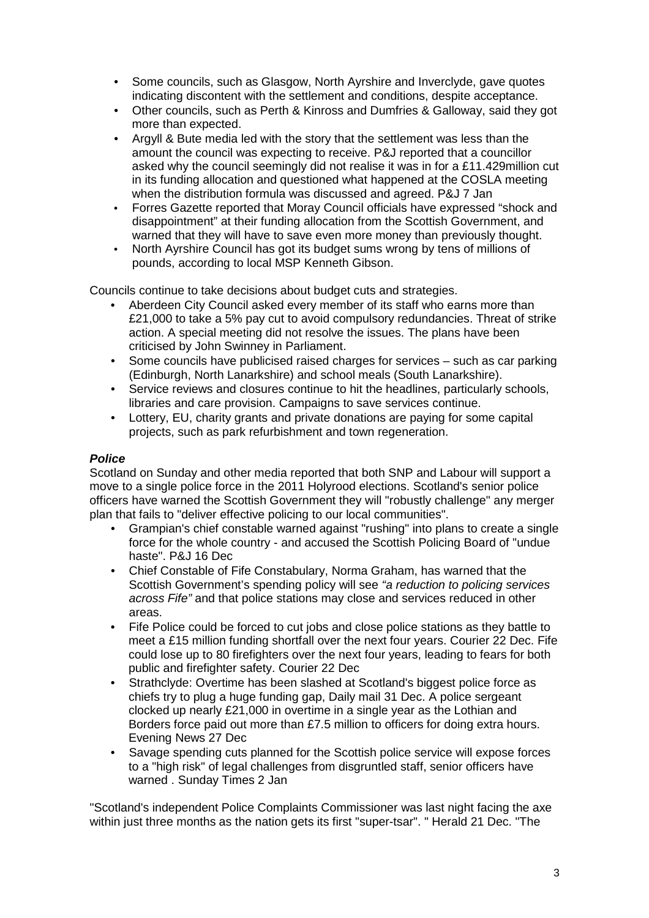- Some councils, such as Glasgow, North Ayrshire and Inverclyde, gave quotes indicating discontent with the settlement and conditions, despite acceptance.
- Other councils, such as Perth & Kinross and Dumfries & Galloway, said they got more than expected.
- Argyll & Bute media led with the story that the settlement was less than the amount the council was expecting to receive. P&J reported that a councillor asked why the council seemingly did not realise it was in for a £11.429million cut in its funding allocation and questioned what happened at the COSLA meeting when the distribution formula was discussed and agreed. P&J 7 Jan
- Forres Gazette reported that Moray Council officials have expressed "shock and disappointment" at their funding allocation from the Scottish Government, and warned that they will have to save even more money than previously thought.
- North Ayrshire Council has got its budget sums wrong by tens of millions of pounds, according to local MSP Kenneth Gibson.

Councils continue to take decisions about budget cuts and strategies.

- Aberdeen City Council asked every member of its staff who earns more than £21,000 to take a 5% pay cut to avoid compulsory redundancies. Threat of strike action. A special meeting did not resolve the issues. The plans have been criticised by John Swinney in Parliament.
- Some councils have publicised raised charges for services – such as car parking (Edinburgh, North Lanarkshire) and school meals (South Lanarkshire).
- Service reviews and closures continue to hit the headlines, particularly schools, libraries and care provision. Campaigns to save services continue.
- Lottery, EU, charity grants and private donations are paying for some capital projects, such as park refurbishment and town regeneration.

***Police***

Scotland on Sunday and other media reported that both SNP and Labour will support a move to a single police force in the 2011 Holyrood elections. Scotland's senior police officers have warned the Scottish Government they will "robustly challenge" any merger plan that fails to "deliver effective policing to our local communities".

- Grampian's chief constable warned against "rushing" into plans to create a single force for the whole country - and accused the Scottish Policing Board of "undue haste". P&J 16 Dec
- Chief Constable of Fife Constabulary, Norma Graham, has warned that the Scottish Government's spending policy will see *"a reduction to policing services across Fife"* and that police stations may close and services reduced in other areas.
- Fife Police could be forced to cut jobs and close police stations as they battle to meet a £15 million funding shortfall over the next four years. Courier 22 Dec. Fife could lose up to 80 firefighters over the next four years, leading to fears for both public and firefighter safety. Courier 22 Dec
- Strathclyde: Overtime has been slashed at Scotland's biggest police force as chiefs try to plug a huge funding gap, Daily mail 31 Dec. A police sergeant clocked up nearly £21,000 in overtime in a single year as the Lothian and Borders force paid out more than £7.5 million to officers for doing extra hours. Evening News 27 Dec
- Savage spending cuts planned for the Scottish police service will expose forces to a "high risk" of legal challenges from disgruntled staff, senior officers have warned . Sunday Times 2 Jan

"Scotland's independent Police Complaints Commissioner was last night facing the axe within just three months as the nation gets its first "super-tsar". " Herald 21 Dec. "The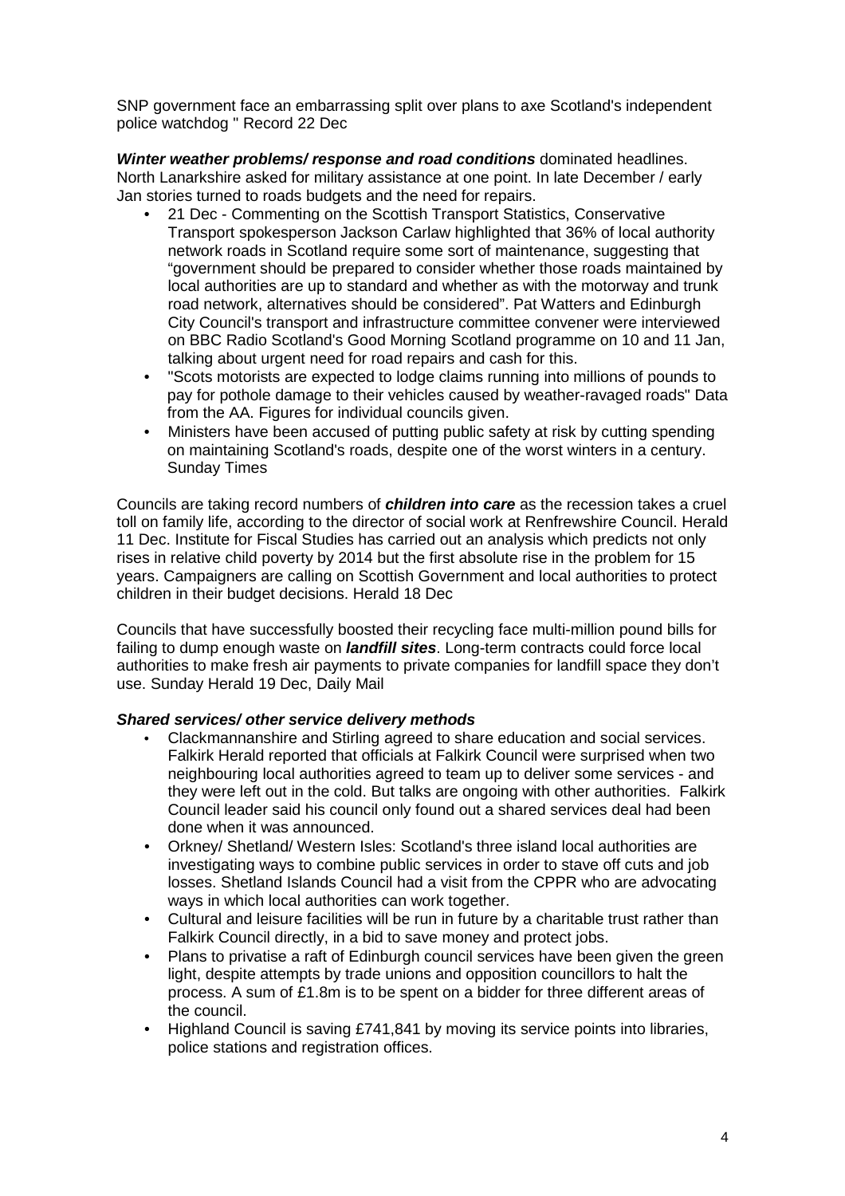SNP government face an embarrassing split over plans to axe Scotland's independent police watchdog " Record 22 Dec

***Winter weather problems/ response and road conditions*** dominated headlines. North Lanarkshire asked for military assistance at one point. In late December / early Jan stories turned to roads budgets and the need for repairs.

- 21 Dec - Commenting on the Scottish Transport Statistics, Conservative Transport spokesperson Jackson Carlaw highlighted that 36% of local authority network roads in Scotland require some sort of maintenance, suggesting that "government should be prepared to consider whether those roads maintained by local authorities are up to standard and whether as with the motorway and trunk road network, alternatives should be considered". Pat Watters and Edinburgh City Council's transport and infrastructure committee convener were interviewed on BBC Radio Scotland's Good Morning Scotland programme on 10 and 11 Jan, talking about urgent need for road repairs and cash for this.
- "Scots motorists are expected to lodge claims running into millions of pounds to pay for pothole damage to their vehicles caused by weather-ravaged roads" Data from the AA. Figures for individual councils given.
- Ministers have been accused of putting public safety at risk by cutting spending on maintaining Scotland's roads, despite one of the worst winters in a century. Sunday Times

Councils are taking record numbers of ***children into care*** as the recession takes a cruel toll on family life, according to the director of social work at Renfrewshire Council. Herald 11 Dec. Institute for Fiscal Studies has carried out an analysis which predicts not only rises in relative child poverty by 2014 but the first absolute rise in the problem for 15 years. Campaigners are calling on Scottish Government and local authorities to protect children in their budget decisions. Herald 18 Dec

Councils that have successfully boosted their recycling face multi-million pound bills for failing to dump enough waste on ***landfill sites***. Long-term contracts could force local authorities to make fresh air payments to private companies for landfill space they don't use. Sunday Herald 19 Dec, Daily Mail

***Shared services/ other service delivery methods***

- Clackmannanshire and Stirling agreed to share education and social services. Falkirk Herald reported that officials at Falkirk Council were surprised when two neighbouring local authorities agreed to team up to deliver some services - and they were left out in the cold. But talks are ongoing with other authorities. Falkirk Council leader said his council only found out a shared services deal had been done when it was announced.
- Orkney/ Shetland/ Western Isles: Scotland's three island local authorities are investigating ways to combine public services in order to stave off cuts and job losses. Shetland Islands Council had a visit from the CPPR who are advocating ways in which local authorities can work together.
- Cultural and leisure facilities will be run in future by a charitable trust rather than Falkirk Council directly, in a bid to save money and protect jobs.
- Plans to privatise a raft of Edinburgh council services have been given the green light, despite attempts by trade unions and opposition councillors to halt the process. A sum of £1.8m is to be spent on a bidder for three different areas of the council.
- Highland Council is saving £741,841 by moving its service points into libraries, police stations and registration offices.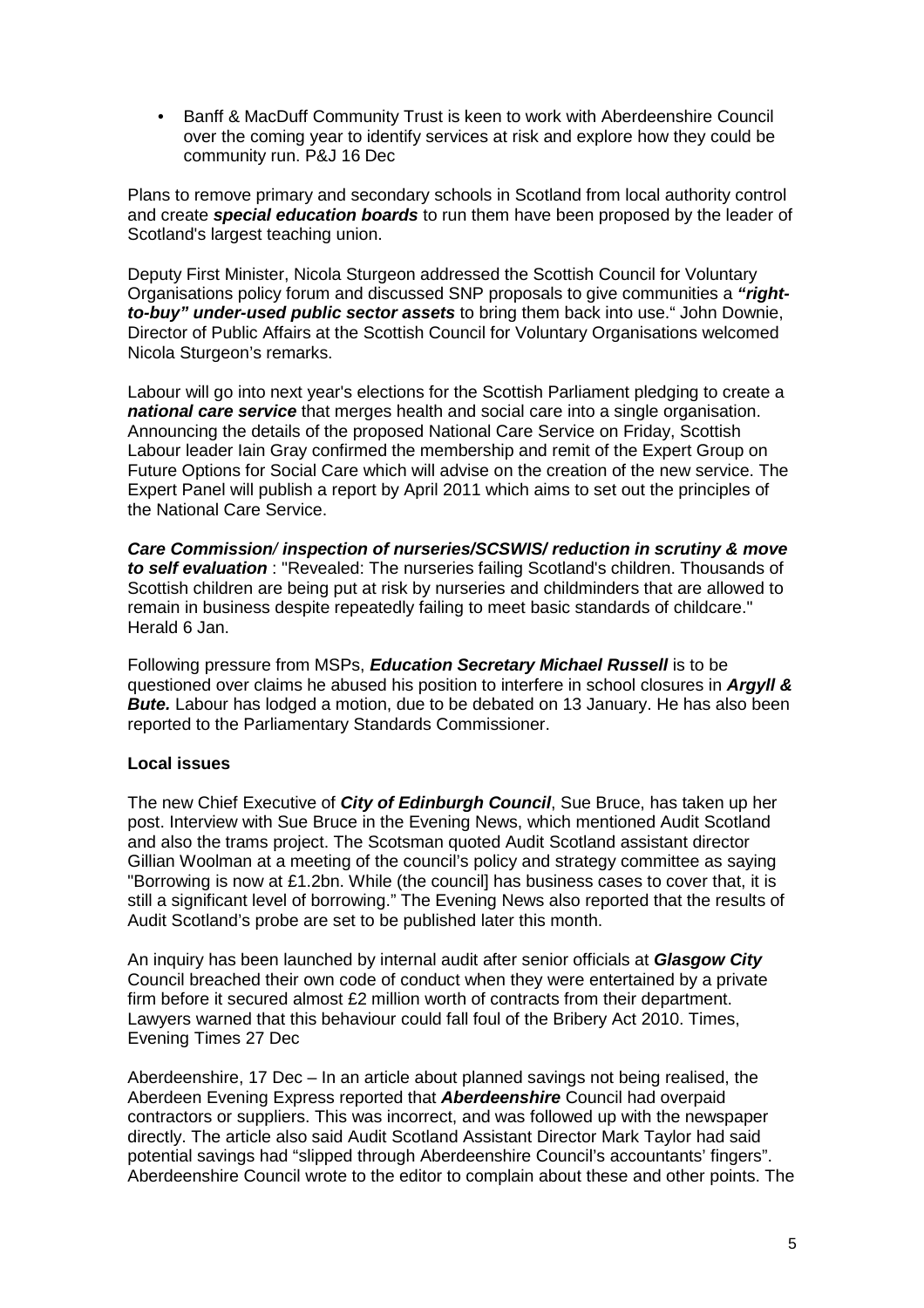- Banff & MacDuff Community Trust is keen to work with Aberdeenshire Council over the coming year to identify services at risk and explore how they could be community run. P&J 16 Dec

Plans to remove primary and secondary schools in Scotland from local authority control and create ***special education boards*** to run them have been proposed by the leader of Scotland's largest teaching union.

Deputy First Minister, Nicola Sturgeon addressed the Scottish Council for Voluntary Organisations policy forum and discussed SNP proposals to give communities a ***"right-to-buy" under-used public sector assets*** to bring them back into use." John Downie, Director of Public Affairs at the Scottish Council for Voluntary Organisations welcomed Nicola Sturgeon's remarks.

Labour will go into next year's elections for the Scottish Parliament pledging to create a ***national care service*** that merges health and social care into a single organisation. Announcing the details of the proposed National Care Service on Friday, Scottish Labour leader Iain Gray confirmed the membership and remit of the Expert Group on Future Options for Social Care which will advise on the creation of the new service. The Expert Panel will publish a report by April 2011 which aims to set out the principles of the National Care Service.

***Care Commission/ inspection of nurseries/SCSWIS/ reduction in scrutiny & move to self evaluation*** : "Revealed: The nurseries failing Scotland's children. Thousands of Scottish children are being put at risk by nurseries and childminders that are allowed to remain in business despite repeatedly failing to meet basic standards of childcare." Herald 6 Jan.

Following pressure from MSPs, ***Education Secretary Michael Russell*** is to be questioned over claims he abused his position to interfere in school closures in ***Argyll & Bute.*** Labour has lodged a motion, due to be debated on 13 January. He has also been reported to the Parliamentary Standards Commissioner.

**Local issues**

The new Chief Executive of ***City of Edinburgh Council***, Sue Bruce, has taken up her post. Interview with Sue Bruce in the Evening News, which mentioned Audit Scotland and also the trams project. The Scotsman quoted Audit Scotland assistant director Gillian Woolman at a meeting of the council's policy and strategy committee as saying "Borrowing is now at £1.2bn. While (the council] has business cases to cover that, it is still a significant level of borrowing." The Evening News also reported that the results of Audit Scotland's probe are set to be published later this month.

An inquiry has been launched by internal audit after senior officials at ***Glasgow City*** Council breached their own code of conduct when they were entertained by a private firm before it secured almost £2 million worth of contracts from their department. Lawyers warned that this behaviour could fall foul of the Bribery Act 2010. Times, Evening Times 27 Dec

Aberdeenshire, 17 Dec – In an article about planned savings not being realised, the Aberdeen Evening Express reported that ***Aberdeenshire*** Council had overpaid contractors or suppliers. This was incorrect, and was followed up with the newspaper directly. The article also said Audit Scotland Assistant Director Mark Taylor had said potential savings had "slipped through Aberdeenshire Council's accountants' fingers". Aberdeenshire Council wrote to the editor to complain about these and other points. The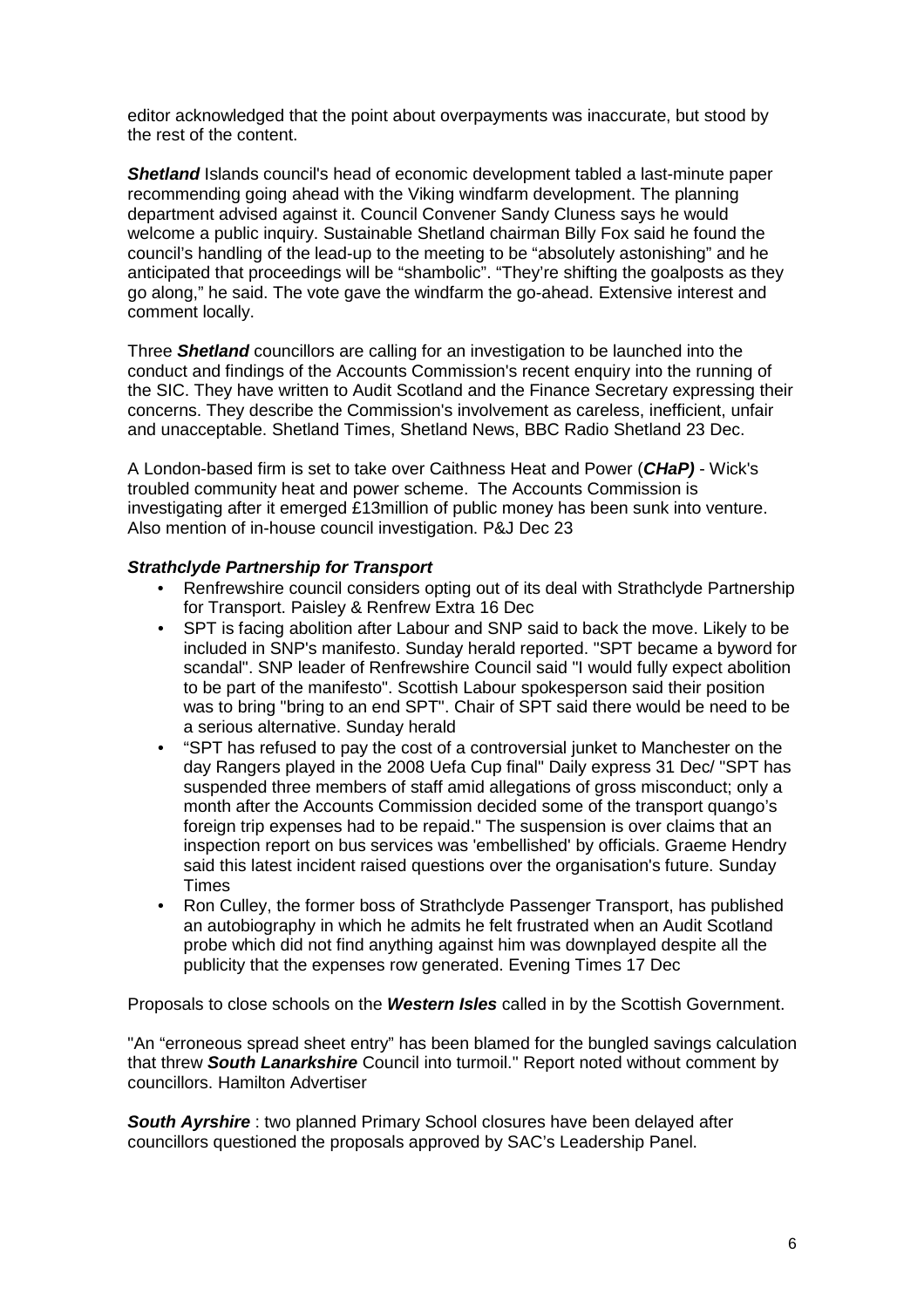editor acknowledged that the point about overpayments was inaccurate, but stood by the rest of the content.

***Shetland*** Islands council's head of economic development tabled a last-minute paper recommending going ahead with the Viking windfarm development. The planning department advised against it. Council Convener Sandy Cluness says he would welcome a public inquiry. Sustainable Shetland chairman Billy Fox said he found the council's handling of the lead-up to the meeting to be "absolutely astonishing" and he anticipated that proceedings will be "shambolic". "They're shifting the goalposts as they go along," he said. The vote gave the windfarm the go-ahead. Extensive interest and comment locally.

Three ***Shetland*** councillors are calling for an investigation to be launched into the conduct and findings of the Accounts Commission's recent enquiry into the running of the SIC. They have written to Audit Scotland and the Finance Secretary expressing their concerns. They describe the Commission's involvement as careless, inefficient, unfair and unacceptable. Shetland Times, Shetland News, BBC Radio Shetland 23 Dec.

A London-based firm is set to take over Caithness Heat and Power (***CHaP)*** - Wick's troubled community heat and power scheme. The Accounts Commission is investigating after it emerged £13million of public money has been sunk into venture. Also mention of in-house council investigation. P&J Dec 23

***Strathclyde Partnership for Transport***

- Renfrewshire council considers opting out of its deal with Strathclyde Partnership for Transport. Paisley & Renfrew Extra 16 Dec
- SPT is facing abolition after Labour and SNP said to back the move. Likely to be included in SNP's manifesto. Sunday herald reported. "SPT became a byword for scandal". SNP leader of Renfrewshire Council said "I would fully expect abolition to be part of the manifesto". Scottish Labour spokesperson said their position was to bring "bring to an end SPT". Chair of SPT said there would be need to be a serious alternative. Sunday herald
- "SPT has refused to pay the cost of a controversial junket to Manchester on the day Rangers played in the 2008 Uefa Cup final" Daily express 31 Dec/ "SPT has suspended three members of staff amid allegations of gross misconduct; only a month after the Accounts Commission decided some of the transport quango's foreign trip expenses had to be repaid." The suspension is over claims that an inspection report on bus services was 'embellished' by officials. Graeme Hendry said this latest incident raised questions over the organisation's future. Sunday Times
- Ron Culley, the former boss of Strathclyde Passenger Transport, has published an autobiography in which he admits he felt frustrated when an Audit Scotland probe which did not find anything against him was downplayed despite all the publicity that the expenses row generated. Evening Times 17 Dec

Proposals to close schools on the ***Western Isles*** called in by the Scottish Government.

"An "erroneous spread sheet entry" has been blamed for the bungled savings calculation that threw ***South Lanarkshire*** Council into turmoil." Report noted without comment by councillors. Hamilton Advertiser

***South Ayrshire*** : two planned Primary School closures have been delayed after councillors questioned the proposals approved by SAC's Leadership Panel.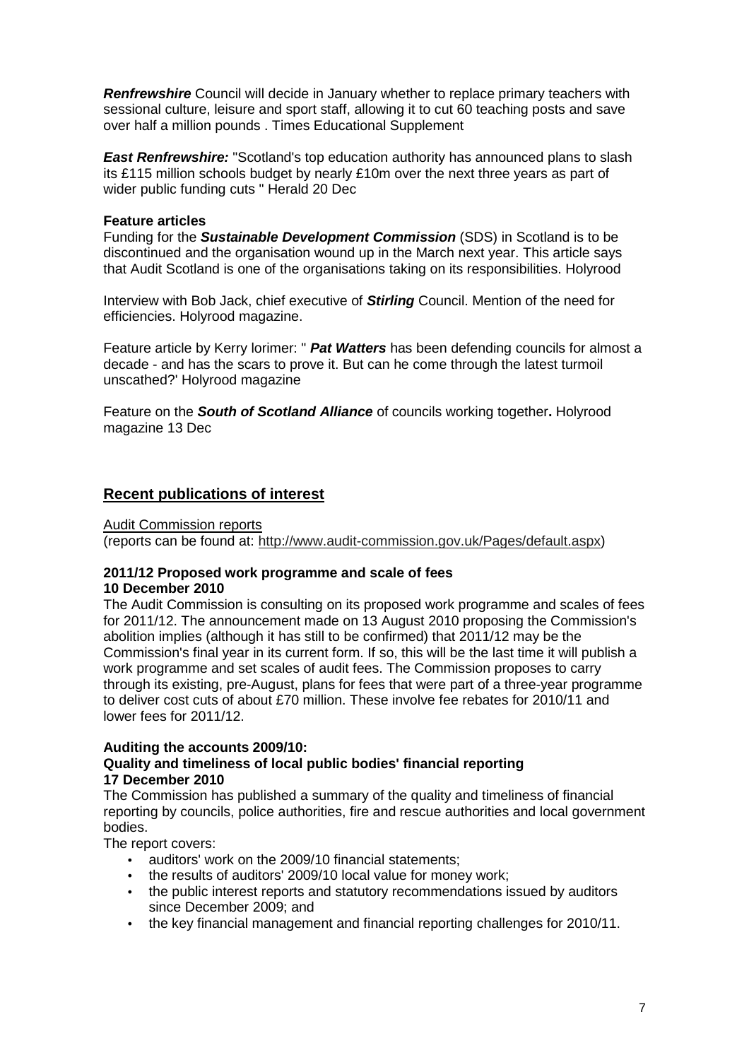***Renfrewshire*** Council will decide in January whether to replace primary teachers with sessional culture, leisure and sport staff, allowing it to cut 60 teaching posts and save over half a million pounds . Times Educational Supplement

***East Renfrewshire:*** "Scotland's top education authority has announced plans to slash its £115 million schools budget by nearly £10m over the next three years as part of wider public funding cuts " Herald 20 Dec

**Feature articles**

Funding for the ***Sustainable Development Commission*** (SDS) in Scotland is to be discontinued and the organisation wound up in the March next year. This article says that Audit Scotland is one of the organisations taking on its responsibilities. Holyrood

Interview with Bob Jack, chief executive of ***Stirling*** Council. Mention of the need for efficiencies. Holyrood magazine.

Feature article by Kerry lorimer: " ***Pat Watters*** has been defending councils for almost a decade - and has the scars to prove it. But can he come through the latest turmoil unscathed?' Holyrood magazine

Feature on the ***South of Scotland Alliance*** of councils working together**.** Holyrood magazine 13 Dec

## Recent publications of interest

Audit Commission reports
(reports can be found at: http://www.audit-commission.gov.uk/Pages/default.aspx)

**2011/12 Proposed work programme and scale of fees**
**10 December 2010**

The Audit Commission is consulting on its proposed work programme and scales of fees for 2011/12. The announcement made on 13 August 2010 proposing the Commission's abolition implies (although it has still to be confirmed) that 2011/12 may be the Commission's final year in its current form. If so, this will be the last time it will publish a work programme and set scales of audit fees. The Commission proposes to carry through its existing, pre-August, plans for fees that were part of a three-year programme to deliver cost cuts of about £70 million. These involve fee rebates for 2010/11 and lower fees for 2011/12.

**Auditing the accounts 2009/10:**
**Quality and timeliness of local public bodies' financial reporting**
**17 December 2010**

The Commission has published a summary of the quality and timeliness of financial reporting by councils, police authorities, fire and rescue authorities and local government bodies.

The report covers:

- auditors' work on the 2009/10 financial statements;
- the results of auditors' 2009/10 local value for money work;
- the public interest reports and statutory recommendations issued by auditors since December 2009; and
- the key financial management and financial reporting challenges for 2010/11.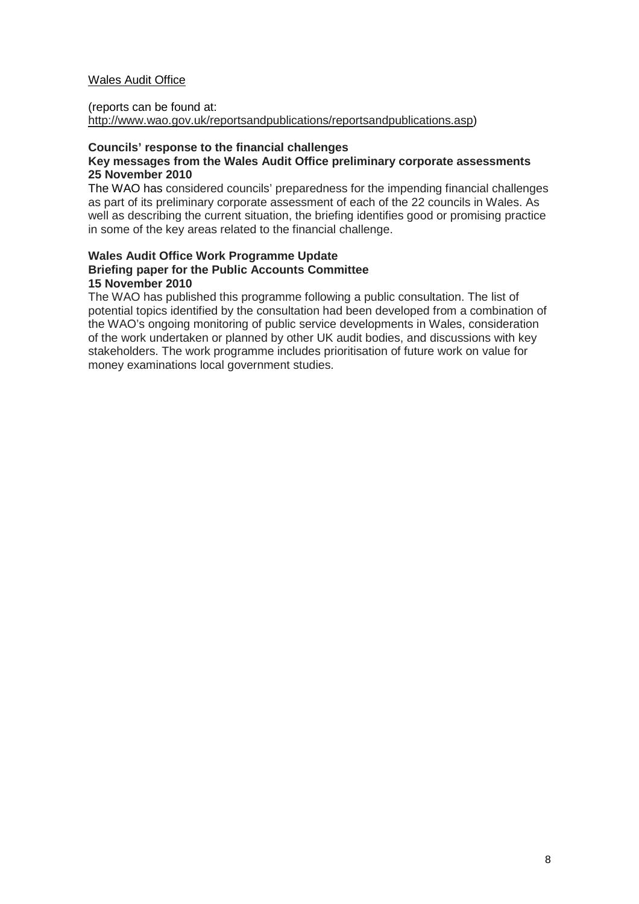Wales Audit Office

(reports can be found at:
http://www.wao.gov.uk/reportsandpublications/reportsandpublications.asp)

**Councils' response to the financial challenges**
**Key messages from the Wales Audit Office preliminary corporate assessments**
**25 November 2010**

The WAO has considered councils' preparedness for the impending financial challenges as part of its preliminary corporate assessment of each of the 22 councils in Wales. As well as describing the current situation, the briefing identifies good or promising practice in some of the key areas related to the financial challenge.

**Wales Audit Office Work Programme Update**
**Briefing paper for the Public Accounts Committee**
**15 November 2010**

The WAO has published this programme following a public consultation. The list of potential topics identified by the consultation had been developed from a combination of the WAO's ongoing monitoring of public service developments in Wales, consideration of the work undertaken or planned by other UK audit bodies, and discussions with key stakeholders. The work programme includes prioritisation of future work on value for money examinations local government studies.